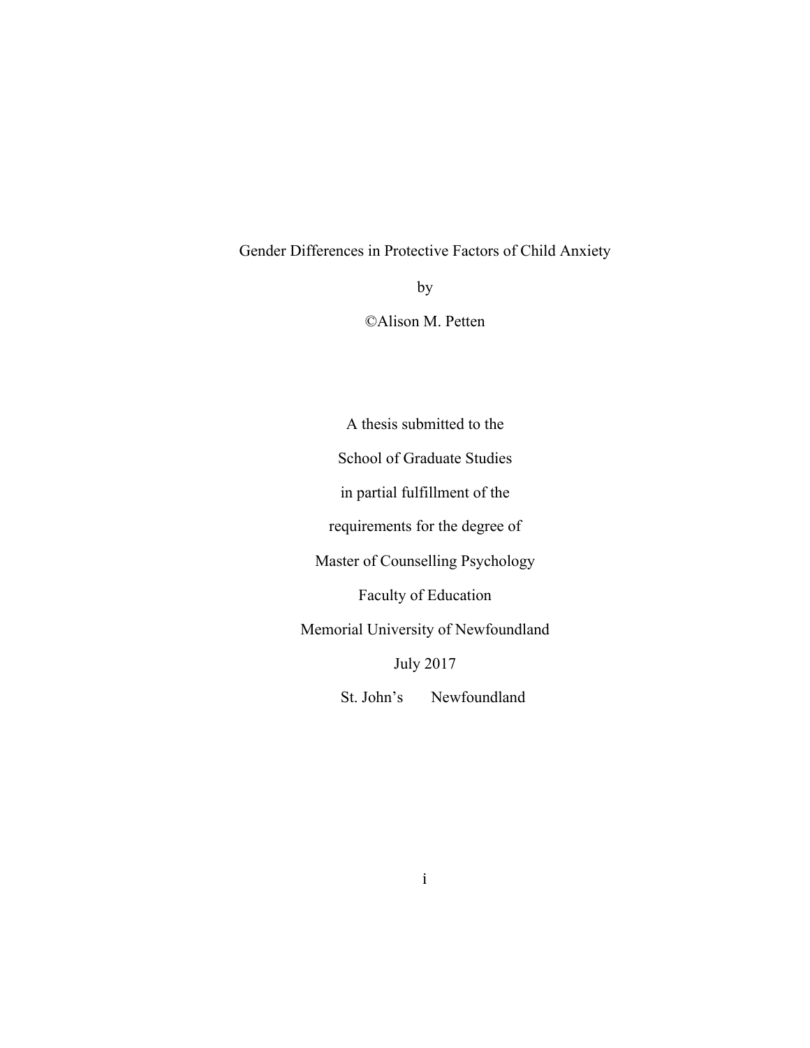# Gender Differences in Protective Factors of Child Anxiety

by

©Alison M. Petten

A thesis submitted to the

School of Graduate Studies

in partial fulfillment of the

requirements for the degree of

Master of Counselling Psychology

Faculty of Education

Memorial University of Newfoundland

July 2017

St. John's Newfoundland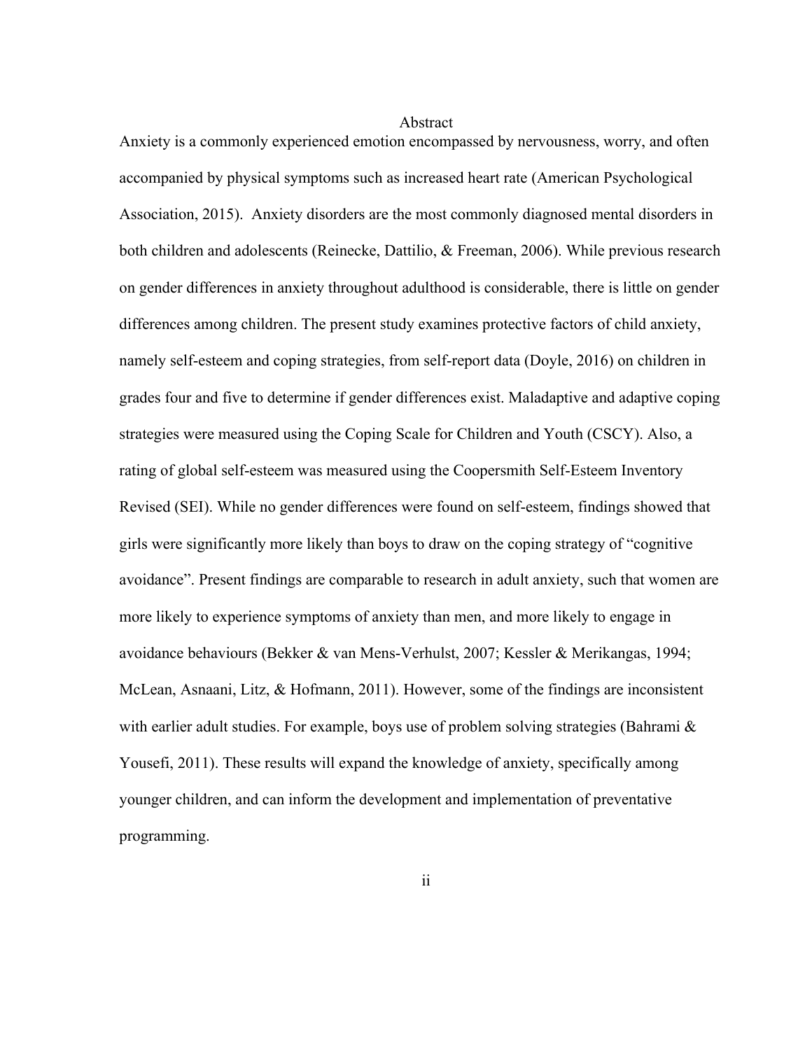# Abstract

Anxiety is a commonly experienced emotion encompassed by nervousness, worry, and often accompanied by physical symptoms such as increased heart rate (American Psychological Association, 2015). Anxiety disorders are the most commonly diagnosed mental disorders in both children and adolescents (Reinecke, Dattilio, & Freeman, 2006). While previous research on gender differences in anxiety throughout adulthood is considerable, there is little on gender differences among children. The present study examines protective factors of child anxiety, namely self-esteem and coping strategies, from self-report data (Doyle, 2016) on children in grades four and five to determine if gender differences exist. Maladaptive and adaptive coping strategies were measured using the Coping Scale for Children and Youth (CSCY). Also, a rating of global self-esteem was measured using the Coopersmith Self-Esteem Inventory Revised (SEI). While no gender differences were found on self-esteem, findings showed that girls were significantly more likely than boys to draw on the coping strategy of "cognitive avoidance". Present findings are comparable to research in adult anxiety, such that women are more likely to experience symptoms of anxiety than men, and more likely to engage in avoidance behaviours (Bekker & van Mens-Verhulst, 2007; Kessler & Merikangas, 1994; McLean, Asnaani, Litz, & Hofmann, 2011). However, some of the findings are inconsistent with earlier adult studies. For example, boys use of problem solving strategies (Bahrami & Yousefi, 2011). These results will expand the knowledge of anxiety, specifically among younger children, and can inform the development and implementation of preventative programming.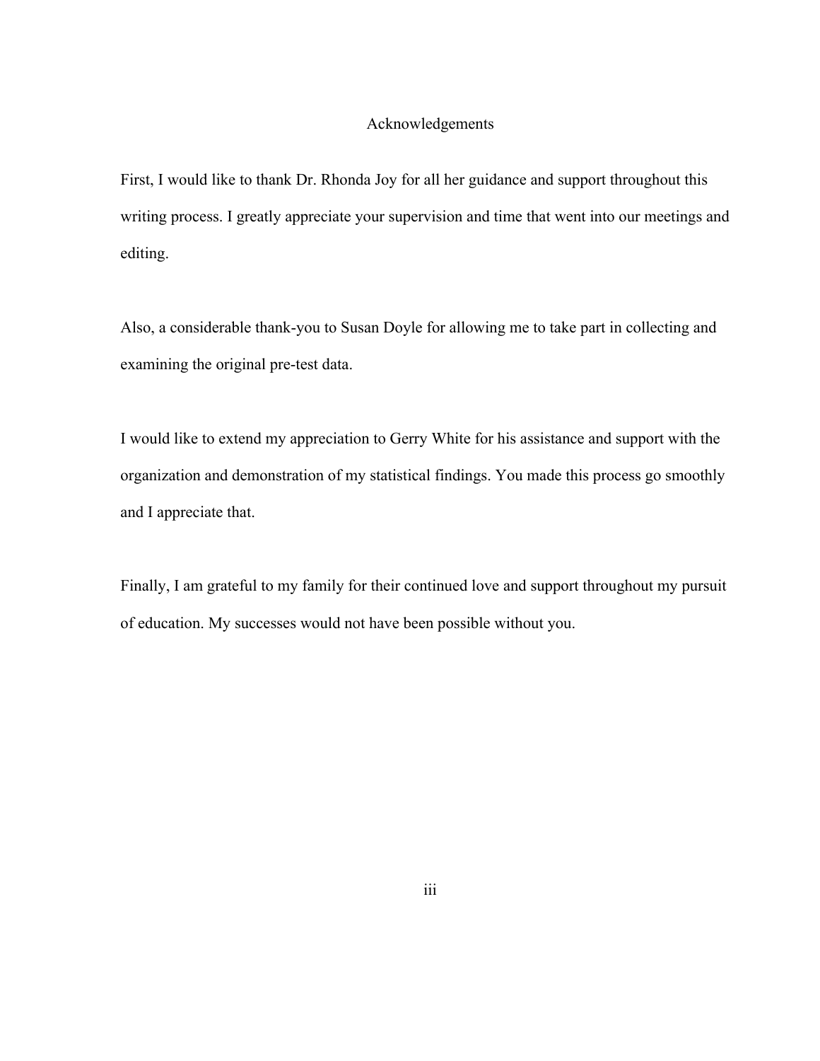# Acknowledgements

First, I would like to thank Dr. Rhonda Joy for all her guidance and support throughout this writing process. I greatly appreciate your supervision and time that went into our meetings and editing.

Also, a considerable thank-you to Susan Doyle for allowing me to take part in collecting and examining the original pre-test data.

I would like to extend my appreciation to Gerry White for his assistance and support with the organization and demonstration of my statistical findings. You made this process go smoothly and I appreciate that.

Finally, I am grateful to my family for their continued love and support throughout my pursuit of education. My successes would not have been possible without you.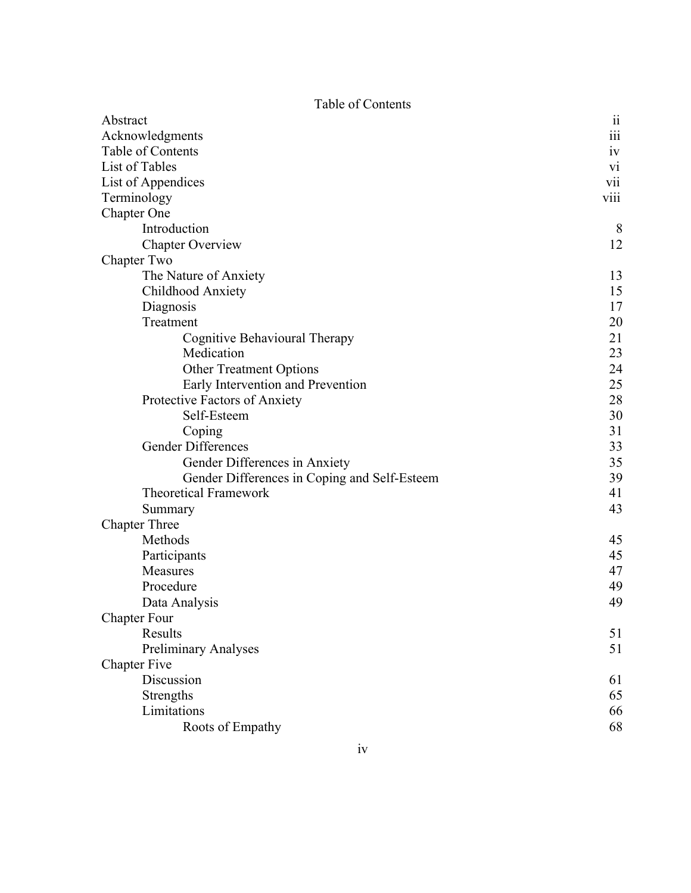Table of Contents

| | |
|---|---|
| Abstract | ii |
| Acknowledgments | iii |
| Table of Contents | iv |
| List of Tables | vi |
| List of Appendices | vii |
| Terminology | viii |
| Chapter One | |
| Introduction | 8 |
| Chapter Overview | 12 |
| Chapter Two | |
| The Nature of Anxiety | 13 |
| Childhood Anxiety | 15 |
| Diagnosis | 17 |
| Treatment | 20 |
| Cognitive Behavioural Therapy | 21 |
| Medication | 23 |
| Other Treatment Options | 24 |
| Early Intervention and Prevention | 25 |
| Protective Factors of Anxiety | 28 |
| Self-Esteem | 30 |
| Coping | 31 |
| Gender Differences | 33 |
| Gender Differences in Anxiety | 35 |
| Gender Differences in Coping and Self-Esteem | 39 |
| Theoretical Framework | 41 |
| Summary | 43 |
| Chapter Three | |
| Methods | 45 |
| Participants | 45 |
| Measures | 47 |
| Procedure | 49 |
| Data Analysis | 49 |
| Chapter Four | |
| Results | 51 |
| Preliminary Analyses | 51 |
| Chapter Five | |
| Discussion | 61 |
| Strengths | 65 |
| Limitations | 66 |
| Roots of Empathy | 68 |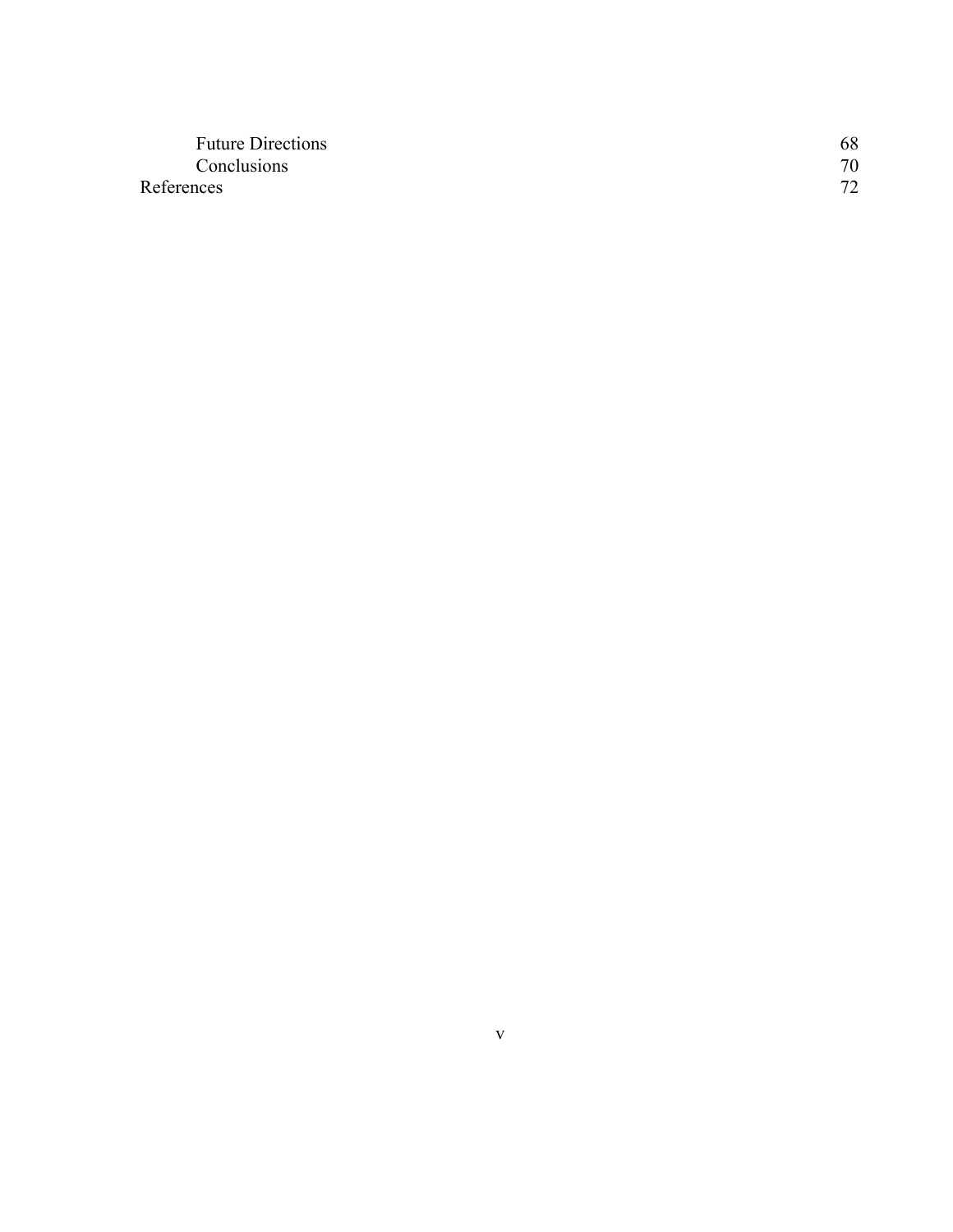| | |
|---|---|
| Future Directions | 68 |
| Conclusions | 70 |
| References | 72 |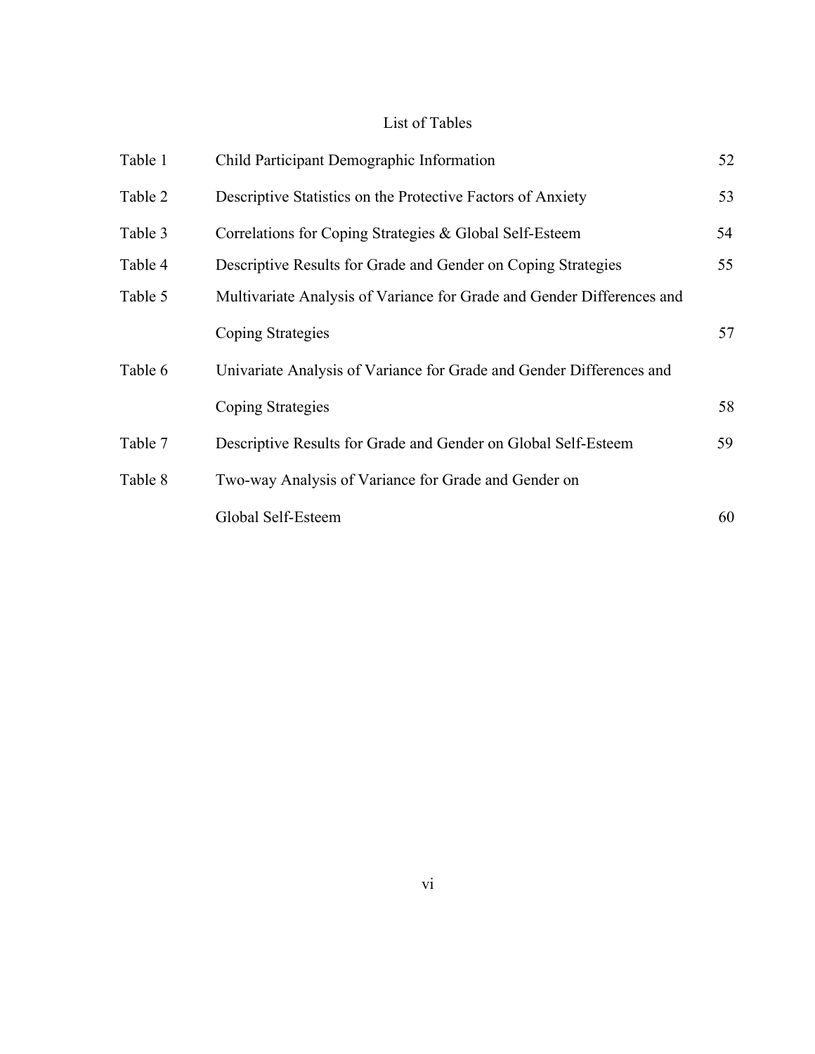# List of Tables

| | | |
|---|---|---|
| Table 1 | Child Participant Demographic Information | 52 |
| Table 2 | Descriptive Statistics on the Protective Factors of Anxiety | 53 |
| Table 3 | Correlations for Coping Strategies & Global Self-Esteem | 54 |
| Table 4 | Descriptive Results for Grade and Gender on Coping Strategies | 55 |
| Table 5 | Multivariate Analysis of Variance for Grade and Gender Differences and Coping Strategies | 57 |
| Table 6 | Univariate Analysis of Variance for Grade and Gender Differences and Coping Strategies | 58 |
| Table 7 | Descriptive Results for Grade and Gender on Global Self-Esteem | 59 |
| Table 8 | Two-way Analysis of Variance for Grade and Gender on Global Self-Esteem | 60 |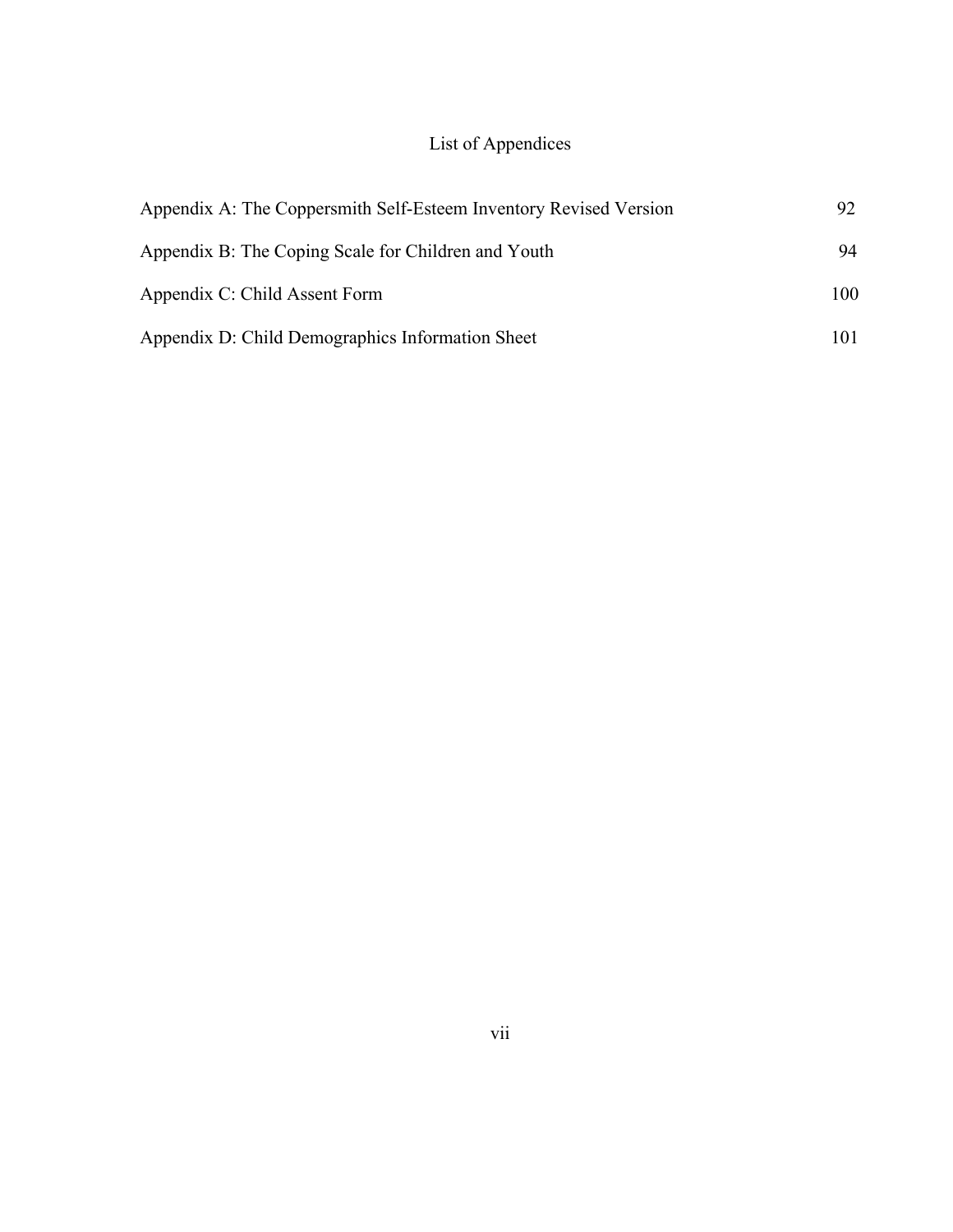# List of Appendices

| | |
|---|---|
| Appendix A: The Coppersmith Self-Esteem Inventory Revised Version | 92 |
| Appendix B: The Coping Scale for Children and Youth | 94 |
| Appendix C: Child Assent Form | 100 |
| Appendix D: Child Demographics Information Sheet | 101 |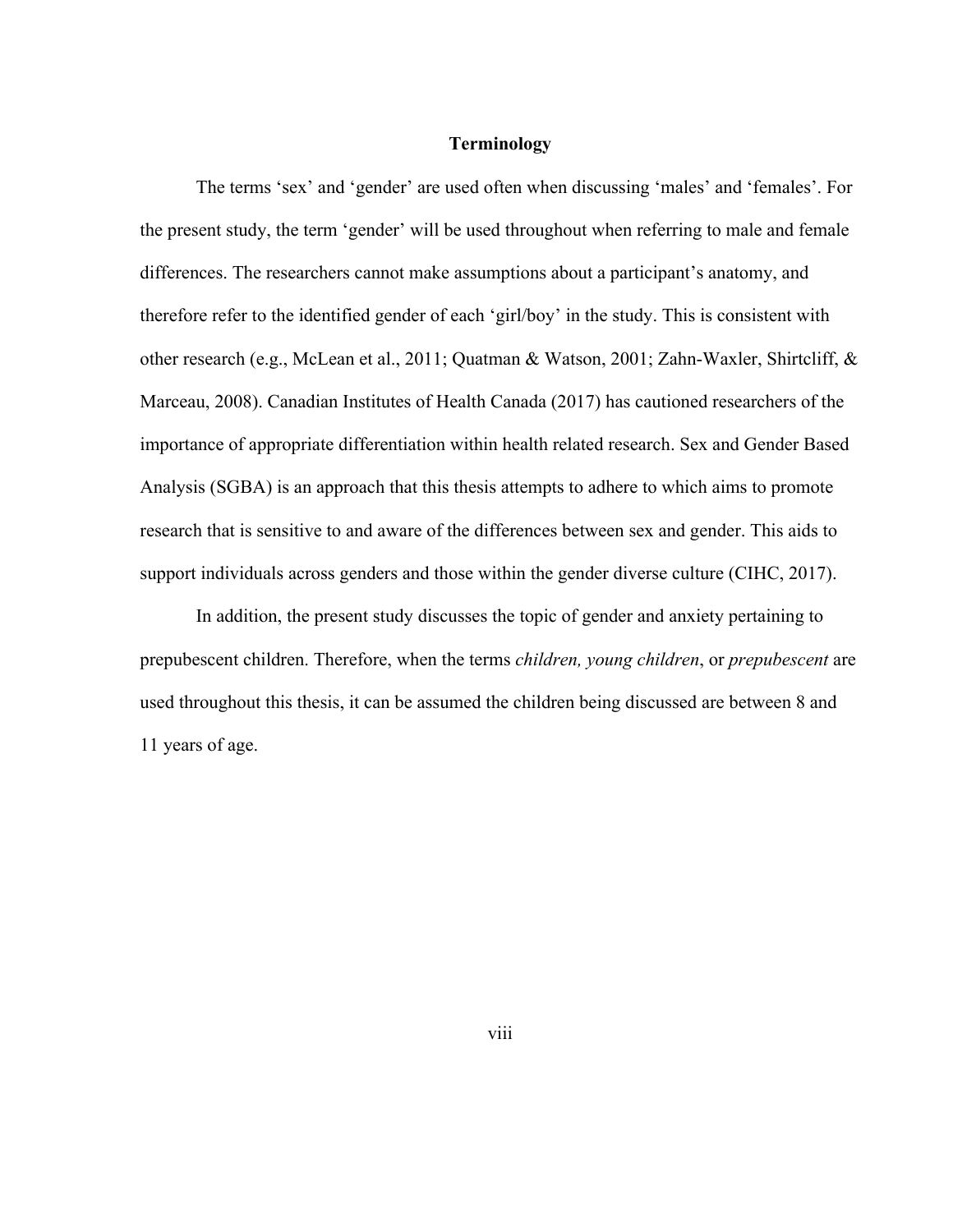## Terminology

The terms 'sex' and 'gender' are used often when discussing 'males' and 'females'. For the present study, the term 'gender' will be used throughout when referring to male and female differences. The researchers cannot make assumptions about a participant's anatomy, and therefore refer to the identified gender of each 'girl/boy' in the study. This is consistent with other research (e.g., McLean et al., 2011; Quatman & Watson, 2001; Zahn-Waxler, Shirtcliff, & Marceau, 2008). Canadian Institutes of Health Canada (2017) has cautioned researchers of the importance of appropriate differentiation within health related research. Sex and Gender Based Analysis (SGBA) is an approach that this thesis attempts to adhere to which aims to promote research that is sensitive to and aware of the differences between sex and gender. This aids to support individuals across genders and those within the gender diverse culture (CIHC, 2017).

In addition, the present study discusses the topic of gender and anxiety pertaining to prepubescent children. Therefore, when the terms *children, young children*, or *prepubescent* are used throughout this thesis, it can be assumed the children being discussed are between 8 and 11 years of age.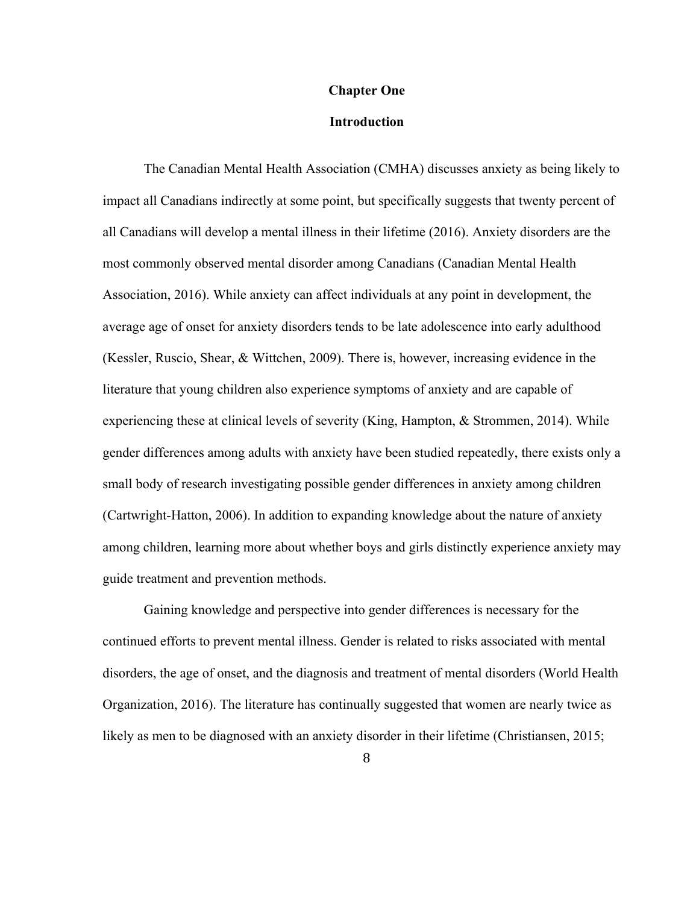# Chapter One

## Introduction

The Canadian Mental Health Association (CMHA) discusses anxiety as being likely to impact all Canadians indirectly at some point, but specifically suggests that twenty percent of all Canadians will develop a mental illness in their lifetime (2016). Anxiety disorders are the most commonly observed mental disorder among Canadians (Canadian Mental Health Association, 2016). While anxiety can affect individuals at any point in development, the average age of onset for anxiety disorders tends to be late adolescence into early adulthood (Kessler, Ruscio, Shear, & Wittchen, 2009). There is, however, increasing evidence in the literature that young children also experience symptoms of anxiety and are capable of experiencing these at clinical levels of severity (King, Hampton, & Strommen, 2014). While gender differences among adults with anxiety have been studied repeatedly, there exists only a small body of research investigating possible gender differences in anxiety among children (Cartwright-Hatton, 2006). In addition to expanding knowledge about the nature of anxiety among children, learning more about whether boys and girls distinctly experience anxiety may guide treatment and prevention methods.

Gaining knowledge and perspective into gender differences is necessary for the continued efforts to prevent mental illness. Gender is related to risks associated with mental disorders, the age of onset, and the diagnosis and treatment of mental disorders (World Health Organization, 2016). The literature has continually suggested that women are nearly twice as likely as men to be diagnosed with an anxiety disorder in their lifetime (Christiansen, 2015;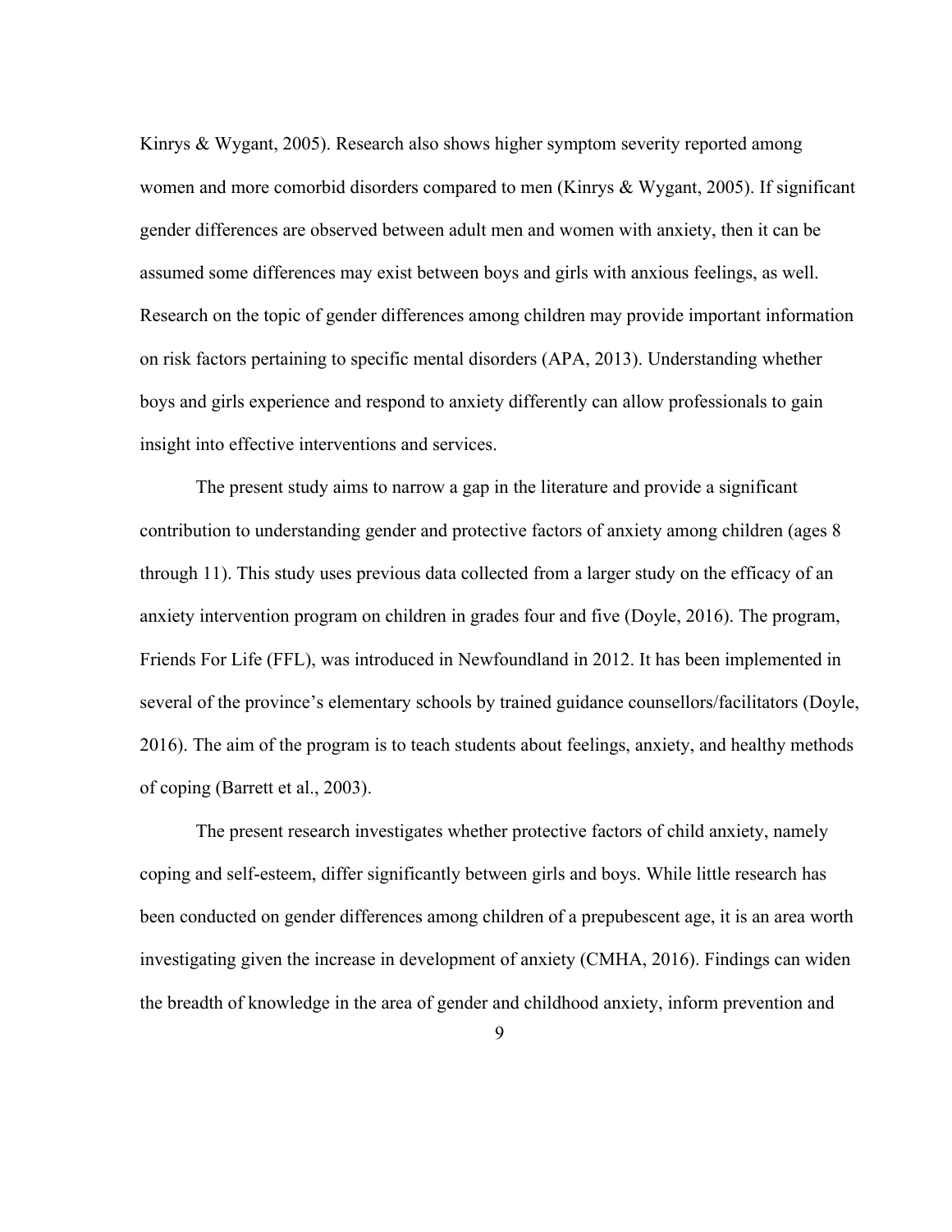Kinrys & Wygant, 2005). Research also shows higher symptom severity reported among women and more comorbid disorders compared to men (Kinrys & Wygant, 2005). If significant gender differences are observed between adult men and women with anxiety, then it can be assumed some differences may exist between boys and girls with anxious feelings, as well. Research on the topic of gender differences among children may provide important information on risk factors pertaining to specific mental disorders (APA, 2013). Understanding whether boys and girls experience and respond to anxiety differently can allow professionals to gain insight into effective interventions and services.

The present study aims to narrow a gap in the literature and provide a significant contribution to understanding gender and protective factors of anxiety among children (ages 8 through 11). This study uses previous data collected from a larger study on the efficacy of an anxiety intervention program on children in grades four and five (Doyle, 2016). The program, Friends For Life (FFL), was introduced in Newfoundland in 2012. It has been implemented in several of the province's elementary schools by trained guidance counsellors/facilitators (Doyle, 2016). The aim of the program is to teach students about feelings, anxiety, and healthy methods of coping (Barrett et al., 2003).

The present research investigates whether protective factors of child anxiety, namely coping and self-esteem, differ significantly between girls and boys. While little research has been conducted on gender differences among children of a prepubescent age, it is an area worth investigating given the increase in development of anxiety (CMHA, 2016). Findings can widen the breadth of knowledge in the area of gender and childhood anxiety, inform prevention and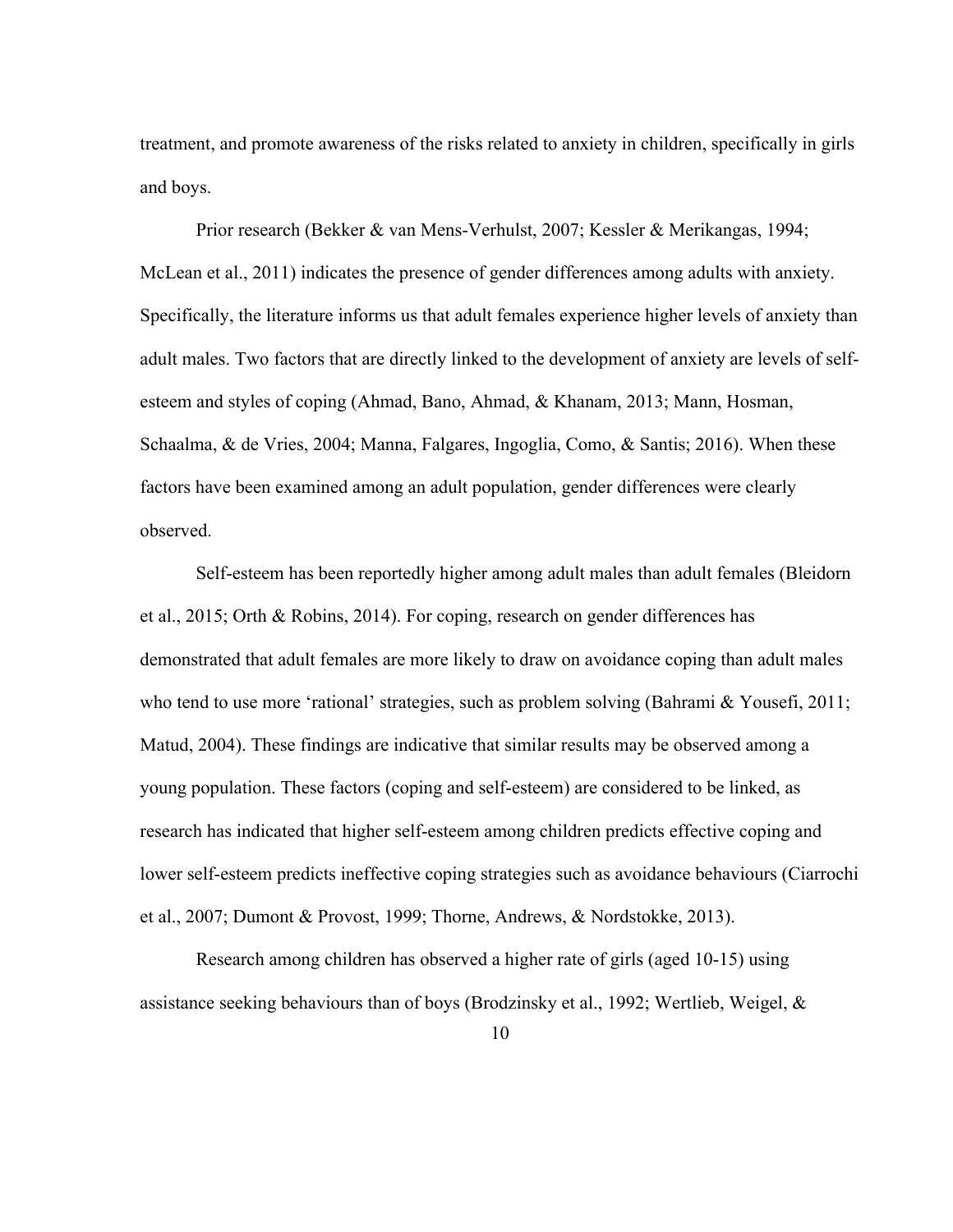treatment, and promote awareness of the risks related to anxiety in children, specifically in girls and boys.

Prior research (Bekker & van Mens-Verhulst, 2007; Kessler & Merikangas, 1994; McLean et al., 2011) indicates the presence of gender differences among adults with anxiety. Specifically, the literature informs us that adult females experience higher levels of anxiety than adult males. Two factors that are directly linked to the development of anxiety are levels of self-esteem and styles of coping (Ahmad, Bano, Ahmad, & Khanam, 2013; Mann, Hosman, Schaalma, & de Vries, 2004; Manna, Falgares, Ingoglia, Como, & Santis; 2016). When these factors have been examined among an adult population, gender differences were clearly observed.

Self-esteem has been reportedly higher among adult males than adult females (Bleidorn et al., 2015; Orth & Robins, 2014). For coping, research on gender differences has demonstrated that adult females are more likely to draw on avoidance coping than adult males who tend to use more 'rational' strategies, such as problem solving (Bahrami & Yousefi, 2011; Matud, 2004). These findings are indicative that similar results may be observed among a young population. These factors (coping and self-esteem) are considered to be linked, as research has indicated that higher self-esteem among children predicts effective coping and lower self-esteem predicts ineffective coping strategies such as avoidance behaviours (Ciarrochi et al., 2007; Dumont & Provost, 1999; Thorne, Andrews, & Nordstokke, 2013).

Research among children has observed a higher rate of girls (aged 10-15) using assistance seeking behaviours than of boys (Brodzinsky et al., 1992; Wertlieb, Weigel, &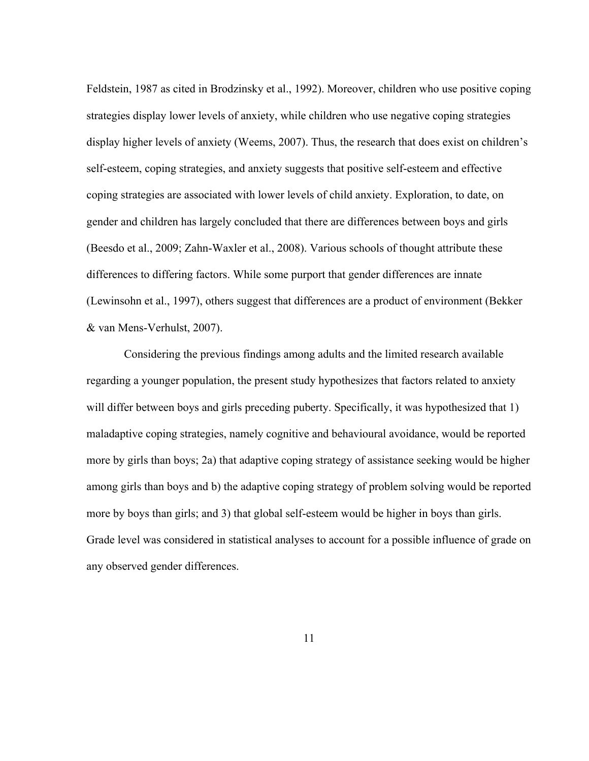Feldstein, 1987 as cited in Brodzinsky et al., 1992). Moreover, children who use positive coping strategies display lower levels of anxiety, while children who use negative coping strategies display higher levels of anxiety (Weems, 2007). Thus, the research that does exist on children's self-esteem, coping strategies, and anxiety suggests that positive self-esteem and effective coping strategies are associated with lower levels of child anxiety. Exploration, to date, on gender and children has largely concluded that there are differences between boys and girls (Beesdo et al., 2009; Zahn-Waxler et al., 2008). Various schools of thought attribute these differences to differing factors. While some purport that gender differences are innate (Lewinsohn et al., 1997), others suggest that differences are a product of environment (Bekker & van Mens-Verhulst, 2007).

Considering the previous findings among adults and the limited research available regarding a younger population, the present study hypothesizes that factors related to anxiety will differ between boys and girls preceding puberty. Specifically, it was hypothesized that 1) maladaptive coping strategies, namely cognitive and behavioural avoidance, would be reported more by girls than boys; 2a) that adaptive coping strategy of assistance seeking would be higher among girls than boys and b) the adaptive coping strategy of problem solving would be reported more by boys than girls; and 3) that global self-esteem would be higher in boys than girls. Grade level was considered in statistical analyses to account for a possible influence of grade on any observed gender differences.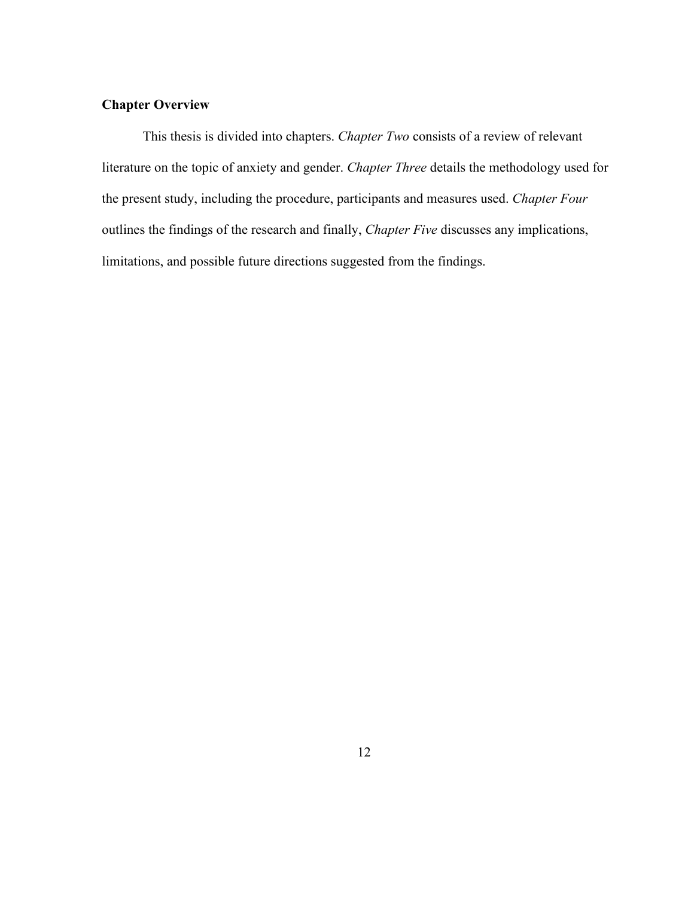### Chapter Overview

This thesis is divided into chapters. *Chapter Two* consists of a review of relevant literature on the topic of anxiety and gender. *Chapter Three* details the methodology used for the present study, including the procedure, participants and measures used. *Chapter Four* outlines the findings of the research and finally, *Chapter Five* discusses any implications, limitations, and possible future directions suggested from the findings.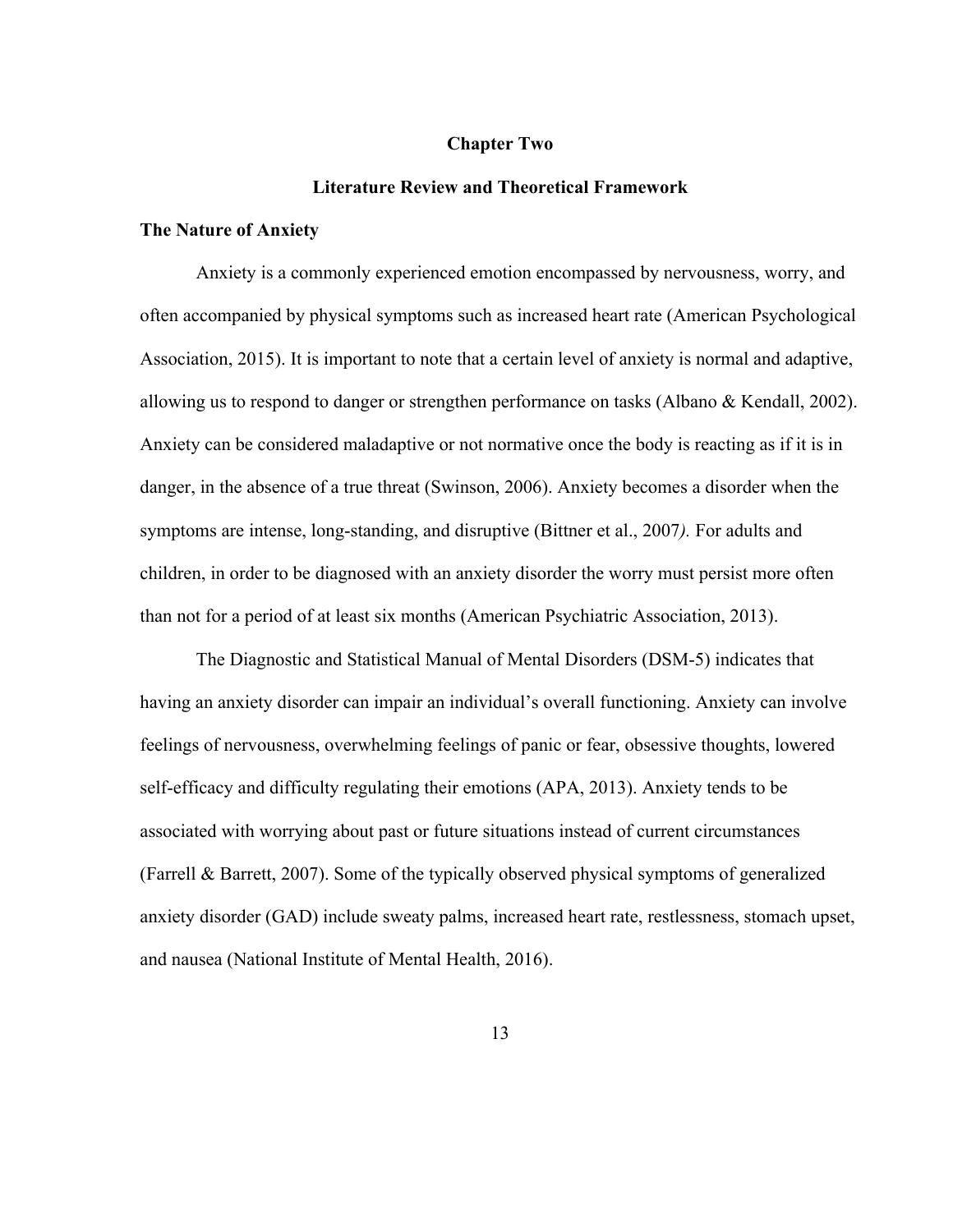# Chapter Two

## Literature Review and Theoretical Framework

### The Nature of Anxiety

Anxiety is a commonly experienced emotion encompassed by nervousness, worry, and often accompanied by physical symptoms such as increased heart rate (American Psychological Association, 2015). It is important to note that a certain level of anxiety is normal and adaptive, allowing us to respond to danger or strengthen performance on tasks (Albano & Kendall, 2002). Anxiety can be considered maladaptive or not normative once the body is reacting as if it is in danger, in the absence of a true threat (Swinson, 2006). Anxiety becomes a disorder when the symptoms are intense, long-standing, and disruptive (Bittner et al., 2007*).* For adults and children, in order to be diagnosed with an anxiety disorder the worry must persist more often than not for a period of at least six months (American Psychiatric Association, 2013).

The Diagnostic and Statistical Manual of Mental Disorders (DSM-5) indicates that having an anxiety disorder can impair an individual's overall functioning. Anxiety can involve feelings of nervousness, overwhelming feelings of panic or fear, obsessive thoughts, lowered self-efficacy and difficulty regulating their emotions (APA, 2013). Anxiety tends to be associated with worrying about past or future situations instead of current circumstances (Farrell & Barrett, 2007). Some of the typically observed physical symptoms of generalized anxiety disorder (GAD) include sweaty palms, increased heart rate, restlessness, stomach upset, and nausea (National Institute of Mental Health, 2016).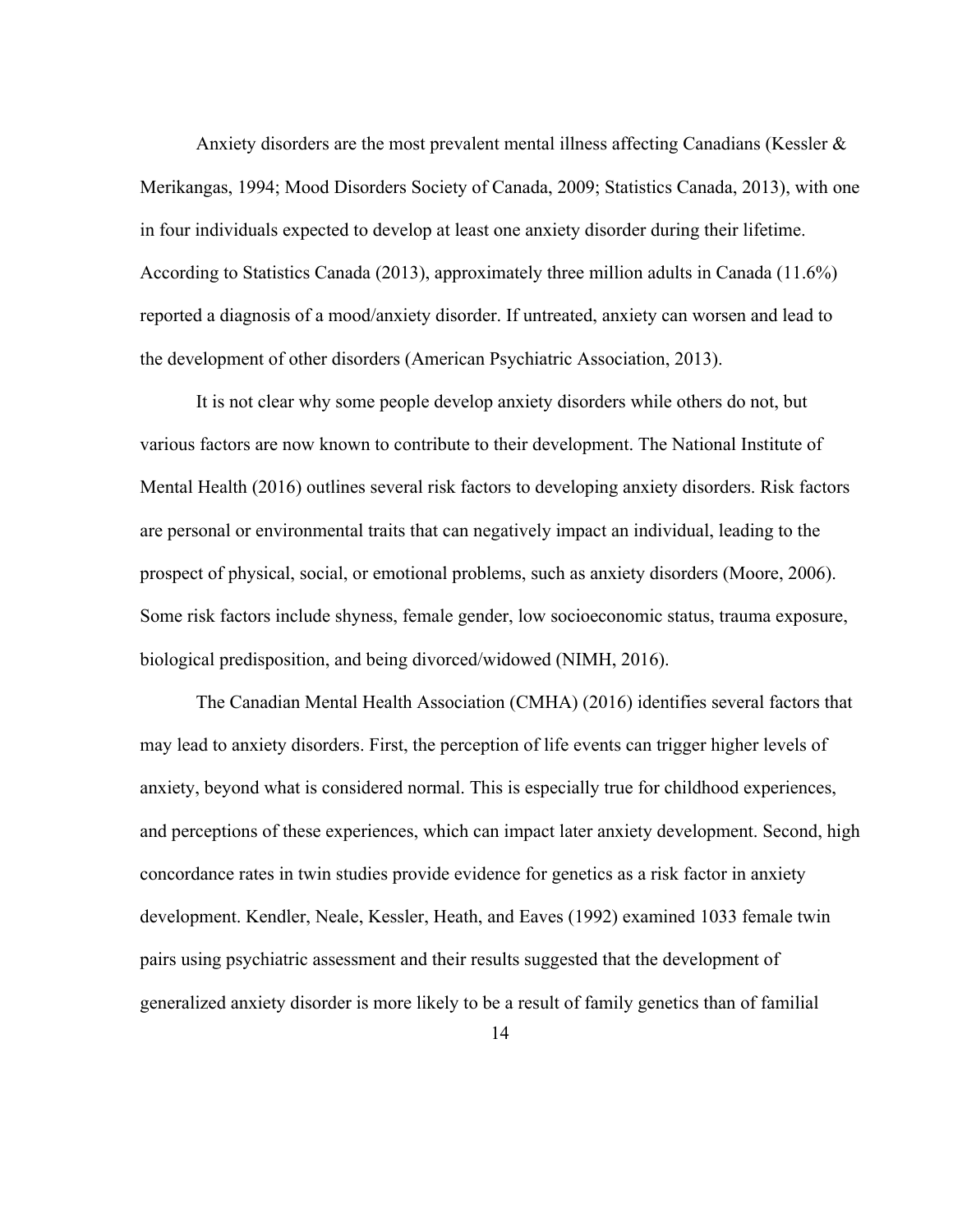Anxiety disorders are the most prevalent mental illness affecting Canadians (Kessler & Merikangas, 1994; Mood Disorders Society of Canada, 2009; Statistics Canada, 2013), with one in four individuals expected to develop at least one anxiety disorder during their lifetime. According to Statistics Canada (2013), approximately three million adults in Canada (11.6%) reported a diagnosis of a mood/anxiety disorder. If untreated, anxiety can worsen and lead to the development of other disorders (American Psychiatric Association, 2013).

It is not clear why some people develop anxiety disorders while others do not, but various factors are now known to contribute to their development. The National Institute of Mental Health (2016) outlines several risk factors to developing anxiety disorders. Risk factors are personal or environmental traits that can negatively impact an individual, leading to the prospect of physical, social, or emotional problems, such as anxiety disorders (Moore, 2006). Some risk factors include shyness, female gender, low socioeconomic status, trauma exposure, biological predisposition, and being divorced/widowed (NIMH, 2016).

The Canadian Mental Health Association (CMHA) (2016) identifies several factors that may lead to anxiety disorders. First, the perception of life events can trigger higher levels of anxiety, beyond what is considered normal. This is especially true for childhood experiences, and perceptions of these experiences, which can impact later anxiety development. Second, high concordance rates in twin studies provide evidence for genetics as a risk factor in anxiety development. Kendler, Neale, Kessler, Heath, and Eaves (1992) examined 1033 female twin pairs using psychiatric assessment and their results suggested that the development of generalized anxiety disorder is more likely to be a result of family genetics than of familial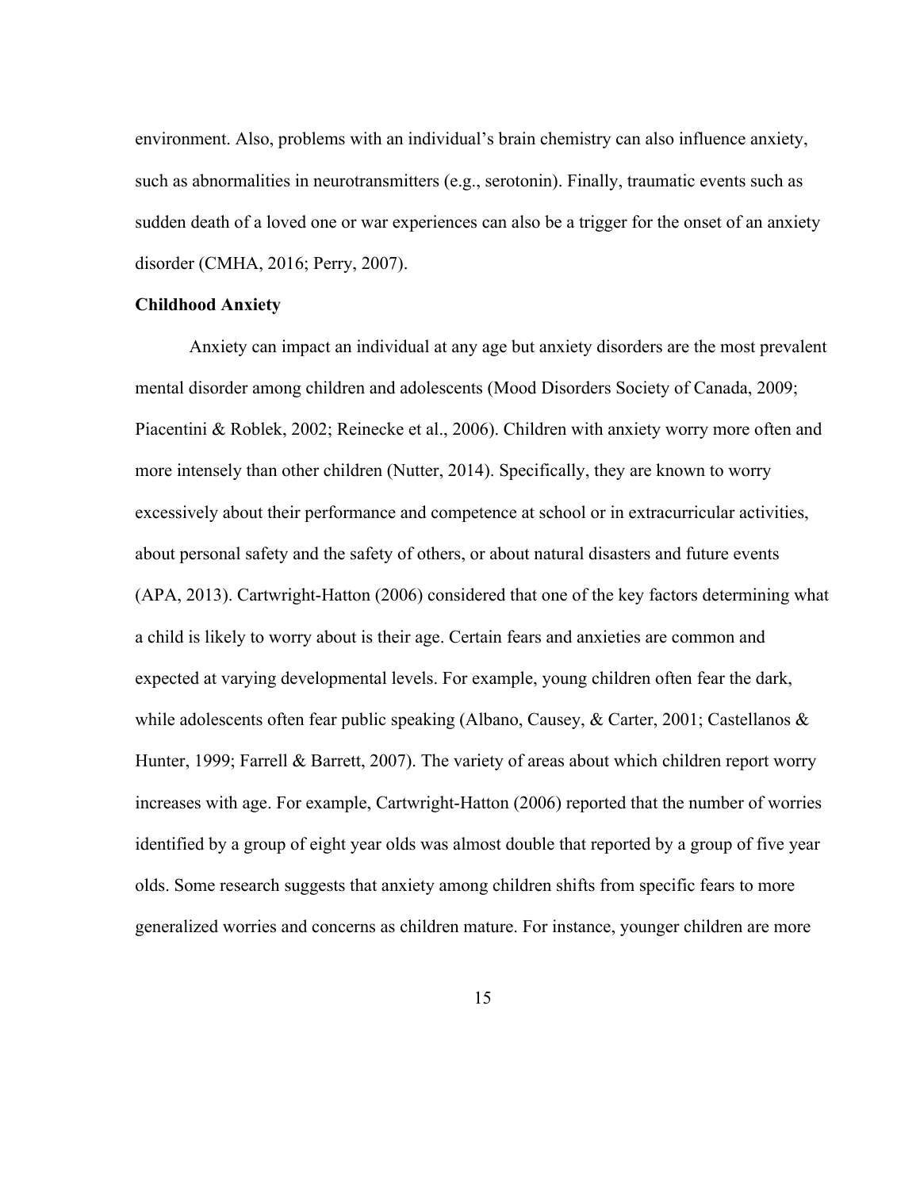environment. Also, problems with an individual's brain chemistry can also influence anxiety, such as abnormalities in neurotransmitters (e.g., serotonin). Finally, traumatic events such as sudden death of a loved one or war experiences can also be a trigger for the onset of an anxiety disorder (CMHA, 2016; Perry, 2007).

**Childhood Anxiety**

Anxiety can impact an individual at any age but anxiety disorders are the most prevalent mental disorder among children and adolescents (Mood Disorders Society of Canada, 2009; Piacentini & Roblek, 2002; Reinecke et al., 2006). Children with anxiety worry more often and more intensely than other children (Nutter, 2014). Specifically, they are known to worry excessively about their performance and competence at school or in extracurricular activities, about personal safety and the safety of others, or about natural disasters and future events (APA, 2013). Cartwright-Hatton (2006) considered that one of the key factors determining what a child is likely to worry about is their age. Certain fears and anxieties are common and expected at varying developmental levels. For example, young children often fear the dark, while adolescents often fear public speaking (Albano, Causey, & Carter, 2001; Castellanos & Hunter, 1999; Farrell & Barrett, 2007). The variety of areas about which children report worry increases with age. For example, Cartwright-Hatton (2006) reported that the number of worries identified by a group of eight year olds was almost double that reported by a group of five year olds. Some research suggests that anxiety among children shifts from specific fears to more generalized worries and concerns as children mature. For instance, younger children are more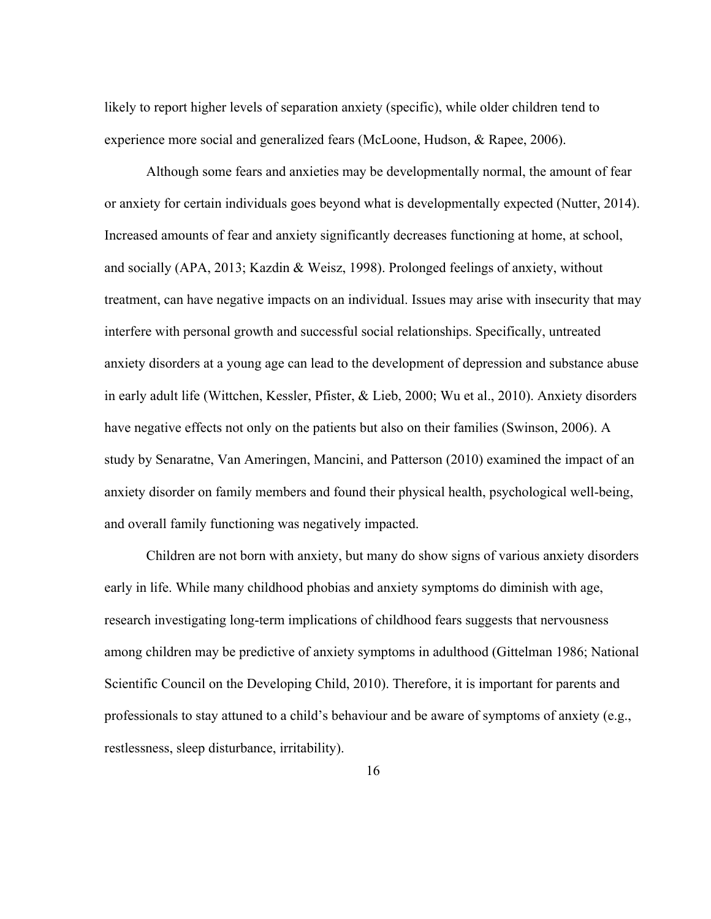likely to report higher levels of separation anxiety (specific), while older children tend to experience more social and generalized fears (McLoone, Hudson, & Rapee, 2006).

Although some fears and anxieties may be developmentally normal, the amount of fear or anxiety for certain individuals goes beyond what is developmentally expected (Nutter, 2014). Increased amounts of fear and anxiety significantly decreases functioning at home, at school, and socially (APA, 2013; Kazdin & Weisz, 1998). Prolonged feelings of anxiety, without treatment, can have negative impacts on an individual. Issues may arise with insecurity that may interfere with personal growth and successful social relationships. Specifically, untreated anxiety disorders at a young age can lead to the development of depression and substance abuse in early adult life (Wittchen, Kessler, Pfister, & Lieb, 2000; Wu et al., 2010). Anxiety disorders have negative effects not only on the patients but also on their families (Swinson, 2006). A study by Senaratne, Van Ameringen, Mancini, and Patterson (2010) examined the impact of an anxiety disorder on family members and found their physical health, psychological well-being, and overall family functioning was negatively impacted.

Children are not born with anxiety, but many do show signs of various anxiety disorders early in life. While many childhood phobias and anxiety symptoms do diminish with age, research investigating long-term implications of childhood fears suggests that nervousness among children may be predictive of anxiety symptoms in adulthood (Gittelman 1986; National Scientific Council on the Developing Child, 2010). Therefore, it is important for parents and professionals to stay attuned to a child's behaviour and be aware of symptoms of anxiety (e.g., restlessness, sleep disturbance, irritability).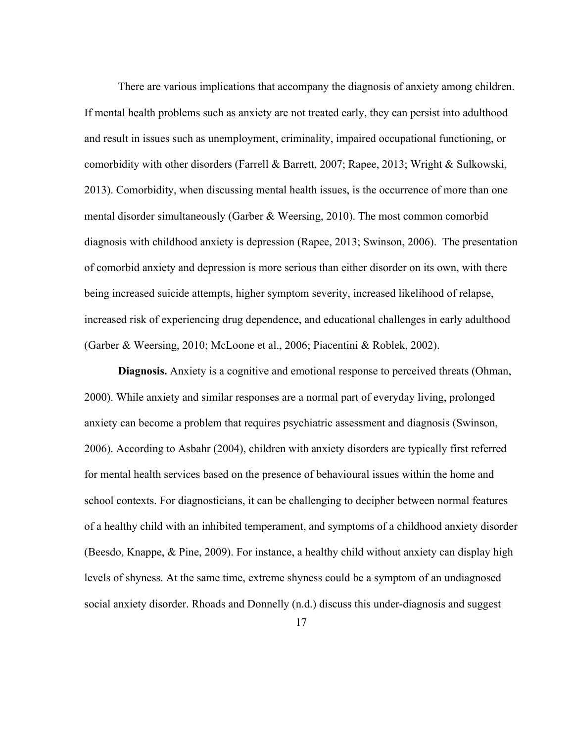There are various implications that accompany the diagnosis of anxiety among children. If mental health problems such as anxiety are not treated early, they can persist into adulthood and result in issues such as unemployment, criminality, impaired occupational functioning, or comorbidity with other disorders (Farrell & Barrett, 2007; Rapee, 2013; Wright & Sulkowski, 2013). Comorbidity, when discussing mental health issues, is the occurrence of more than one mental disorder simultaneously (Garber & Weersing, 2010). The most common comorbid diagnosis with childhood anxiety is depression (Rapee, 2013; Swinson, 2006). The presentation of comorbid anxiety and depression is more serious than either disorder on its own, with there being increased suicide attempts, higher symptom severity, increased likelihood of relapse, increased risk of experiencing drug dependence, and educational challenges in early adulthood (Garber & Weersing, 2010; McLoone et al., 2006; Piacentini & Roblek, 2002).

**Diagnosis.** Anxiety is a cognitive and emotional response to perceived threats (Ohman, 2000). While anxiety and similar responses are a normal part of everyday living, prolonged anxiety can become a problem that requires psychiatric assessment and diagnosis (Swinson, 2006). According to Asbahr (2004), children with anxiety disorders are typically first referred for mental health services based on the presence of behavioural issues within the home and school contexts. For diagnosticians, it can be challenging to decipher between normal features of a healthy child with an inhibited temperament, and symptoms of a childhood anxiety disorder (Beesdo, Knappe, & Pine, 2009). For instance, a healthy child without anxiety can display high levels of shyness. At the same time, extreme shyness could be a symptom of an undiagnosed social anxiety disorder. Rhoads and Donnelly (n.d.) discuss this under-diagnosis and suggest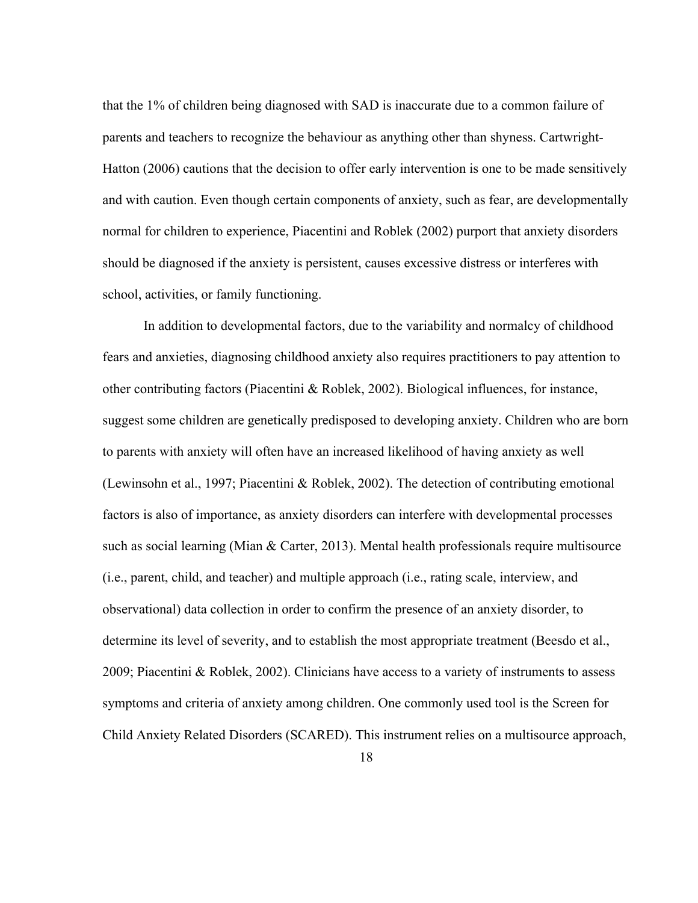that the 1% of children being diagnosed with SAD is inaccurate due to a common failure of parents and teachers to recognize the behaviour as anything other than shyness. Cartwright-Hatton (2006) cautions that the decision to offer early intervention is one to be made sensitively and with caution. Even though certain components of anxiety, such as fear, are developmentally normal for children to experience, Piacentini and Roblek (2002) purport that anxiety disorders should be diagnosed if the anxiety is persistent, causes excessive distress or interferes with school, activities, or family functioning.

In addition to developmental factors, due to the variability and normalcy of childhood fears and anxieties, diagnosing childhood anxiety also requires practitioners to pay attention to other contributing factors (Piacentini & Roblek, 2002). Biological influences, for instance, suggest some children are genetically predisposed to developing anxiety. Children who are born to parents with anxiety will often have an increased likelihood of having anxiety as well (Lewinsohn et al., 1997; Piacentini & Roblek, 2002). The detection of contributing emotional factors is also of importance, as anxiety disorders can interfere with developmental processes such as social learning (Mian & Carter, 2013). Mental health professionals require multisource (i.e., parent, child, and teacher) and multiple approach (i.e., rating scale, interview, and observational) data collection in order to confirm the presence of an anxiety disorder, to determine its level of severity, and to establish the most appropriate treatment (Beesdo et al., 2009; Piacentini & Roblek, 2002). Clinicians have access to a variety of instruments to assess symptoms and criteria of anxiety among children. One commonly used tool is the Screen for Child Anxiety Related Disorders (SCARED). This instrument relies on a multisource approach,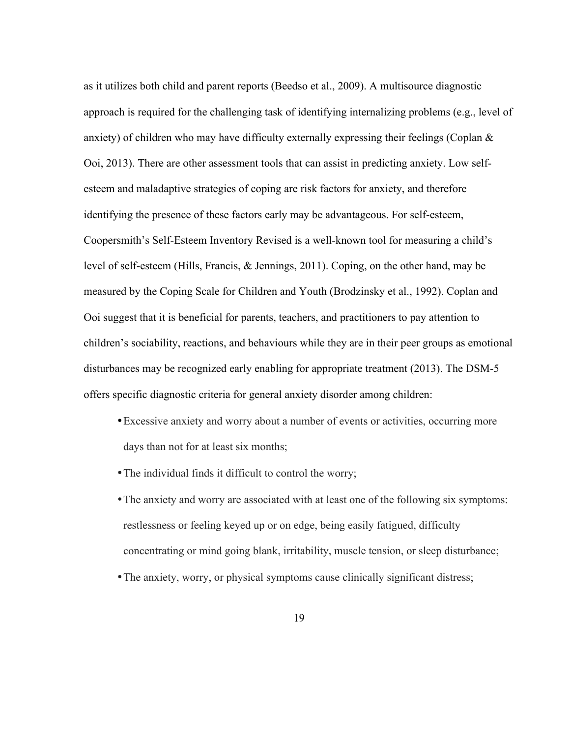as it utilizes both child and parent reports (Beedso et al., 2009). A multisource diagnostic approach is required for the challenging task of identifying internalizing problems (e.g., level of anxiety) of children who may have difficulty externally expressing their feelings (Coplan & Ooi, 2013). There are other assessment tools that can assist in predicting anxiety. Low self-esteem and maladaptive strategies of coping are risk factors for anxiety, and therefore identifying the presence of these factors early may be advantageous. For self-esteem, Coopersmith's Self-Esteem Inventory Revised is a well-known tool for measuring a child's level of self-esteem (Hills, Francis, & Jennings, 2011). Coping, on the other hand, may be measured by the Coping Scale for Children and Youth (Brodzinsky et al., 1992). Coplan and Ooi suggest that it is beneficial for parents, teachers, and practitioners to pay attention to children's sociability, reactions, and behaviours while they are in their peer groups as emotional disturbances may be recognized early enabling for appropriate treatment (2013). The DSM-5 offers specific diagnostic criteria for general anxiety disorder among children:

- Excessive anxiety and worry about a number of events or activities, occurring more days than not for at least six months;
- The individual finds it difficult to control the worry;
- The anxiety and worry are associated with at least one of the following six symptoms: restlessness or feeling keyed up or on edge, being easily fatigued, difficulty concentrating or mind going blank, irritability, muscle tension, or sleep disturbance;
- The anxiety, worry, or physical symptoms cause clinically significant distress;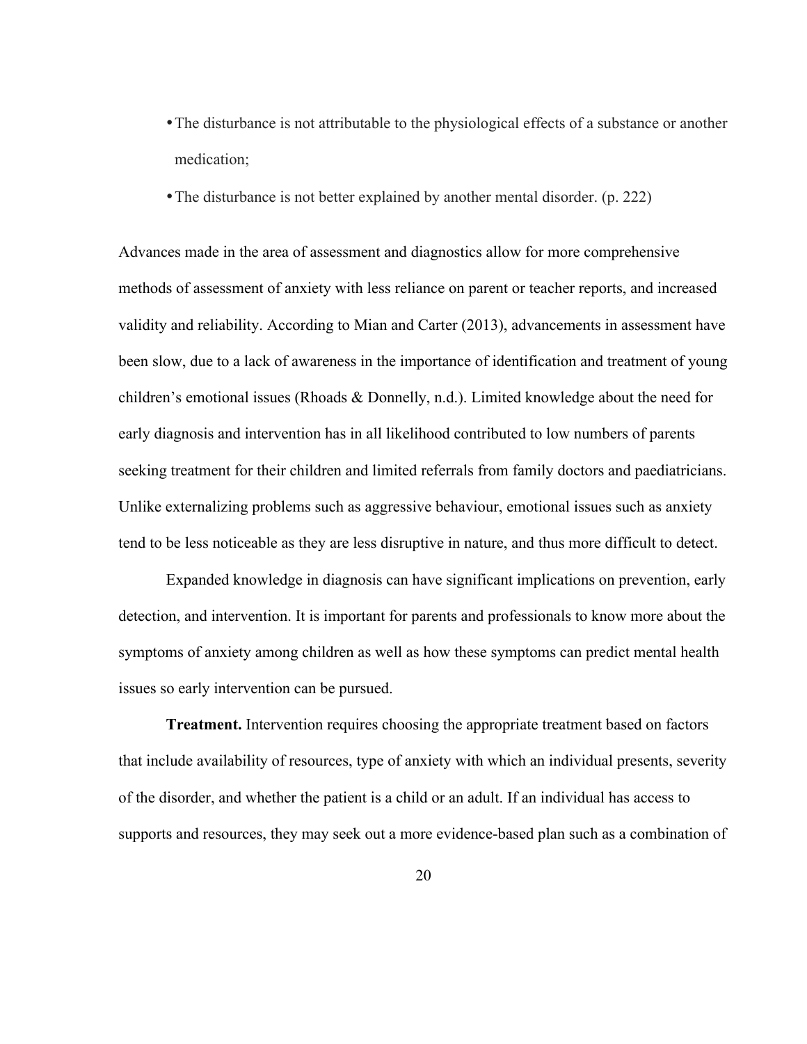- The disturbance is not attributable to the physiological effects of a substance or another medication;
- The disturbance is not better explained by another mental disorder. (p. 222)

Advances made in the area of assessment and diagnostics allow for more comprehensive methods of assessment of anxiety with less reliance on parent or teacher reports, and increased validity and reliability. According to Mian and Carter (2013), advancements in assessment have been slow, due to a lack of awareness in the importance of identification and treatment of young children's emotional issues (Rhoads & Donnelly, n.d.). Limited knowledge about the need for early diagnosis and intervention has in all likelihood contributed to low numbers of parents seeking treatment for their children and limited referrals from family doctors and paediatricians. Unlike externalizing problems such as aggressive behaviour, emotional issues such as anxiety tend to be less noticeable as they are less disruptive in nature, and thus more difficult to detect.

Expanded knowledge in diagnosis can have significant implications on prevention, early detection, and intervention. It is important for parents and professionals to know more about the symptoms of anxiety among children as well as how these symptoms can predict mental health issues so early intervention can be pursued.

**Treatment.** Intervention requires choosing the appropriate treatment based on factors that include availability of resources, type of anxiety with which an individual presents, severity of the disorder, and whether the patient is a child or an adult. If an individual has access to supports and resources, they may seek out a more evidence-based plan such as a combination of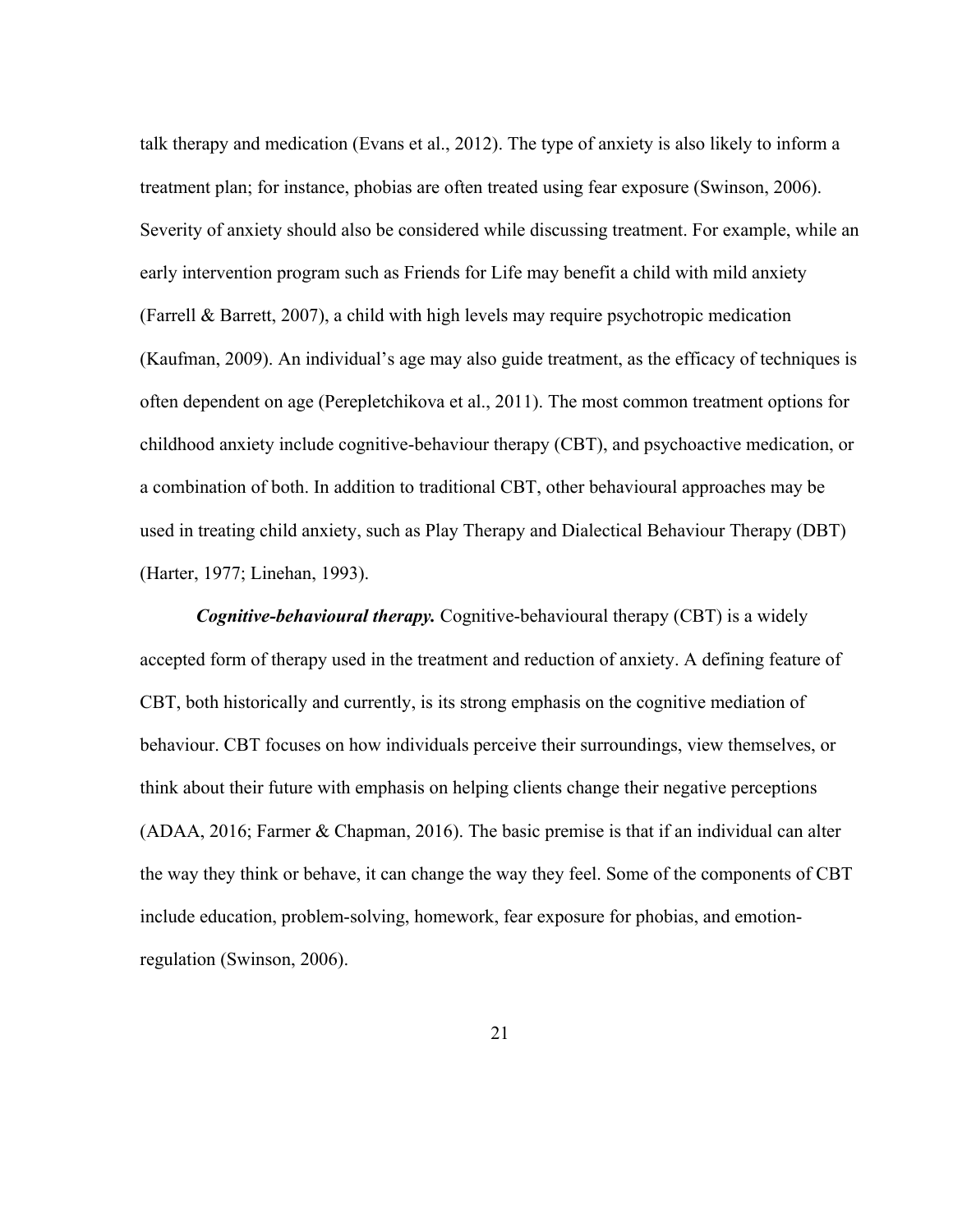talk therapy and medication (Evans et al., 2012). The type of anxiety is also likely to inform a treatment plan; for instance, phobias are often treated using fear exposure (Swinson, 2006). Severity of anxiety should also be considered while discussing treatment. For example, while an early intervention program such as Friends for Life may benefit a child with mild anxiety (Farrell & Barrett, 2007), a child with high levels may require psychotropic medication (Kaufman, 2009). An individual's age may also guide treatment, as the efficacy of techniques is often dependent on age (Perepletchikova et al., 2011). The most common treatment options for childhood anxiety include cognitive-behaviour therapy (CBT), and psychoactive medication, or a combination of both. In addition to traditional CBT, other behavioural approaches may be used in treating child anxiety, such as Play Therapy and Dialectical Behaviour Therapy (DBT) (Harter, 1977; Linehan, 1993).

***Cognitive-behavioural therapy.*** Cognitive-behavioural therapy (CBT) is a widely accepted form of therapy used in the treatment and reduction of anxiety. A defining feature of CBT, both historically and currently, is its strong emphasis on the cognitive mediation of behaviour. CBT focuses on how individuals perceive their surroundings, view themselves, or think about their future with emphasis on helping clients change their negative perceptions (ADAA, 2016; Farmer & Chapman, 2016). The basic premise is that if an individual can alter the way they think or behave, it can change the way they feel. Some of the components of CBT include education, problem-solving, homework, fear exposure for phobias, and emotion-regulation (Swinson, 2006).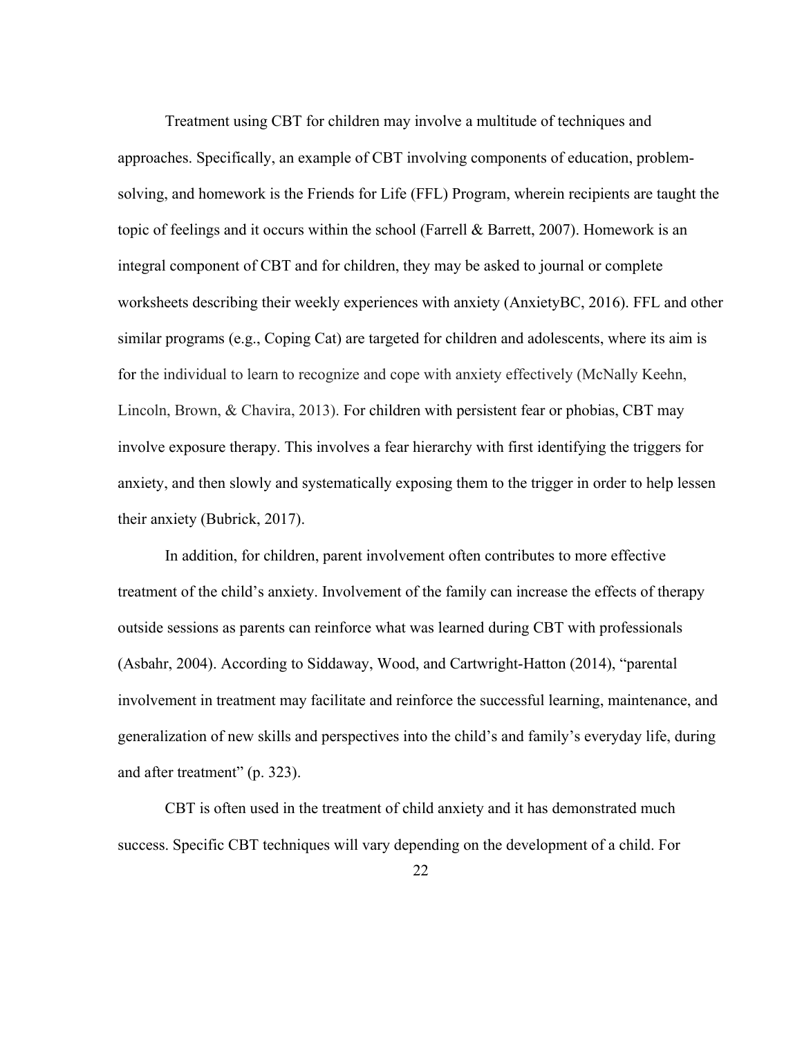Treatment using CBT for children may involve a multitude of techniques and approaches. Specifically, an example of CBT involving components of education, problem-solving, and homework is the Friends for Life (FFL) Program, wherein recipients are taught the topic of feelings and it occurs within the school (Farrell & Barrett, 2007). Homework is an integral component of CBT and for children, they may be asked to journal or complete worksheets describing their weekly experiences with anxiety (AnxietyBC, 2016). FFL and other similar programs (e.g., Coping Cat) are targeted for children and adolescents, where its aim is for the individual to learn to recognize and cope with anxiety effectively (McNally Keehn, Lincoln, Brown, & Chavira, 2013). For children with persistent fear or phobias, CBT may involve exposure therapy. This involves a fear hierarchy with first identifying the triggers for anxiety, and then slowly and systematically exposing them to the trigger in order to help lessen their anxiety (Bubrick, 2017).

In addition, for children, parent involvement often contributes to more effective treatment of the child's anxiety. Involvement of the family can increase the effects of therapy outside sessions as parents can reinforce what was learned during CBT with professionals (Asbahr, 2004). According to Siddaway, Wood, and Cartwright-Hatton (2014), "parental involvement in treatment may facilitate and reinforce the successful learning, maintenance, and generalization of new skills and perspectives into the child's and family's everyday life, during and after treatment" (p. 323).

CBT is often used in the treatment of child anxiety and it has demonstrated much success. Specific CBT techniques will vary depending on the development of a child. For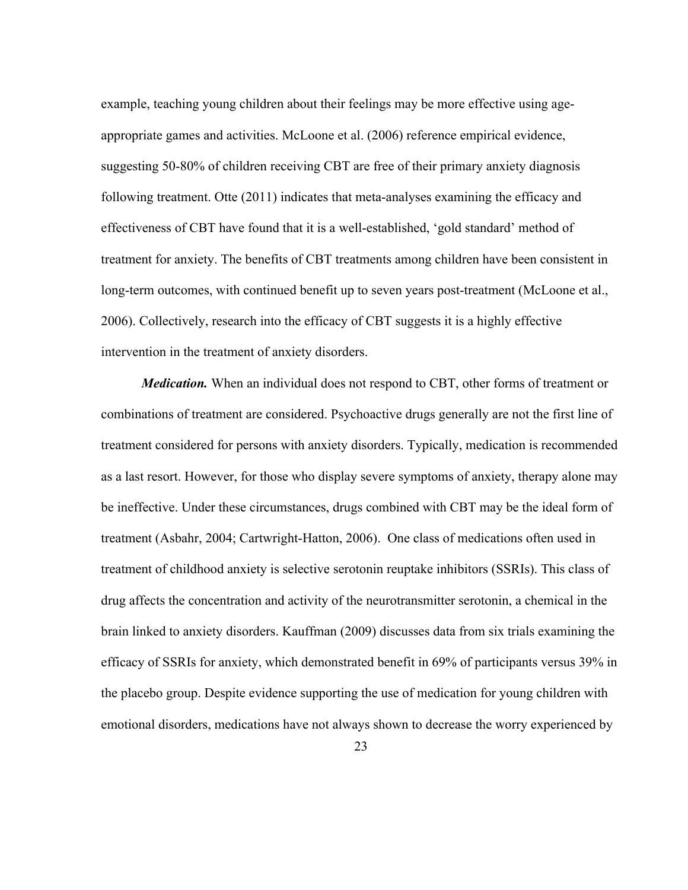example, teaching young children about their feelings may be more effective using age-appropriate games and activities. McLoone et al. (2006) reference empirical evidence, suggesting 50-80% of children receiving CBT are free of their primary anxiety diagnosis following treatment. Otte (2011) indicates that meta-analyses examining the efficacy and effectiveness of CBT have found that it is a well-established, 'gold standard' method of treatment for anxiety. The benefits of CBT treatments among children have been consistent in long-term outcomes, with continued benefit up to seven years post-treatment (McLoone et al., 2006). Collectively, research into the efficacy of CBT suggests it is a highly effective intervention in the treatment of anxiety disorders.

***Medication.*** When an individual does not respond to CBT, other forms of treatment or combinations of treatment are considered. Psychoactive drugs generally are not the first line of treatment considered for persons with anxiety disorders. Typically, medication is recommended as a last resort. However, for those who display severe symptoms of anxiety, therapy alone may be ineffective. Under these circumstances, drugs combined with CBT may be the ideal form of treatment (Asbahr, 2004; Cartwright-Hatton, 2006). One class of medications often used in treatment of childhood anxiety is selective serotonin reuptake inhibitors (SSRIs). This class of drug affects the concentration and activity of the neurotransmitter serotonin, a chemical in the brain linked to anxiety disorders. Kauffman (2009) discusses data from six trials examining the efficacy of SSRIs for anxiety, which demonstrated benefit in 69% of participants versus 39% in the placebo group. Despite evidence supporting the use of medication for young children with emotional disorders, medications have not always shown to decrease the worry experienced by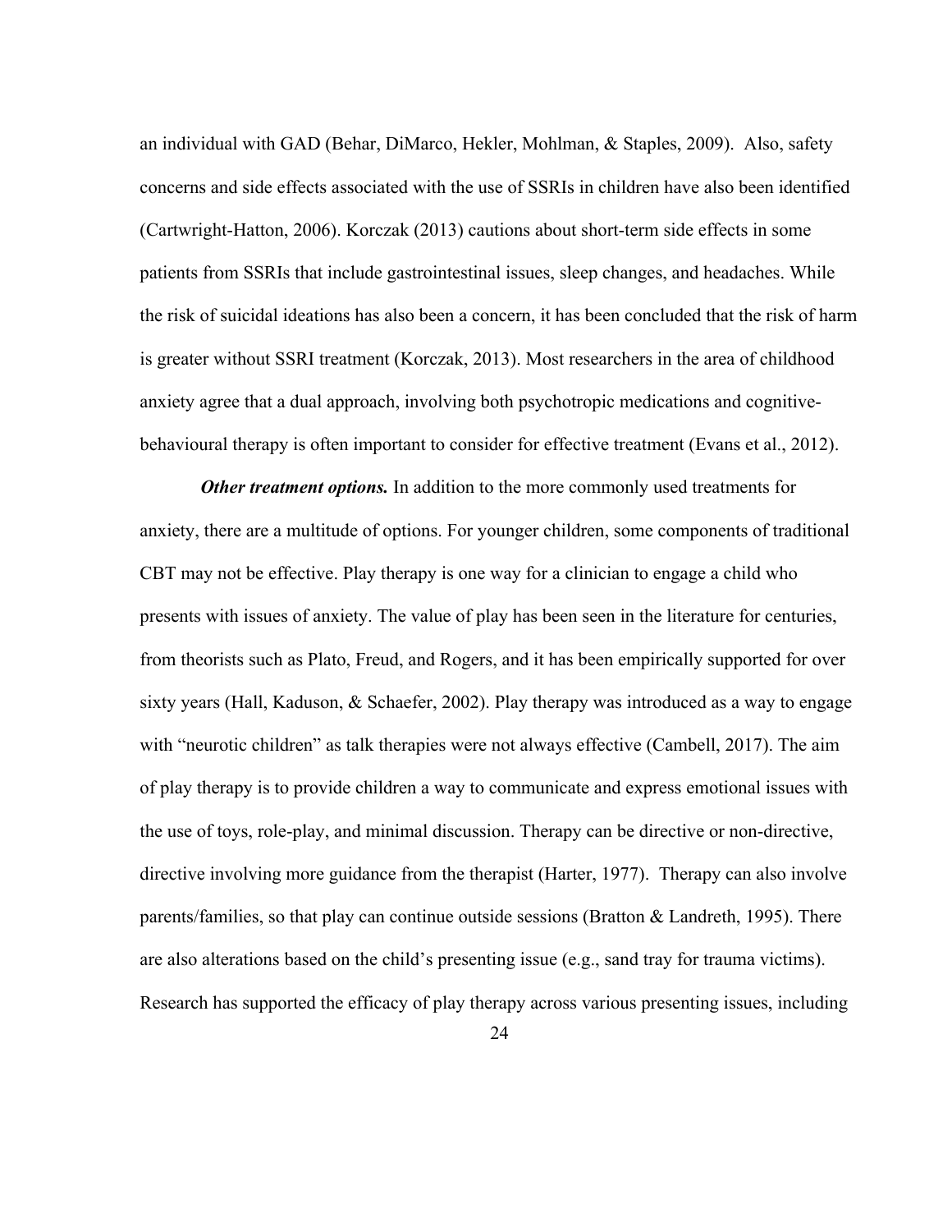an individual with GAD (Behar, DiMarco, Hekler, Mohlman, & Staples, 2009). Also, safety concerns and side effects associated with the use of SSRIs in children have also been identified (Cartwright-Hatton, 2006). Korczak (2013) cautions about short-term side effects in some patients from SSRIs that include gastrointestinal issues, sleep changes, and headaches. While the risk of suicidal ideations has also been a concern, it has been concluded that the risk of harm is greater without SSRI treatment (Korczak, 2013). Most researchers in the area of childhood anxiety agree that a dual approach, involving both psychotropic medications and cognitive-behavioural therapy is often important to consider for effective treatment (Evans et al., 2012).

***Other treatment options.*** In addition to the more commonly used treatments for anxiety, there are a multitude of options. For younger children, some components of traditional CBT may not be effective. Play therapy is one way for a clinician to engage a child who presents with issues of anxiety. The value of play has been seen in the literature for centuries, from theorists such as Plato, Freud, and Rogers, and it has been empirically supported for over sixty years (Hall, Kaduson, & Schaefer, 2002). Play therapy was introduced as a way to engage with "neurotic children" as talk therapies were not always effective (Cambell, 2017). The aim of play therapy is to provide children a way to communicate and express emotional issues with the use of toys, role-play, and minimal discussion. Therapy can be directive or non-directive, directive involving more guidance from the therapist (Harter, 1977). Therapy can also involve parents/families, so that play can continue outside sessions (Bratton & Landreth, 1995). There are also alterations based on the child's presenting issue (e.g., sand tray for trauma victims). Research has supported the efficacy of play therapy across various presenting issues, including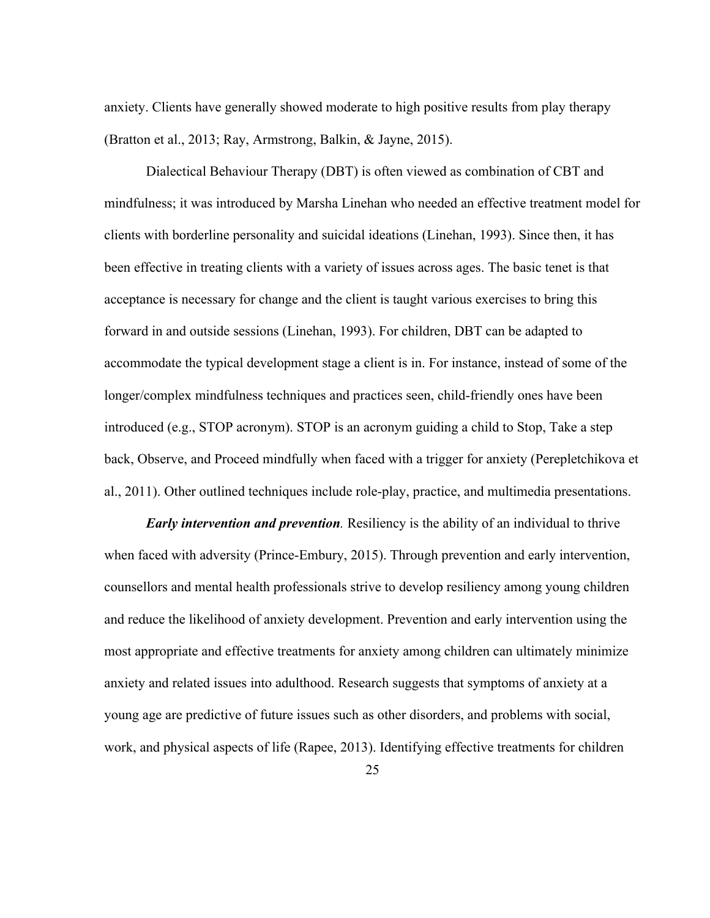anxiety. Clients have generally showed moderate to high positive results from play therapy (Bratton et al., 2013; Ray, Armstrong, Balkin, & Jayne, 2015).

Dialectical Behaviour Therapy (DBT) is often viewed as combination of CBT and mindfulness; it was introduced by Marsha Linehan who needed an effective treatment model for clients with borderline personality and suicidal ideations (Linehan, 1993). Since then, it has been effective in treating clients with a variety of issues across ages. The basic tenet is that acceptance is necessary for change and the client is taught various exercises to bring this forward in and outside sessions (Linehan, 1993). For children, DBT can be adapted to accommodate the typical development stage a client is in. For instance, instead of some of the longer/complex mindfulness techniques and practices seen, child-friendly ones have been introduced (e.g., STOP acronym). STOP is an acronym guiding a child to Stop, Take a step back, Observe, and Proceed mindfully when faced with a trigger for anxiety (Perepletchikova et al., 2011). Other outlined techniques include role-play, practice, and multimedia presentations.

***Early intervention and prevention.*** Resiliency is the ability of an individual to thrive when faced with adversity (Prince-Embury, 2015). Through prevention and early intervention, counsellors and mental health professionals strive to develop resiliency among young children and reduce the likelihood of anxiety development. Prevention and early intervention using the most appropriate and effective treatments for anxiety among children can ultimately minimize anxiety and related issues into adulthood. Research suggests that symptoms of anxiety at a young age are predictive of future issues such as other disorders, and problems with social, work, and physical aspects of life (Rapee, 2013). Identifying effective treatments for children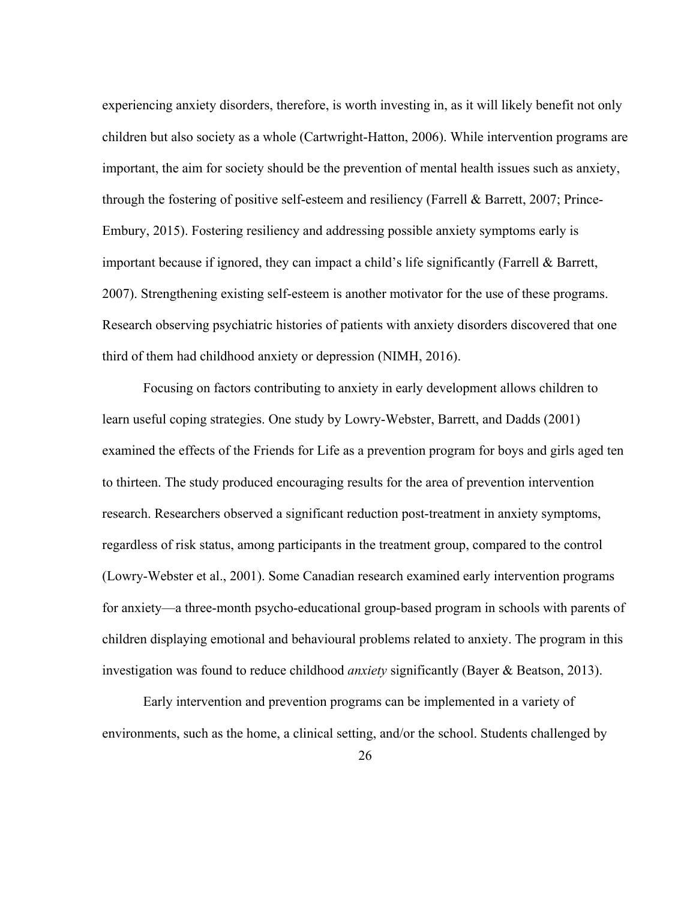experiencing anxiety disorders, therefore, is worth investing in, as it will likely benefit not only children but also society as a whole (Cartwright-Hatton, 2006). While intervention programs are important, the aim for society should be the prevention of mental health issues such as anxiety, through the fostering of positive self-esteem and resiliency (Farrell & Barrett, 2007; Prince-Embury, 2015). Fostering resiliency and addressing possible anxiety symptoms early is important because if ignored, they can impact a child's life significantly (Farrell & Barrett, 2007). Strengthening existing self-esteem is another motivator for the use of these programs. Research observing psychiatric histories of patients with anxiety disorders discovered that one third of them had childhood anxiety or depression (NIMH, 2016).

Focusing on factors contributing to anxiety in early development allows children to learn useful coping strategies. One study by Lowry-Webster, Barrett, and Dadds (2001) examined the effects of the Friends for Life as a prevention program for boys and girls aged ten to thirteen. The study produced encouraging results for the area of prevention intervention research. Researchers observed a significant reduction post-treatment in anxiety symptoms, regardless of risk status, among participants in the treatment group, compared to the control (Lowry-Webster et al., 2001). Some Canadian research examined early intervention programs for anxiety—a three-month psycho-educational group-based program in schools with parents of children displaying emotional and behavioural problems related to anxiety. The program in this investigation was found to reduce childhood *anxiety* significantly (Bayer & Beatson, 2013).

Early intervention and prevention programs can be implemented in a variety of environments, such as the home, a clinical setting, and/or the school. Students challenged by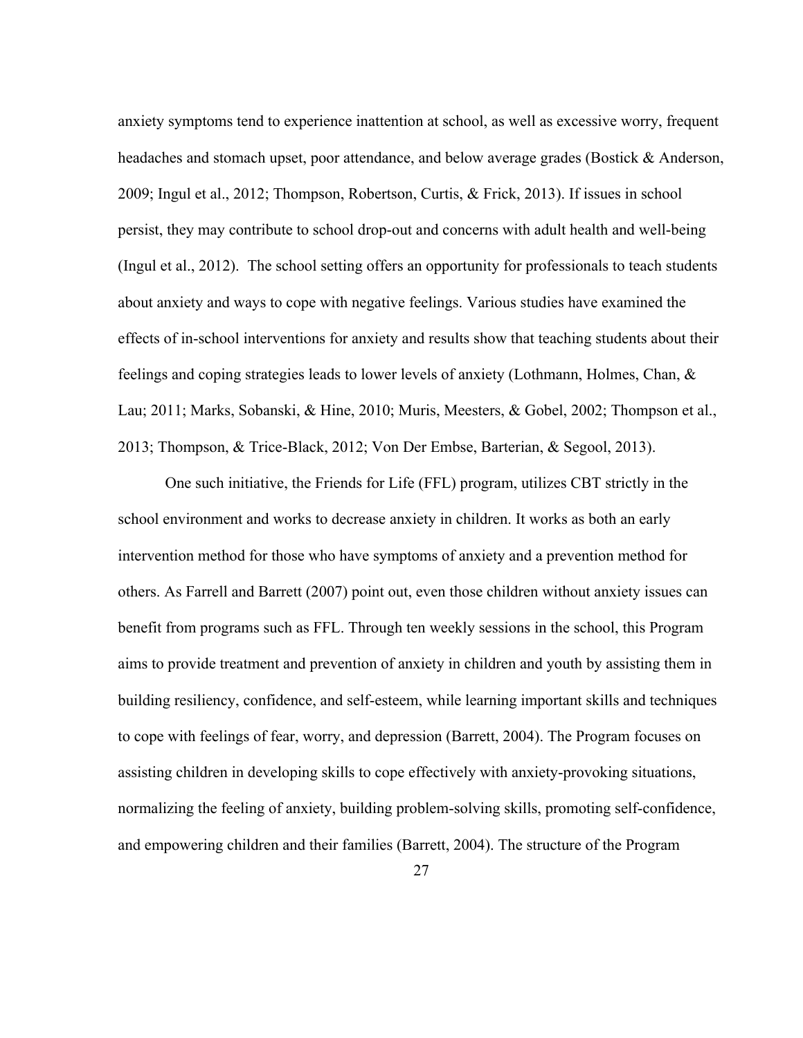anxiety symptoms tend to experience inattention at school, as well as excessive worry, frequent headaches and stomach upset, poor attendance, and below average grades (Bostick & Anderson, 2009; Ingul et al., 2012; Thompson, Robertson, Curtis, & Frick, 2013). If issues in school persist, they may contribute to school drop-out and concerns with adult health and well-being (Ingul et al., 2012). The school setting offers an opportunity for professionals to teach students about anxiety and ways to cope with negative feelings. Various studies have examined the effects of in-school interventions for anxiety and results show that teaching students about their feelings and coping strategies leads to lower levels of anxiety (Lothmann, Holmes, Chan, & Lau; 2011; Marks, Sobanski, & Hine, 2010; Muris, Meesters, & Gobel, 2002; Thompson et al., 2013; Thompson, & Trice-Black, 2012; Von Der Embse, Barterian, & Segool, 2013).

One such initiative, the Friends for Life (FFL) program, utilizes CBT strictly in the school environment and works to decrease anxiety in children. It works as both an early intervention method for those who have symptoms of anxiety and a prevention method for others. As Farrell and Barrett (2007) point out, even those children without anxiety issues can benefit from programs such as FFL. Through ten weekly sessions in the school, this Program aims to provide treatment and prevention of anxiety in children and youth by assisting them in building resiliency, confidence, and self-esteem, while learning important skills and techniques to cope with feelings of fear, worry, and depression (Barrett, 2004). The Program focuses on assisting children in developing skills to cope effectively with anxiety-provoking situations, normalizing the feeling of anxiety, building problem-solving skills, promoting self-confidence, and empowering children and their families (Barrett, 2004). The structure of the Program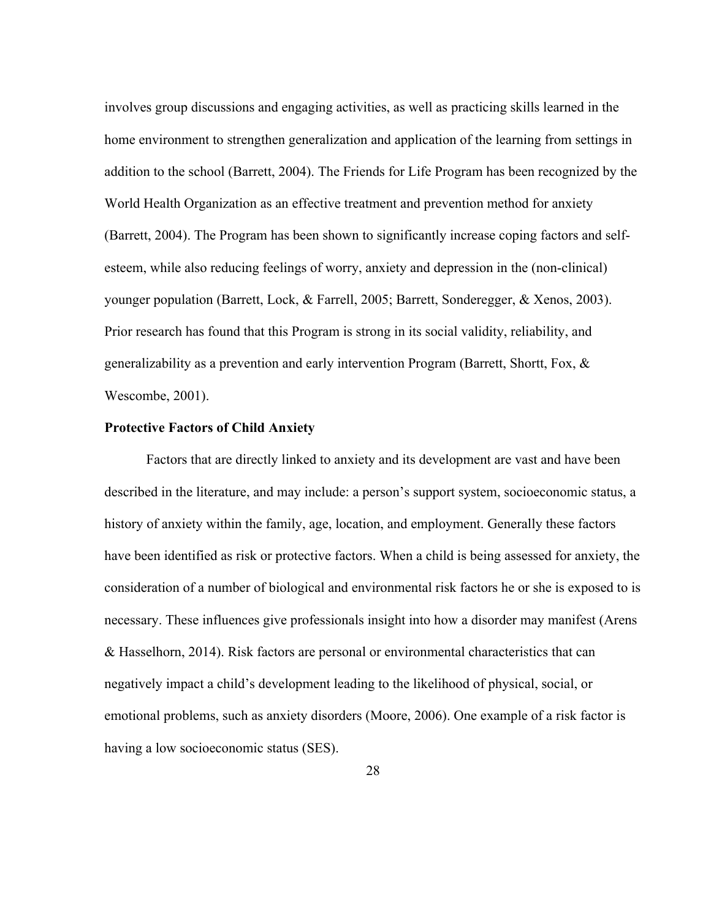involves group discussions and engaging activities, as well as practicing skills learned in the home environment to strengthen generalization and application of the learning from settings in addition to the school (Barrett, 2004). The Friends for Life Program has been recognized by the World Health Organization as an effective treatment and prevention method for anxiety (Barrett, 2004). The Program has been shown to significantly increase coping factors and self-esteem, while also reducing feelings of worry, anxiety and depression in the (non-clinical) younger population (Barrett, Lock, & Farrell, 2005; Barrett, Sonderegger, & Xenos, 2003). Prior research has found that this Program is strong in its social validity, reliability, and generalizability as a prevention and early intervention Program (Barrett, Shortt, Fox, & Wescombe, 2001).

**Protective Factors of Child Anxiety**

Factors that are directly linked to anxiety and its development are vast and have been described in the literature, and may include: a person's support system, socioeconomic status, a history of anxiety within the family, age, location, and employment. Generally these factors have been identified as risk or protective factors. When a child is being assessed for anxiety, the consideration of a number of biological and environmental risk factors he or she is exposed to is necessary. These influences give professionals insight into how a disorder may manifest (Arens & Hasselhorn, 2014). Risk factors are personal or environmental characteristics that can negatively impact a child's development leading to the likelihood of physical, social, or emotional problems, such as anxiety disorders (Moore, 2006). One example of a risk factor is having a low socioeconomic status (SES).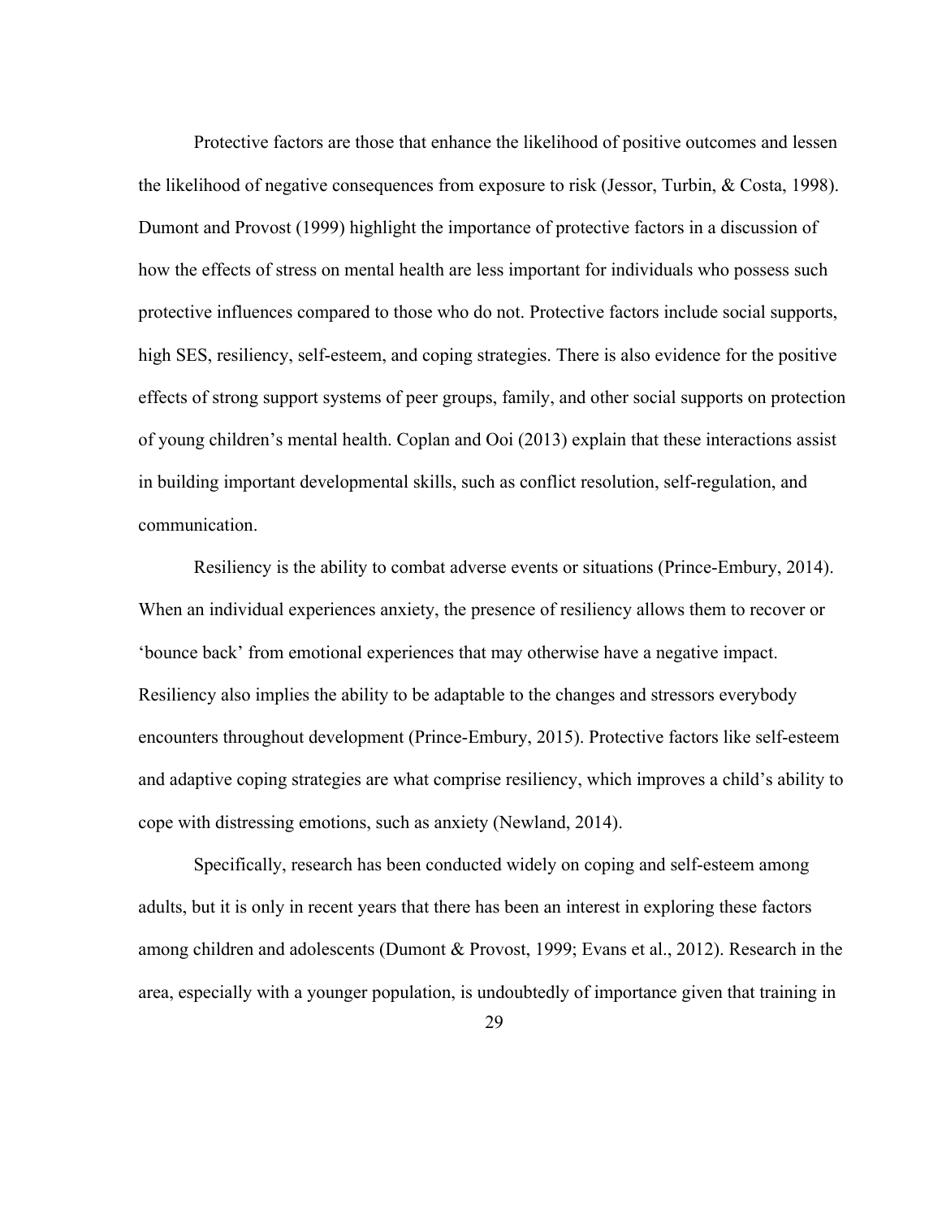Protective factors are those that enhance the likelihood of positive outcomes and lessen the likelihood of negative consequences from exposure to risk (Jessor, Turbin, & Costa, 1998). Dumont and Provost (1999) highlight the importance of protective factors in a discussion of how the effects of stress on mental health are less important for individuals who possess such protective influences compared to those who do not. Protective factors include social supports, high SES, resiliency, self-esteem, and coping strategies. There is also evidence for the positive effects of strong support systems of peer groups, family, and other social supports on protection of young children's mental health. Coplan and Ooi (2013) explain that these interactions assist in building important developmental skills, such as conflict resolution, self-regulation, and communication.

Resiliency is the ability to combat adverse events or situations (Prince-Embury, 2014). When an individual experiences anxiety, the presence of resiliency allows them to recover or 'bounce back' from emotional experiences that may otherwise have a negative impact. Resiliency also implies the ability to be adaptable to the changes and stressors everybody encounters throughout development (Prince-Embury, 2015). Protective factors like self-esteem and adaptive coping strategies are what comprise resiliency, which improves a child's ability to cope with distressing emotions, such as anxiety (Newland, 2014).

Specifically, research has been conducted widely on coping and self-esteem among adults, but it is only in recent years that there has been an interest in exploring these factors among children and adolescents (Dumont & Provost, 1999; Evans et al., 2012). Research in the area, especially with a younger population, is undoubtedly of importance given that training in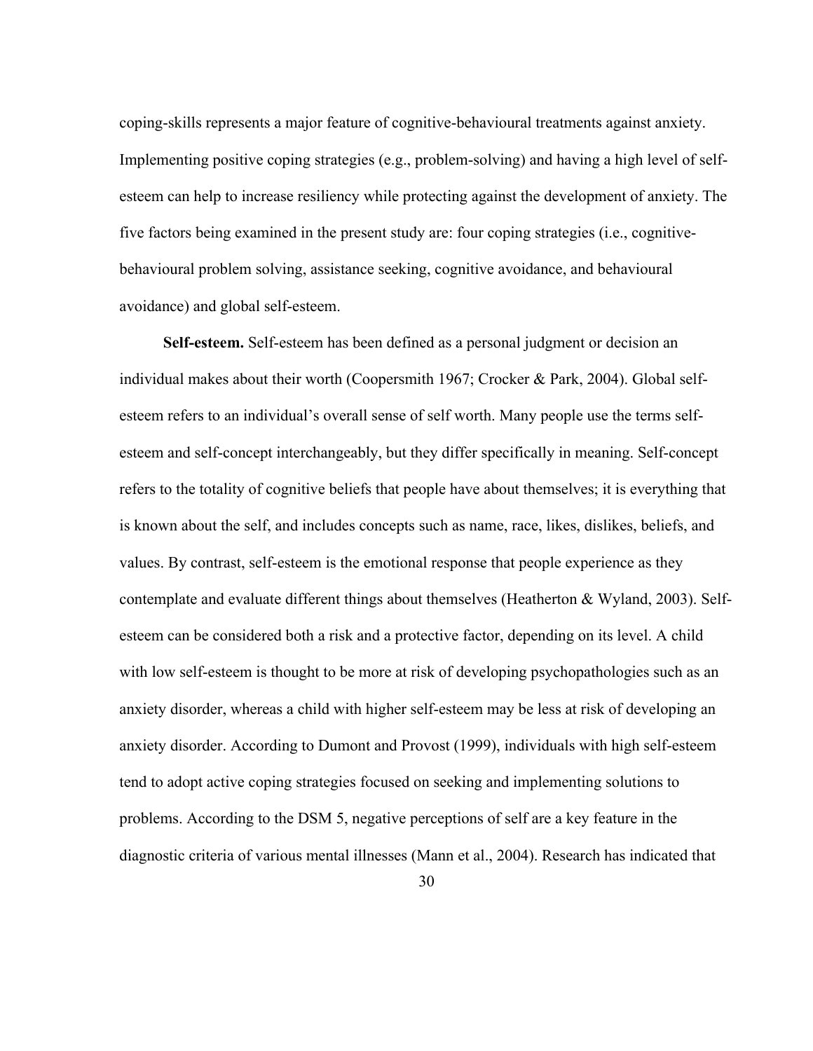coping-skills represents a major feature of cognitive-behavioural treatments against anxiety. Implementing positive coping strategies (e.g., problem-solving) and having a high level of self-esteem can help to increase resiliency while protecting against the development of anxiety. The five factors being examined in the present study are: four coping strategies (i.e., cognitive-behavioural problem solving, assistance seeking, cognitive avoidance, and behavioural avoidance) and global self-esteem.

**Self-esteem.** Self-esteem has been defined as a personal judgment or decision an individual makes about their worth (Coopersmith 1967; Crocker & Park, 2004). Global self-esteem refers to an individual's overall sense of self worth. Many people use the terms self-esteem and self-concept interchangeably, but they differ specifically in meaning. Self-concept refers to the totality of cognitive beliefs that people have about themselves; it is everything that is known about the self, and includes concepts such as name, race, likes, dislikes, beliefs, and values. By contrast, self-esteem is the emotional response that people experience as they contemplate and evaluate different things about themselves (Heatherton & Wyland, 2003). Self-esteem can be considered both a risk and a protective factor, depending on its level. A child with low self-esteem is thought to be more at risk of developing psychopathologies such as an anxiety disorder, whereas a child with higher self-esteem may be less at risk of developing an anxiety disorder. According to Dumont and Provost (1999), individuals with high self-esteem tend to adopt active coping strategies focused on seeking and implementing solutions to problems. According to the DSM 5, negative perceptions of self are a key feature in the diagnostic criteria of various mental illnesses (Mann et al., 2004). Research has indicated that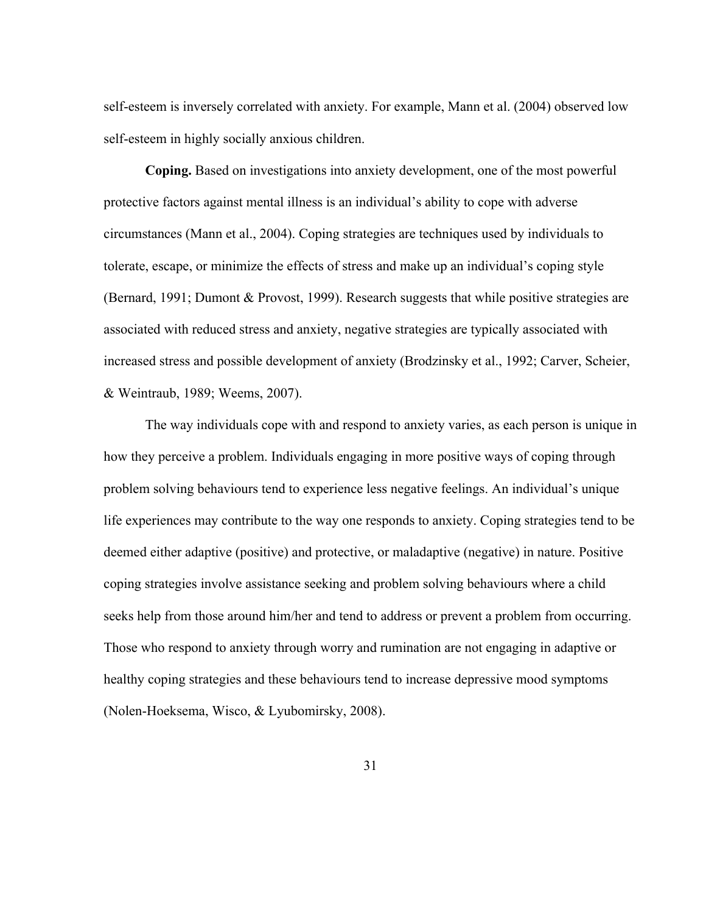self-esteem is inversely correlated with anxiety. For example, Mann et al. (2004) observed low self-esteem in highly socially anxious children.

**Coping.** Based on investigations into anxiety development, one of the most powerful protective factors against mental illness is an individual's ability to cope with adverse circumstances (Mann et al., 2004). Coping strategies are techniques used by individuals to tolerate, escape, or minimize the effects of stress and make up an individual's coping style (Bernard, 1991; Dumont & Provost, 1999). Research suggests that while positive strategies are associated with reduced stress and anxiety, negative strategies are typically associated with increased stress and possible development of anxiety (Brodzinsky et al., 1992; Carver, Scheier, & Weintraub, 1989; Weems, 2007).

The way individuals cope with and respond to anxiety varies, as each person is unique in how they perceive a problem. Individuals engaging in more positive ways of coping through problem solving behaviours tend to experience less negative feelings. An individual's unique life experiences may contribute to the way one responds to anxiety. Coping strategies tend to be deemed either adaptive (positive) and protective, or maladaptive (negative) in nature. Positive coping strategies involve assistance seeking and problem solving behaviours where a child seeks help from those around him/her and tend to address or prevent a problem from occurring. Those who respond to anxiety through worry and rumination are not engaging in adaptive or healthy coping strategies and these behaviours tend to increase depressive mood symptoms (Nolen-Hoeksema, Wisco, & Lyubomirsky, 2008).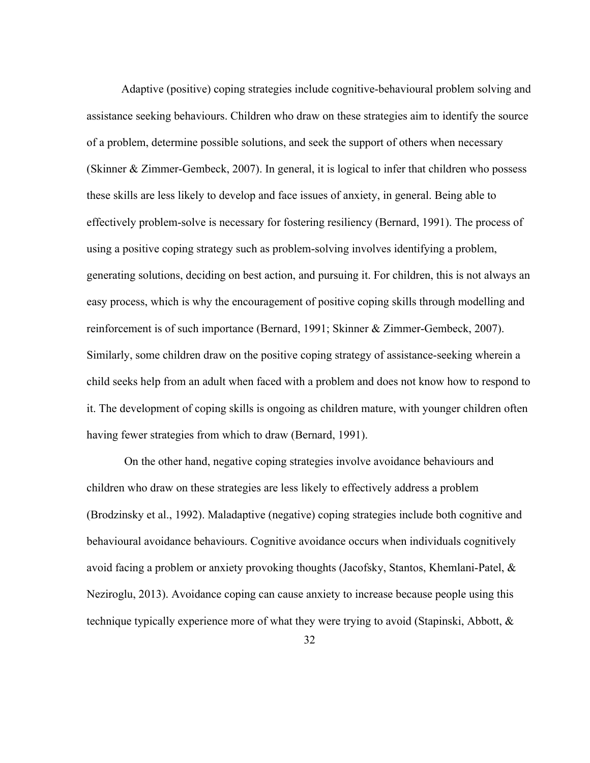Adaptive (positive) coping strategies include cognitive-behavioural problem solving and assistance seeking behaviours. Children who draw on these strategies aim to identify the source of a problem, determine possible solutions, and seek the support of others when necessary (Skinner & Zimmer-Gembeck, 2007). In general, it is logical to infer that children who possess these skills are less likely to develop and face issues of anxiety, in general. Being able to effectively problem-solve is necessary for fostering resiliency (Bernard, 1991). The process of using a positive coping strategy such as problem-solving involves identifying a problem, generating solutions, deciding on best action, and pursuing it. For children, this is not always an easy process, which is why the encouragement of positive coping skills through modelling and reinforcement is of such importance (Bernard, 1991; Skinner & Zimmer-Gembeck, 2007). Similarly, some children draw on the positive coping strategy of assistance-seeking wherein a child seeks help from an adult when faced with a problem and does not know how to respond to it. The development of coping skills is ongoing as children mature, with younger children often having fewer strategies from which to draw (Bernard, 1991).

On the other hand, negative coping strategies involve avoidance behaviours and children who draw on these strategies are less likely to effectively address a problem (Brodzinsky et al., 1992). Maladaptive (negative) coping strategies include both cognitive and behavioural avoidance behaviours. Cognitive avoidance occurs when individuals cognitively avoid facing a problem or anxiety provoking thoughts (Jacofsky, Stantos, Khemlani-Patel, & Neziroglu, 2013). Avoidance coping can cause anxiety to increase because people using this technique typically experience more of what they were trying to avoid (Stapinski, Abbott, &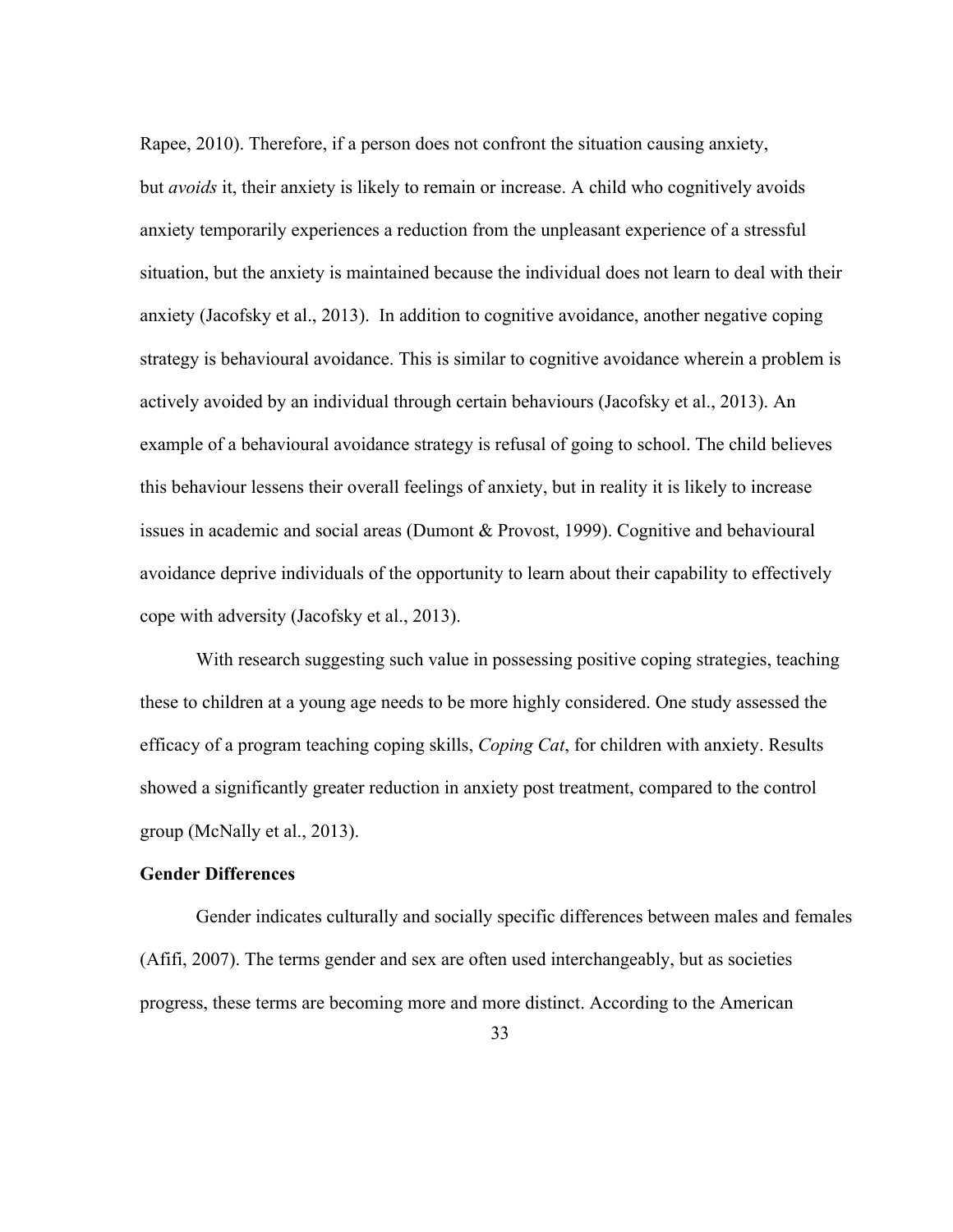Rapee, 2010). Therefore, if a person does not confront the situation causing anxiety, but *avoids* it, their anxiety is likely to remain or increase. A child who cognitively avoids anxiety temporarily experiences a reduction from the unpleasant experience of a stressful situation, but the anxiety is maintained because the individual does not learn to deal with their anxiety (Jacofsky et al., 2013). In addition to cognitive avoidance, another negative coping strategy is behavioural avoidance. This is similar to cognitive avoidance wherein a problem is actively avoided by an individual through certain behaviours (Jacofsky et al., 2013). An example of a behavioural avoidance strategy is refusal of going to school. The child believes this behaviour lessens their overall feelings of anxiety, but in reality it is likely to increase issues in academic and social areas (Dumont & Provost, 1999). Cognitive and behavioural avoidance deprive individuals of the opportunity to learn about their capability to effectively cope with adversity (Jacofsky et al., 2013).

With research suggesting such value in possessing positive coping strategies, teaching these to children at a young age needs to be more highly considered. One study assessed the efficacy of a program teaching coping skills, *Coping Cat*, for children with anxiety. Results showed a significantly greater reduction in anxiety post treatment, compared to the control group (McNally et al., 2013).

**Gender Differences**

Gender indicates culturally and socially specific differences between males and females (Afifi, 2007). The terms gender and sex are often used interchangeably, but as societies progress, these terms are becoming more and more distinct. According to the American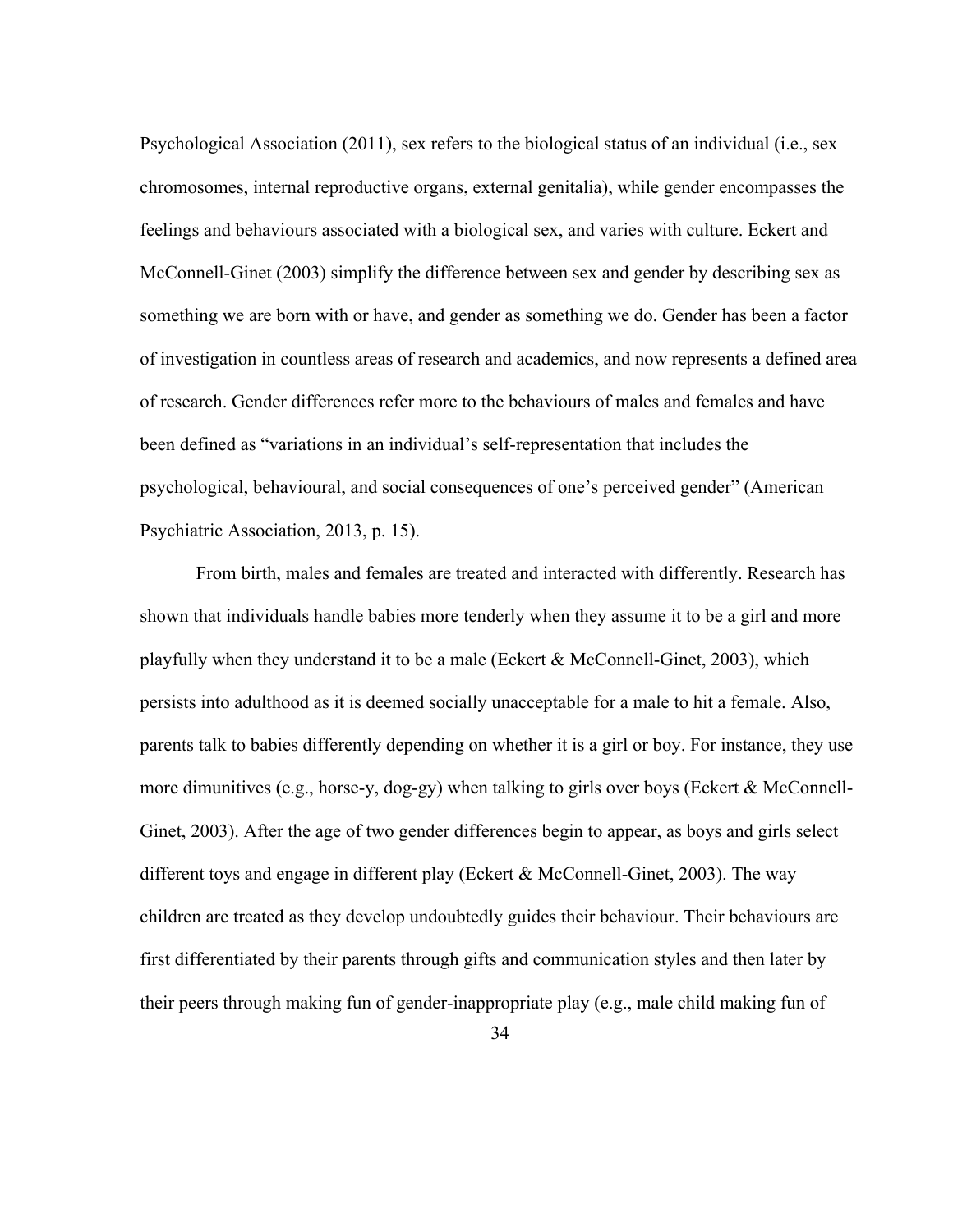Psychological Association (2011), sex refers to the biological status of an individual (i.e., sex chromosomes, internal reproductive organs, external genitalia), while gender encompasses the feelings and behaviours associated with a biological sex, and varies with culture. Eckert and McConnell-Ginet (2003) simplify the difference between sex and gender by describing sex as something we are born with or have, and gender as something we do. Gender has been a factor of investigation in countless areas of research and academics, and now represents a defined area of research. Gender differences refer more to the behaviours of males and females and have been defined as "variations in an individual's self-representation that includes the psychological, behavioural, and social consequences of one's perceived gender" (American Psychiatric Association, 2013, p. 15).

From birth, males and females are treated and interacted with differently. Research has shown that individuals handle babies more tenderly when they assume it to be a girl and more playfully when they understand it to be a male (Eckert & McConnell-Ginet, 2003), which persists into adulthood as it is deemed socially unacceptable for a male to hit a female. Also, parents talk to babies differently depending on whether it is a girl or boy. For instance, they use more dimunitives (e.g., horse-y, dog-gy) when talking to girls over boys (Eckert & McConnell-Ginet, 2003). After the age of two gender differences begin to appear, as boys and girls select different toys and engage in different play (Eckert & McConnell-Ginet, 2003). The way children are treated as they develop undoubtedly guides their behaviour. Their behaviours are first differentiated by their parents through gifts and communication styles and then later by their peers through making fun of gender-inappropriate play (e.g., male child making fun of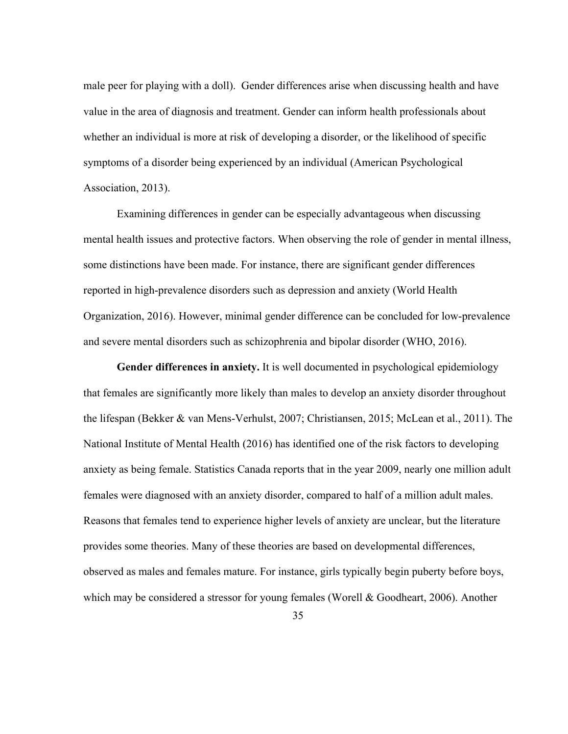male peer for playing with a doll). Gender differences arise when discussing health and have value in the area of diagnosis and treatment. Gender can inform health professionals about whether an individual is more at risk of developing a disorder, or the likelihood of specific symptoms of a disorder being experienced by an individual (American Psychological Association, 2013).

Examining differences in gender can be especially advantageous when discussing mental health issues and protective factors. When observing the role of gender in mental illness, some distinctions have been made. For instance, there are significant gender differences reported in high-prevalence disorders such as depression and anxiety (World Health Organization, 2016). However, minimal gender difference can be concluded for low-prevalence and severe mental disorders such as schizophrenia and bipolar disorder (WHO, 2016).

**Gender differences in anxiety.** It is well documented in psychological epidemiology that females are significantly more likely than males to develop an anxiety disorder throughout the lifespan (Bekker & van Mens-Verhulst, 2007; Christiansen, 2015; McLean et al., 2011). The National Institute of Mental Health (2016) has identified one of the risk factors to developing anxiety as being female. Statistics Canada reports that in the year 2009, nearly one million adult females were diagnosed with an anxiety disorder, compared to half of a million adult males. Reasons that females tend to experience higher levels of anxiety are unclear, but the literature provides some theories. Many of these theories are based on developmental differences, observed as males and females mature. For instance, girls typically begin puberty before boys, which may be considered a stressor for young females (Worell & Goodheart, 2006). Another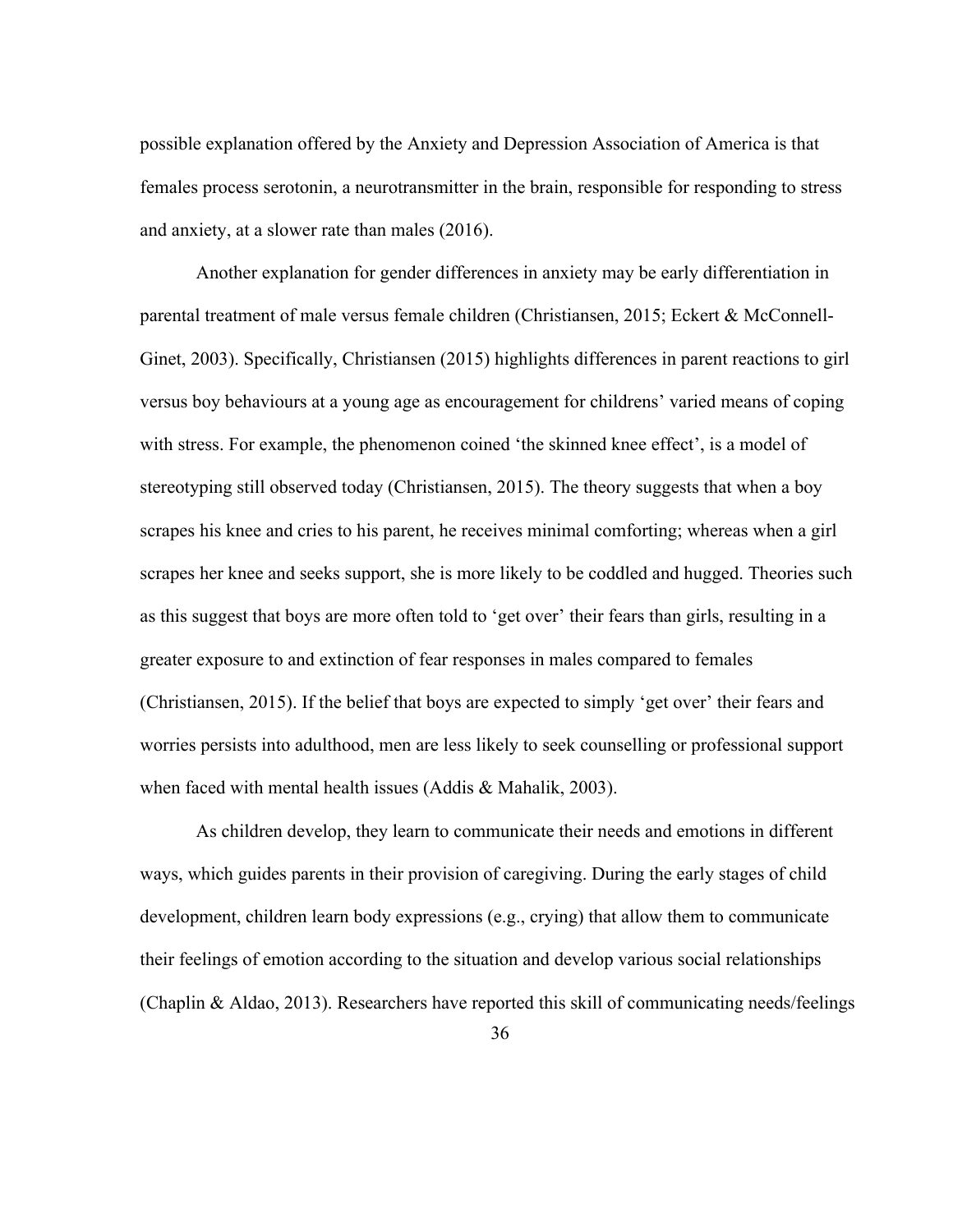possible explanation offered by the Anxiety and Depression Association of America is that females process serotonin, a neurotransmitter in the brain, responsible for responding to stress and anxiety, at a slower rate than males (2016).

Another explanation for gender differences in anxiety may be early differentiation in parental treatment of male versus female children (Christiansen, 2015; Eckert & McConnell-Ginet, 2003). Specifically, Christiansen (2015) highlights differences in parent reactions to girl versus boy behaviours at a young age as encouragement for childrens' varied means of coping with stress. For example, the phenomenon coined 'the skinned knee effect', is a model of stereotyping still observed today (Christiansen, 2015). The theory suggests that when a boy scrapes his knee and cries to his parent, he receives minimal comforting; whereas when a girl scrapes her knee and seeks support, she is more likely to be coddled and hugged. Theories such as this suggest that boys are more often told to 'get over' their fears than girls, resulting in a greater exposure to and extinction of fear responses in males compared to females (Christiansen, 2015). If the belief that boys are expected to simply 'get over' their fears and worries persists into adulthood, men are less likely to seek counselling or professional support when faced with mental health issues (Addis & Mahalik, 2003).

As children develop, they learn to communicate their needs and emotions in different ways, which guides parents in their provision of caregiving. During the early stages of child development, children learn body expressions (e.g., crying) that allow them to communicate their feelings of emotion according to the situation and develop various social relationships (Chaplin & Aldao, 2013). Researchers have reported this skill of communicating needs/feelings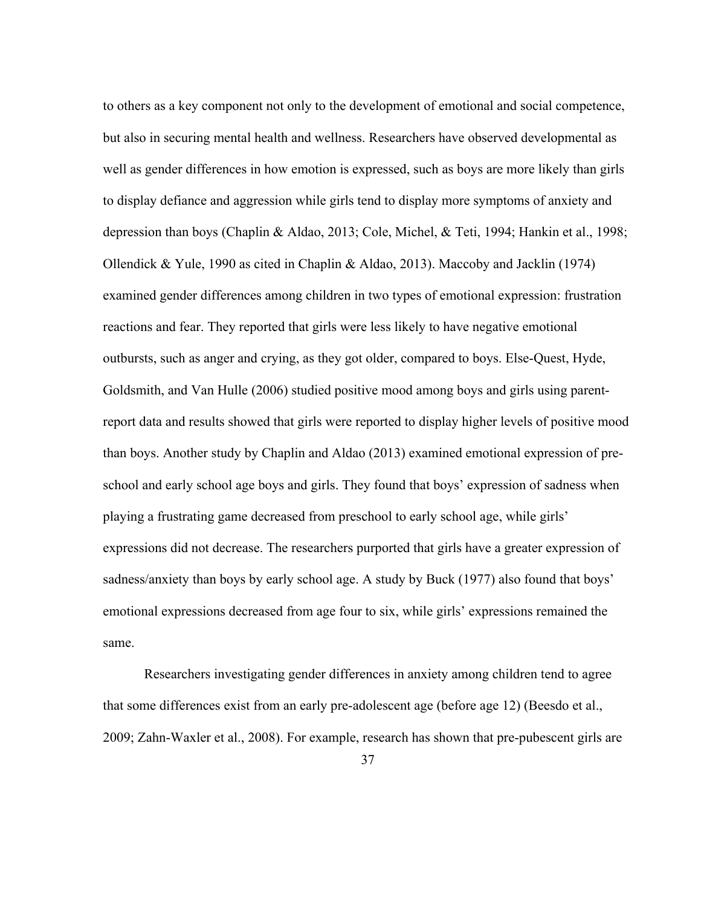to others as a key component not only to the development of emotional and social competence, but also in securing mental health and wellness. Researchers have observed developmental as well as gender differences in how emotion is expressed, such as boys are more likely than girls to display defiance and aggression while girls tend to display more symptoms of anxiety and depression than boys (Chaplin & Aldao, 2013; Cole, Michel, & Teti, 1994; Hankin et al., 1998; Ollendick & Yule, 1990 as cited in Chaplin & Aldao, 2013). Maccoby and Jacklin (1974) examined gender differences among children in two types of emotional expression: frustration reactions and fear. They reported that girls were less likely to have negative emotional outbursts, such as anger and crying, as they got older, compared to boys. Else-Quest, Hyde, Goldsmith, and Van Hulle (2006) studied positive mood among boys and girls using parent-report data and results showed that girls were reported to display higher levels of positive mood than boys. Another study by Chaplin and Aldao (2013) examined emotional expression of pre-school and early school age boys and girls. They found that boys' expression of sadness when playing a frustrating game decreased from preschool to early school age, while girls' expressions did not decrease. The researchers purported that girls have a greater expression of sadness/anxiety than boys by early school age. A study by Buck (1977) also found that boys' emotional expressions decreased from age four to six, while girls' expressions remained the same.

Researchers investigating gender differences in anxiety among children tend to agree that some differences exist from an early pre-adolescent age (before age 12) (Beesdo et al., 2009; Zahn-Waxler et al., 2008). For example, research has shown that pre-pubescent girls are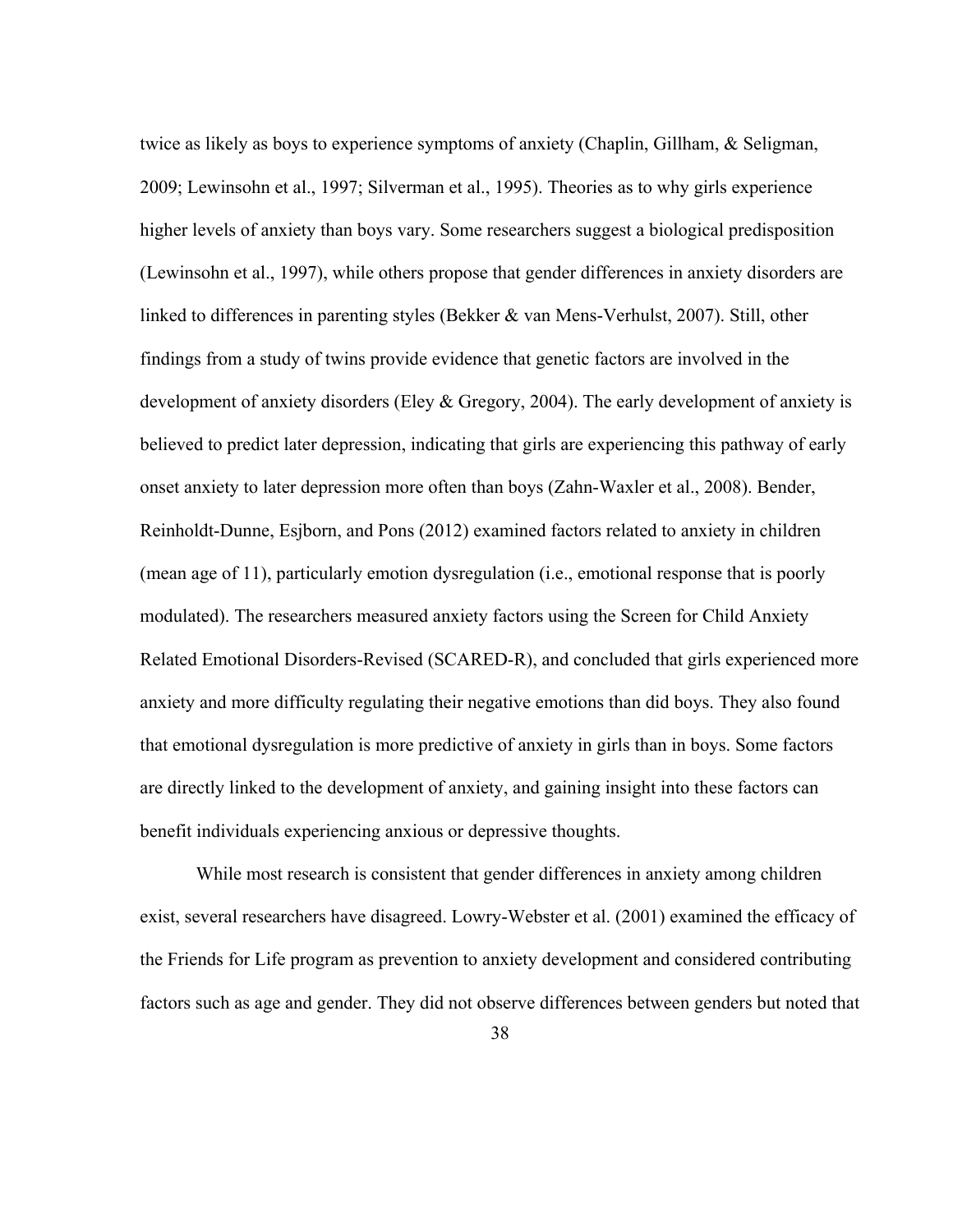twice as likely as boys to experience symptoms of anxiety (Chaplin, Gillham, & Seligman, 2009; Lewinsohn et al., 1997; Silverman et al., 1995). Theories as to why girls experience higher levels of anxiety than boys vary. Some researchers suggest a biological predisposition (Lewinsohn et al., 1997), while others propose that gender differences in anxiety disorders are linked to differences in parenting styles (Bekker & van Mens-Verhulst, 2007). Still, other findings from a study of twins provide evidence that genetic factors are involved in the development of anxiety disorders (Eley & Gregory, 2004). The early development of anxiety is believed to predict later depression, indicating that girls are experiencing this pathway of early onset anxiety to later depression more often than boys (Zahn-Waxler et al., 2008). Bender, Reinholdt-Dunne, Esjborn, and Pons (2012) examined factors related to anxiety in children (mean age of 11), particularly emotion dysregulation (i.e., emotional response that is poorly modulated). The researchers measured anxiety factors using the Screen for Child Anxiety Related Emotional Disorders-Revised (SCARED-R), and concluded that girls experienced more anxiety and more difficulty regulating their negative emotions than did boys. They also found that emotional dysregulation is more predictive of anxiety in girls than in boys. Some factors are directly linked to the development of anxiety, and gaining insight into these factors can benefit individuals experiencing anxious or depressive thoughts.

While most research is consistent that gender differences in anxiety among children exist, several researchers have disagreed. Lowry-Webster et al. (2001) examined the efficacy of the Friends for Life program as prevention to anxiety development and considered contributing factors such as age and gender. They did not observe differences between genders but noted that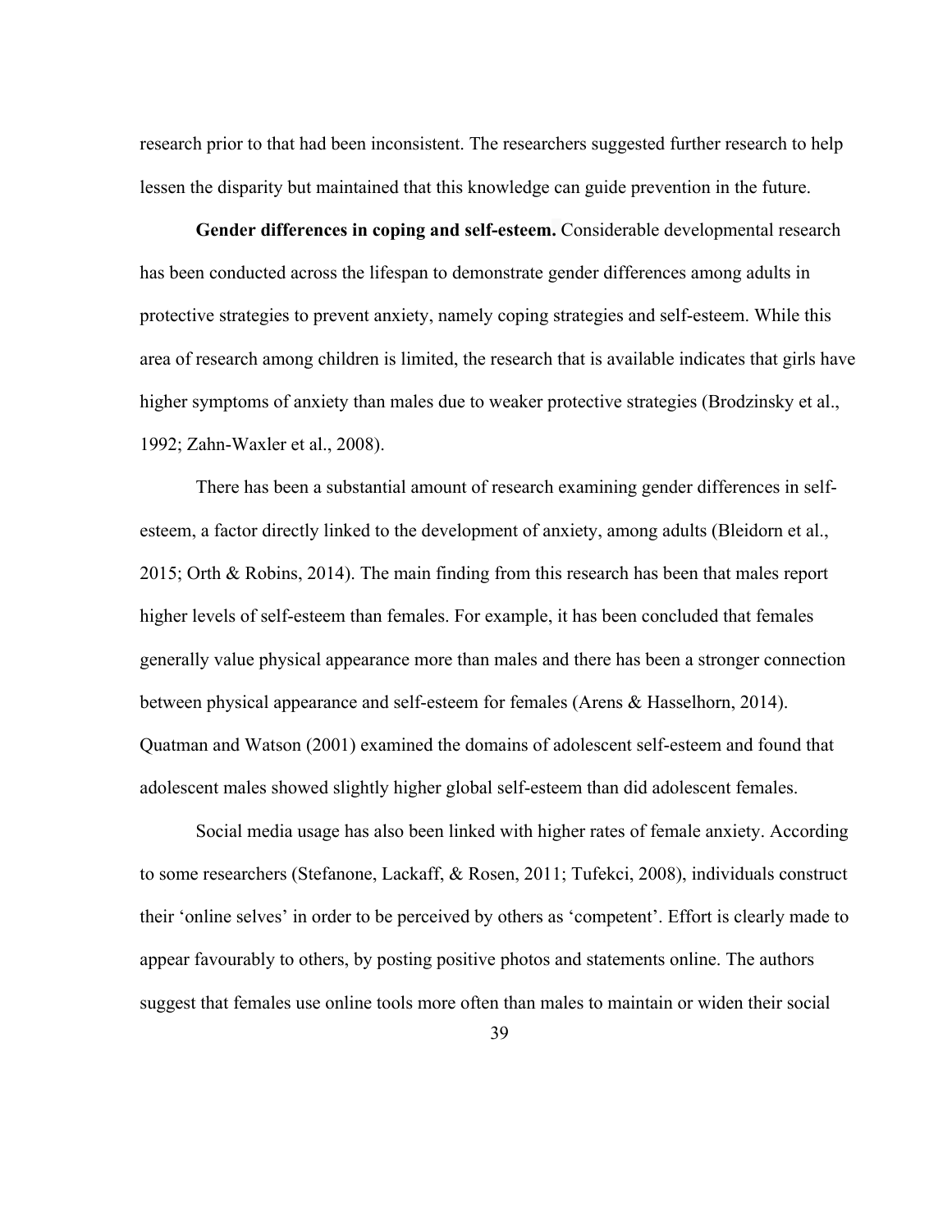research prior to that had been inconsistent. The researchers suggested further research to help lessen the disparity but maintained that this knowledge can guide prevention in the future.

**Gender differences in coping and self-esteem.** Considerable developmental research has been conducted across the lifespan to demonstrate gender differences among adults in protective strategies to prevent anxiety, namely coping strategies and self-esteem. While this area of research among children is limited, the research that is available indicates that girls have higher symptoms of anxiety than males due to weaker protective strategies (Brodzinsky et al., 1992; Zahn-Waxler et al., 2008).

There has been a substantial amount of research examining gender differences in self-esteem, a factor directly linked to the development of anxiety, among adults (Bleidorn et al., 2015; Orth & Robins, 2014). The main finding from this research has been that males report higher levels of self-esteem than females. For example, it has been concluded that females generally value physical appearance more than males and there has been a stronger connection between physical appearance and self-esteem for females (Arens & Hasselhorn, 2014). Quatman and Watson (2001) examined the domains of adolescent self-esteem and found that adolescent males showed slightly higher global self-esteem than did adolescent females.

Social media usage has also been linked with higher rates of female anxiety. According to some researchers (Stefanone, Lackaff, & Rosen, 2011; Tufekci, 2008), individuals construct their 'online selves' in order to be perceived by others as 'competent'. Effort is clearly made to appear favourably to others, by posting positive photos and statements online. The authors suggest that females use online tools more often than males to maintain or widen their social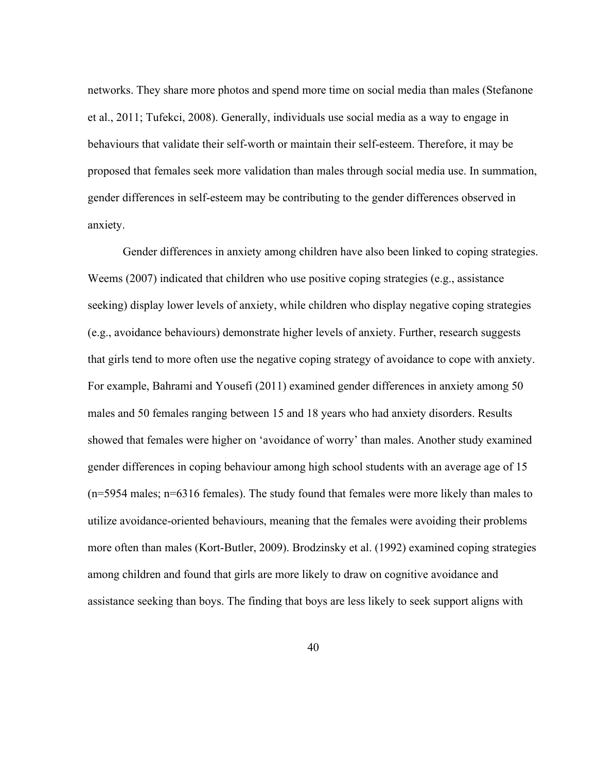networks. They share more photos and spend more time on social media than males (Stefanone et al., 2011; Tufekci, 2008). Generally, individuals use social media as a way to engage in behaviours that validate their self-worth or maintain their self-esteem. Therefore, it may be proposed that females seek more validation than males through social media use. In summation, gender differences in self-esteem may be contributing to the gender differences observed in anxiety.

Gender differences in anxiety among children have also been linked to coping strategies. Weems (2007) indicated that children who use positive coping strategies (e.g., assistance seeking) display lower levels of anxiety, while children who display negative coping strategies (e.g., avoidance behaviours) demonstrate higher levels of anxiety. Further, research suggests that girls tend to more often use the negative coping strategy of avoidance to cope with anxiety. For example, Bahrami and Yousefi (2011) examined gender differences in anxiety among 50 males and 50 females ranging between 15 and 18 years who had anxiety disorders. Results showed that females were higher on 'avoidance of worry' than males. Another study examined gender differences in coping behaviour among high school students with an average age of 15 (n=5954 males; n=6316 females). The study found that females were more likely than males to utilize avoidance-oriented behaviours, meaning that the females were avoiding their problems more often than males (Kort-Butler, 2009). Brodzinsky et al. (1992) examined coping strategies among children and found that girls are more likely to draw on cognitive avoidance and assistance seeking than boys. The finding that boys are less likely to seek support aligns with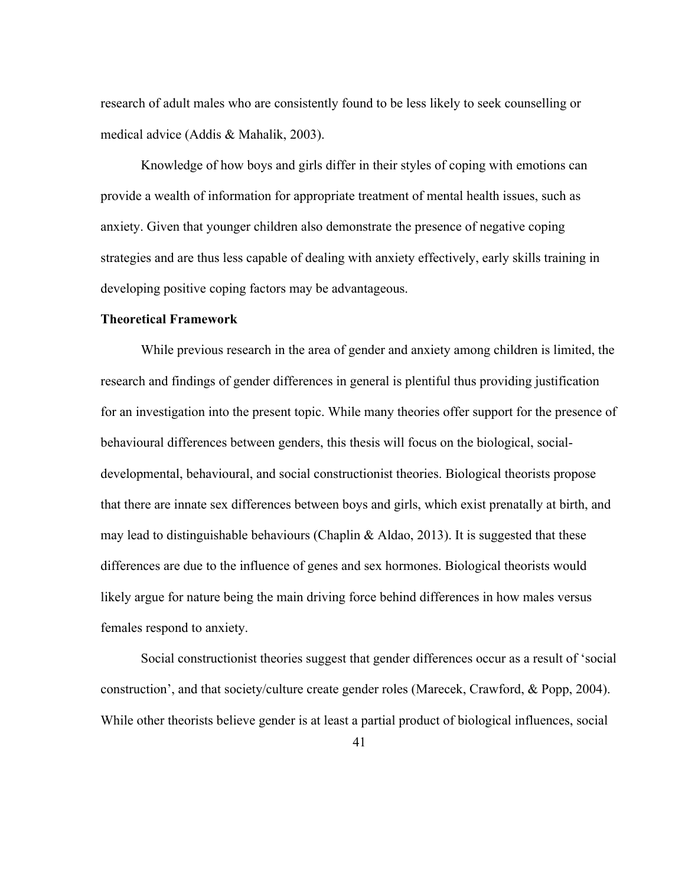research of adult males who are consistently found to be less likely to seek counselling or medical advice (Addis & Mahalik, 2003).

Knowledge of how boys and girls differ in their styles of coping with emotions can provide a wealth of information for appropriate treatment of mental health issues, such as anxiety. Given that younger children also demonstrate the presence of negative coping strategies and are thus less capable of dealing with anxiety effectively, early skills training in developing positive coping factors may be advantageous.

**Theoretical Framework**

While previous research in the area of gender and anxiety among children is limited, the research and findings of gender differences in general is plentiful thus providing justification for an investigation into the present topic. While many theories offer support for the presence of behavioural differences between genders, this thesis will focus on the biological, social-developmental, behavioural, and social constructionist theories. Biological theorists propose that there are innate sex differences between boys and girls, which exist prenatally at birth, and may lead to distinguishable behaviours (Chaplin & Aldao, 2013). It is suggested that these differences are due to the influence of genes and sex hormones. Biological theorists would likely argue for nature being the main driving force behind differences in how males versus females respond to anxiety.

Social constructionist theories suggest that gender differences occur as a result of 'social construction', and that society/culture create gender roles (Marecek, Crawford, & Popp, 2004). While other theorists believe gender is at least a partial product of biological influences, social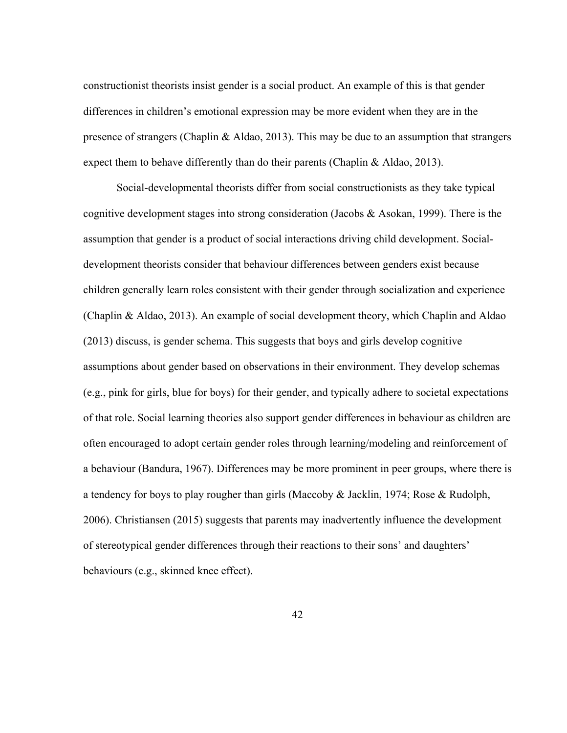constructionist theorists insist gender is a social product. An example of this is that gender differences in children's emotional expression may be more evident when they are in the presence of strangers (Chaplin & Aldao, 2013). This may be due to an assumption that strangers expect them to behave differently than do their parents (Chaplin & Aldao, 2013).

Social-developmental theorists differ from social constructionists as they take typical cognitive development stages into strong consideration (Jacobs & Asokan, 1999). There is the assumption that gender is a product of social interactions driving child development. Social-development theorists consider that behaviour differences between genders exist because children generally learn roles consistent with their gender through socialization and experience (Chaplin & Aldao, 2013). An example of social development theory, which Chaplin and Aldao (2013) discuss, is gender schema. This suggests that boys and girls develop cognitive assumptions about gender based on observations in their environment. They develop schemas (e.g., pink for girls, blue for boys) for their gender, and typically adhere to societal expectations of that role. Social learning theories also support gender differences in behaviour as children are often encouraged to adopt certain gender roles through learning/modeling and reinforcement of a behaviour (Bandura, 1967). Differences may be more prominent in peer groups, where there is a tendency for boys to play rougher than girls (Maccoby & Jacklin, 1974; Rose & Rudolph, 2006). Christiansen (2015) suggests that parents may inadvertently influence the development of stereotypical gender differences through their reactions to their sons' and daughters' behaviours (e.g., skinned knee effect).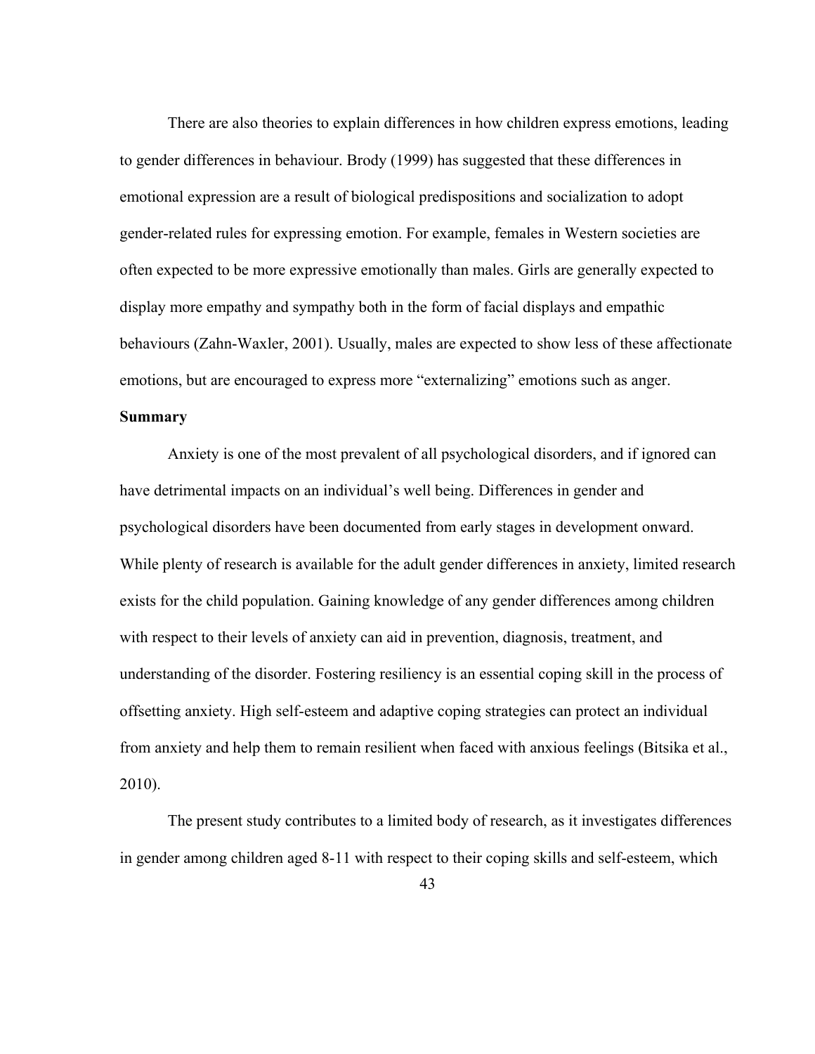There are also theories to explain differences in how children express emotions, leading to gender differences in behaviour. Brody (1999) has suggested that these differences in emotional expression are a result of biological predispositions and socialization to adopt gender-related rules for expressing emotion. For example, females in Western societies are often expected to be more expressive emotionally than males. Girls are generally expected to display more empathy and sympathy both in the form of facial displays and empathic behaviours (Zahn-Waxler, 2001). Usually, males are expected to show less of these affectionate emotions, but are encouraged to express more "externalizing" emotions such as anger.

**Summary**

Anxiety is one of the most prevalent of all psychological disorders, and if ignored can have detrimental impacts on an individual's well being. Differences in gender and psychological disorders have been documented from early stages in development onward. While plenty of research is available for the adult gender differences in anxiety, limited research exists for the child population. Gaining knowledge of any gender differences among children with respect to their levels of anxiety can aid in prevention, diagnosis, treatment, and understanding of the disorder. Fostering resiliency is an essential coping skill in the process of offsetting anxiety. High self-esteem and adaptive coping strategies can protect an individual from anxiety and help them to remain resilient when faced with anxious feelings (Bitsika et al., 2010).

The present study contributes to a limited body of research, as it investigates differences in gender among children aged 8-11 with respect to their coping skills and self-esteem, which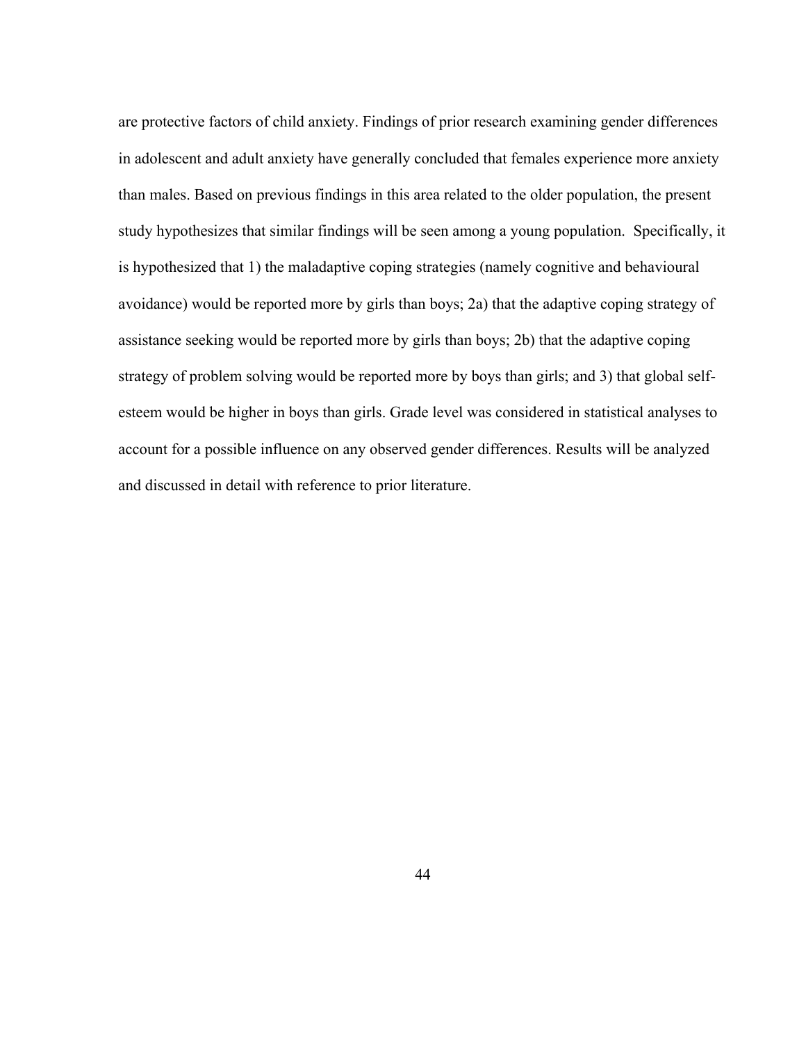are protective factors of child anxiety. Findings of prior research examining gender differences in adolescent and adult anxiety have generally concluded that females experience more anxiety than males. Based on previous findings in this area related to the older population, the present study hypothesizes that similar findings will be seen among a young population. Specifically, it is hypothesized that 1) the maladaptive coping strategies (namely cognitive and behavioural avoidance) would be reported more by girls than boys; 2a) that the adaptive coping strategy of assistance seeking would be reported more by girls than boys; 2b) that the adaptive coping strategy of problem solving would be reported more by boys than girls; and 3) that global self-esteem would be higher in boys than girls. Grade level was considered in statistical analyses to account for a possible influence on any observed gender differences. Results will be analyzed and discussed in detail with reference to prior literature.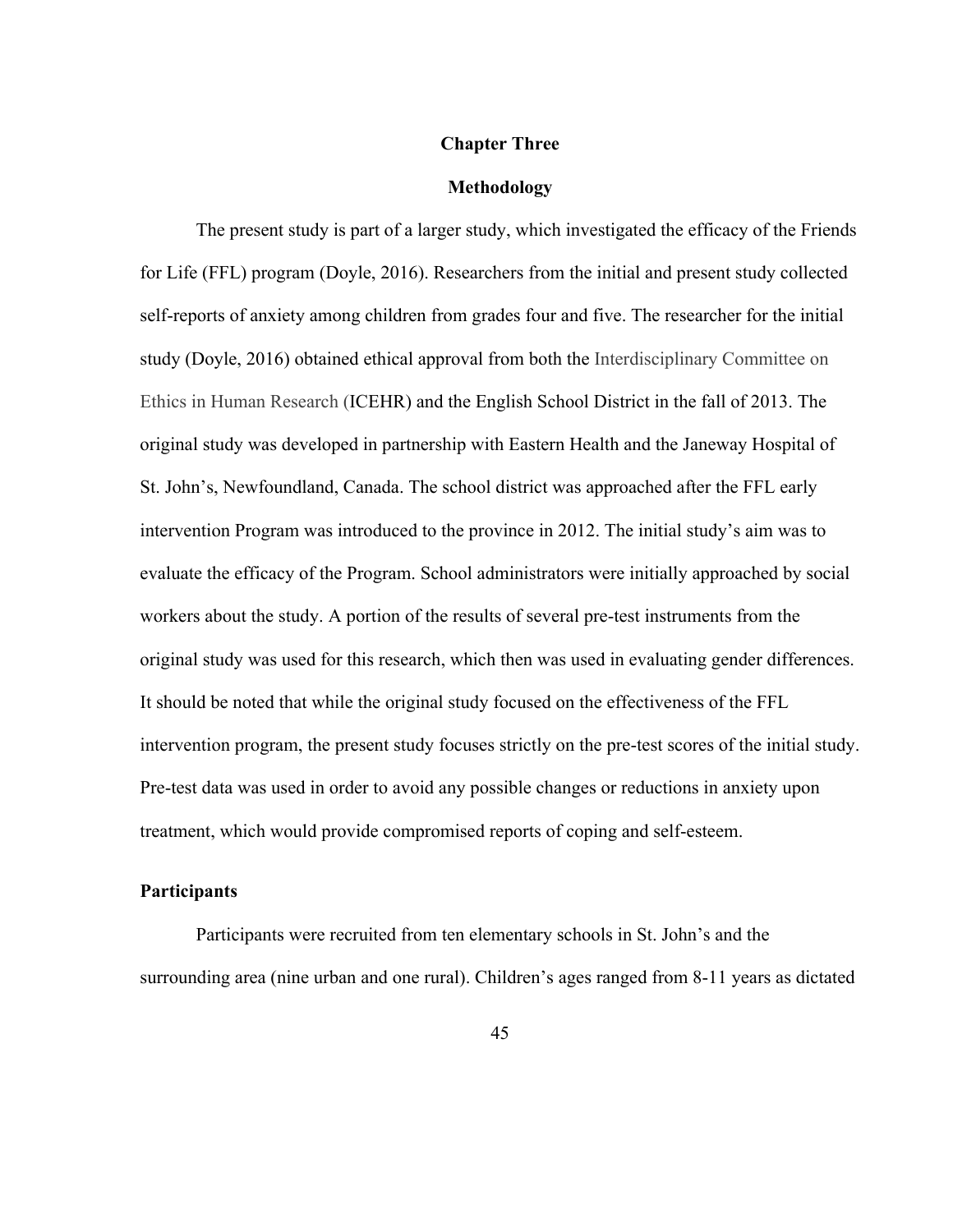# Chapter Three

## Methodology

The present study is part of a larger study, which investigated the efficacy of the Friends for Life (FFL) program (Doyle, 2016). Researchers from the initial and present study collected self-reports of anxiety among children from grades four and five. The researcher for the initial study (Doyle, 2016) obtained ethical approval from both the Interdisciplinary Committee on Ethics in Human Research (ICEHR) and the English School District in the fall of 2013. The original study was developed in partnership with Eastern Health and the Janeway Hospital of St. John's, Newfoundland, Canada. The school district was approached after the FFL early intervention Program was introduced to the province in 2012. The initial study's aim was to evaluate the efficacy of the Program. School administrators were initially approached by social workers about the study. A portion of the results of several pre-test instruments from the original study was used for this research, which then was used in evaluating gender differences. It should be noted that while the original study focused on the effectiveness of the FFL intervention program, the present study focuses strictly on the pre-test scores of the initial study. Pre-test data was used in order to avoid any possible changes or reductions in anxiety upon treatment, which would provide compromised reports of coping and self-esteem.

### Participants

Participants were recruited from ten elementary schools in St. John's and the surrounding area (nine urban and one rural). Children's ages ranged from 8-11 years as dictated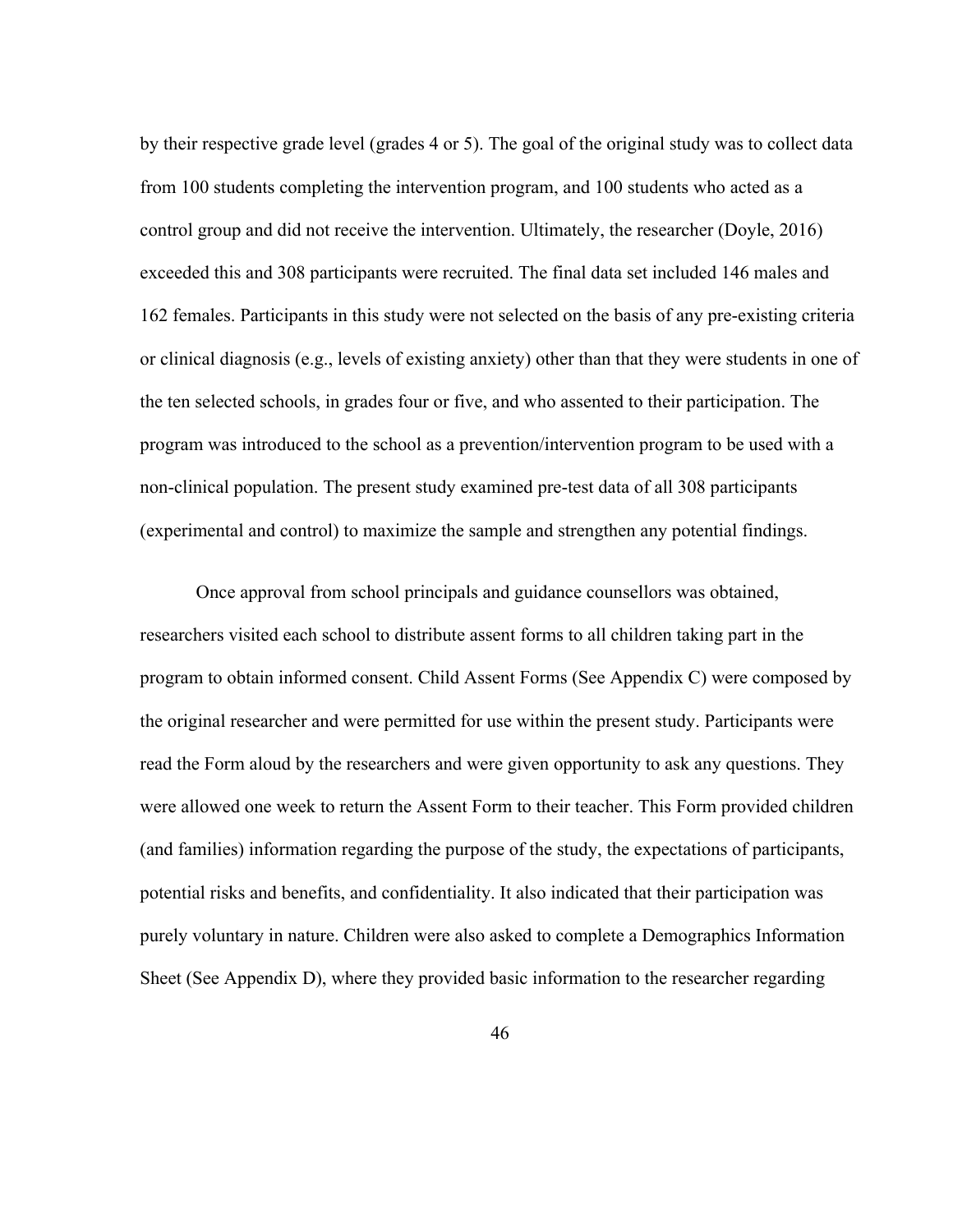by their respective grade level (grades 4 or 5). The goal of the original study was to collect data from 100 students completing the intervention program, and 100 students who acted as a control group and did not receive the intervention. Ultimately, the researcher (Doyle, 2016) exceeded this and 308 participants were recruited. The final data set included 146 males and 162 females. Participants in this study were not selected on the basis of any pre-existing criteria or clinical diagnosis (e.g., levels of existing anxiety) other than that they were students in one of the ten selected schools, in grades four or five, and who assented to their participation. The program was introduced to the school as a prevention/intervention program to be used with a non-clinical population. The present study examined pre-test data of all 308 participants (experimental and control) to maximize the sample and strengthen any potential findings.

Once approval from school principals and guidance counsellors was obtained, researchers visited each school to distribute assent forms to all children taking part in the program to obtain informed consent. Child Assent Forms (See Appendix C) were composed by the original researcher and were permitted for use within the present study. Participants were read the Form aloud by the researchers and were given opportunity to ask any questions. They were allowed one week to return the Assent Form to their teacher. This Form provided children (and families) information regarding the purpose of the study, the expectations of participants, potential risks and benefits, and confidentiality. It also indicated that their participation was purely voluntary in nature. Children were also asked to complete a Demographics Information Sheet (See Appendix D), where they provided basic information to the researcher regarding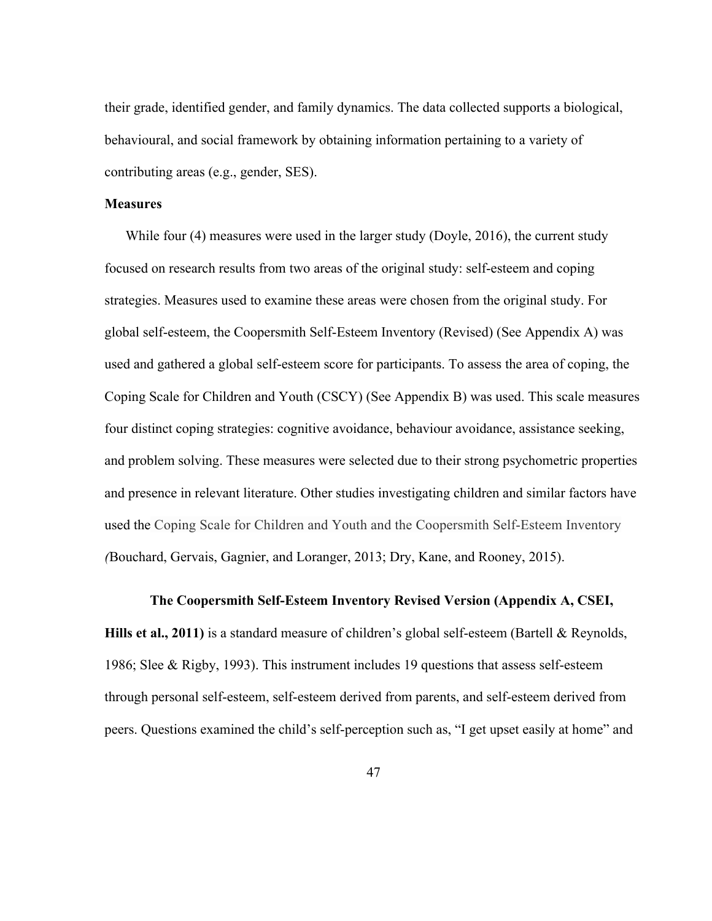their grade, identified gender, and family dynamics. The data collected supports a biological, behavioural, and social framework by obtaining information pertaining to a variety of contributing areas (e.g., gender, SES).

**Measures**

While four (4) measures were used in the larger study (Doyle, 2016), the current study focused on research results from two areas of the original study: self-esteem and coping strategies. Measures used to examine these areas were chosen from the original study. For global self-esteem, the Coopersmith Self-Esteem Inventory (Revised) (See Appendix A) was used and gathered a global self-esteem score for participants. To assess the area of coping, the Coping Scale for Children and Youth (CSCY) (See Appendix B) was used. This scale measures four distinct coping strategies: cognitive avoidance, behaviour avoidance, assistance seeking, and problem solving. These measures were selected due to their strong psychometric properties and presence in relevant literature. Other studies investigating children and similar factors have used the Coping Scale for Children and Youth and the Coopersmith Self-Esteem Inventory *(*Bouchard, Gervais, Gagnier, and Loranger, 2013; Dry, Kane, and Rooney, 2015).

**The Coopersmith Self-Esteem Inventory Revised Version (Appendix A, CSEI, Hills et al., 2011)** is a standard measure of children's global self-esteem (Bartell & Reynolds, 1986; Slee & Rigby, 1993). This instrument includes 19 questions that assess self-esteem through personal self-esteem, self-esteem derived from parents, and self-esteem derived from peers. Questions examined the child's self-perception such as, "I get upset easily at home" and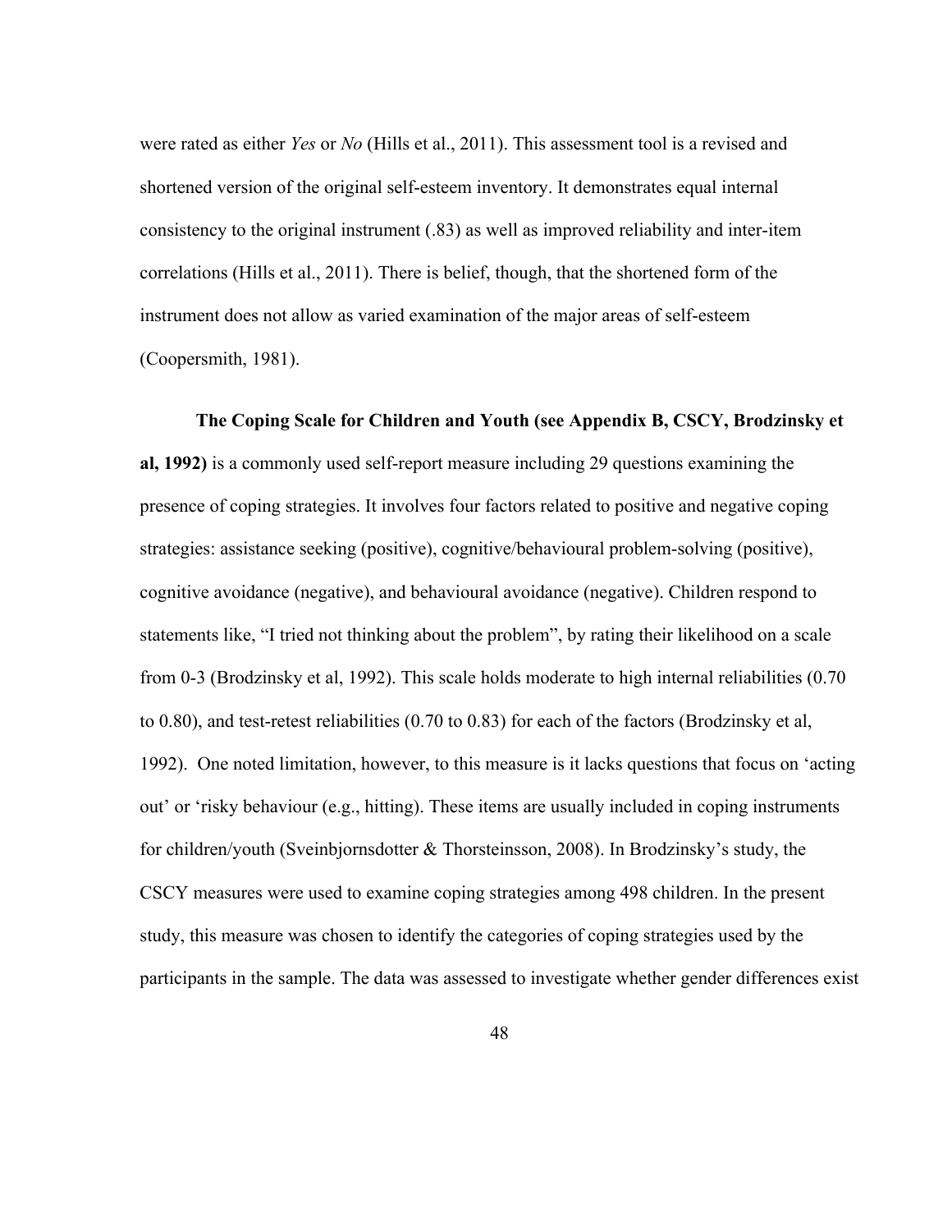were rated as either *Yes* or *No* (Hills et al., 2011). This assessment tool is a revised and shortened version of the original self-esteem inventory. It demonstrates equal internal consistency to the original instrument (.83) as well as improved reliability and inter-item correlations (Hills et al., 2011). There is belief, though, that the shortened form of the instrument does not allow as varied examination of the major areas of self-esteem (Coopersmith, 1981).

**The Coping Scale for Children and Youth (see Appendix B, CSCY, Brodzinsky et al, 1992)** is a commonly used self-report measure including 29 questions examining the presence of coping strategies. It involves four factors related to positive and negative coping strategies: assistance seeking (positive), cognitive/behavioural problem-solving (positive), cognitive avoidance (negative), and behavioural avoidance (negative). Children respond to statements like, "I tried not thinking about the problem", by rating their likelihood on a scale from 0-3 (Brodzinsky et al, 1992). This scale holds moderate to high internal reliabilities (0.70 to 0.80), and test-retest reliabilities (0.70 to 0.83) for each of the factors (Brodzinsky et al, 1992). One noted limitation, however, to this measure is it lacks questions that focus on 'acting out' or 'risky behaviour (e.g., hitting). These items are usually included in coping instruments for children/youth (Sveinbjornsdotter & Thorsteinsson, 2008). In Brodzinsky's study, the CSCY measures were used to examine coping strategies among 498 children. In the present study, this measure was chosen to identify the categories of coping strategies used by the participants in the sample. The data was assessed to investigate whether gender differences exist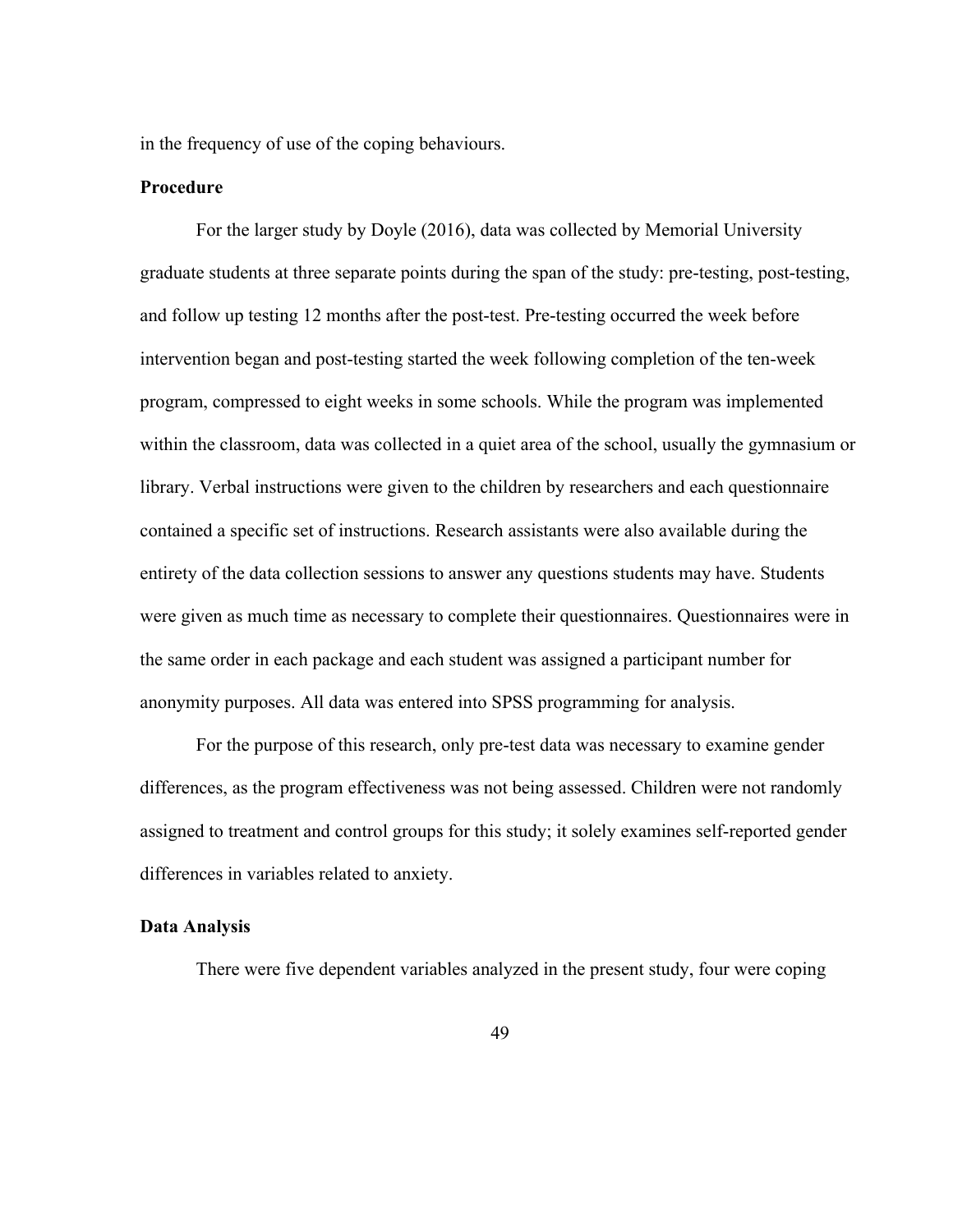in the frequency of use of the coping behaviours.

**Procedure**

For the larger study by Doyle (2016), data was collected by Memorial University graduate students at three separate points during the span of the study: pre-testing, post-testing, and follow up testing 12 months after the post-test. Pre-testing occurred the week before intervention began and post-testing started the week following completion of the ten-week program, compressed to eight weeks in some schools. While the program was implemented within the classroom, data was collected in a quiet area of the school, usually the gymnasium or library. Verbal instructions were given to the children by researchers and each questionnaire contained a specific set of instructions. Research assistants were also available during the entirety of the data collection sessions to answer any questions students may have. Students were given as much time as necessary to complete their questionnaires. Questionnaires were in the same order in each package and each student was assigned a participant number for anonymity purposes. All data was entered into SPSS programming for analysis.

For the purpose of this research, only pre-test data was necessary to examine gender differences, as the program effectiveness was not being assessed. Children were not randomly assigned to treatment and control groups for this study; it solely examines self-reported gender differences in variables related to anxiety.

**Data Analysis**

There were five dependent variables analyzed in the present study, four were coping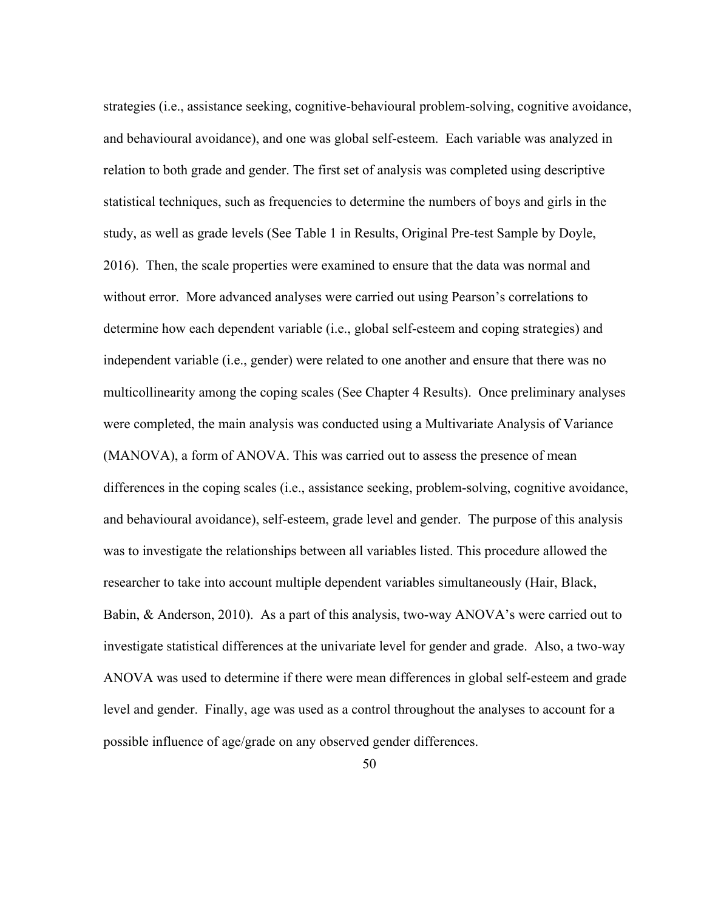strategies (i.e., assistance seeking, cognitive-behavioural problem-solving, cognitive avoidance, and behavioural avoidance), and one was global self-esteem. Each variable was analyzed in relation to both grade and gender. The first set of analysis was completed using descriptive statistical techniques, such as frequencies to determine the numbers of boys and girls in the study, as well as grade levels (See Table 1 in Results, Original Pre-test Sample by Doyle, 2016). Then, the scale properties were examined to ensure that the data was normal and without error. More advanced analyses were carried out using Pearson's correlations to determine how each dependent variable (i.e., global self-esteem and coping strategies) and independent variable (i.e., gender) were related to one another and ensure that there was no multicollinearity among the coping scales (See Chapter 4 Results). Once preliminary analyses were completed, the main analysis was conducted using a Multivariate Analysis of Variance (MANOVA), a form of ANOVA. This was carried out to assess the presence of mean differences in the coping scales (i.e., assistance seeking, problem-solving, cognitive avoidance, and behavioural avoidance), self-esteem, grade level and gender. The purpose of this analysis was to investigate the relationships between all variables listed. This procedure allowed the researcher to take into account multiple dependent variables simultaneously (Hair, Black, Babin, & Anderson, 2010). As a part of this analysis, two-way ANOVA's were carried out to investigate statistical differences at the univariate level for gender and grade. Also, a two-way ANOVA was used to determine if there were mean differences in global self-esteem and grade level and gender. Finally, age was used as a control throughout the analyses to account for a possible influence of age/grade on any observed gender differences.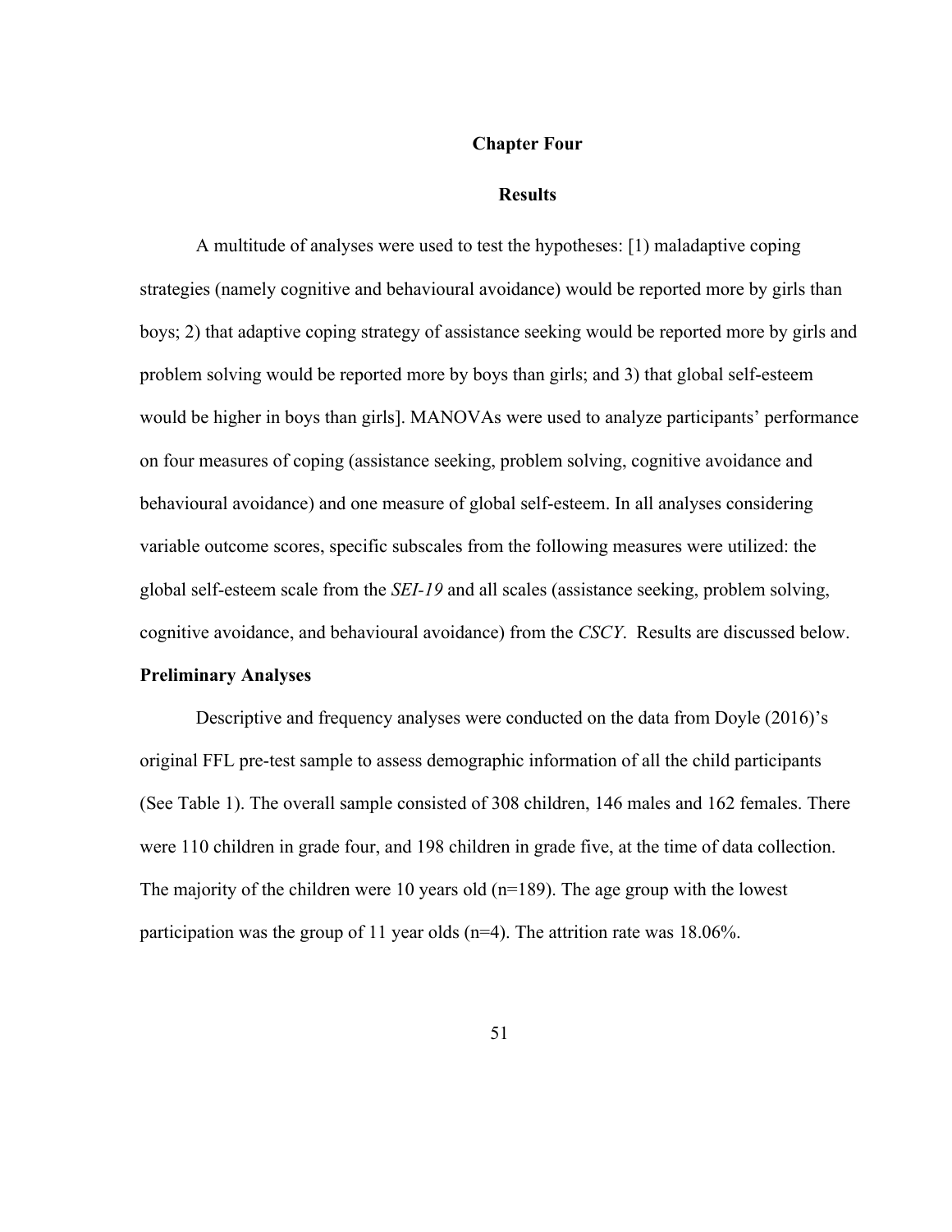# Chapter Four

## Results

A multitude of analyses were used to test the hypotheses: [1) maladaptive coping strategies (namely cognitive and behavioural avoidance) would be reported more by girls than boys; 2) that adaptive coping strategy of assistance seeking would be reported more by girls and problem solving would be reported more by boys than girls; and 3) that global self-esteem would be higher in boys than girls]. MANOVAs were used to analyze participants' performance on four measures of coping (assistance seeking, problem solving, cognitive avoidance and behavioural avoidance) and one measure of global self-esteem. In all analyses considering variable outcome scores, specific subscales from the following measures were utilized: the global self-esteem scale from the *SEI-19* and all scales (assistance seeking, problem solving, cognitive avoidance, and behavioural avoidance) from the *CSCY*. Results are discussed below.

### Preliminary Analyses

Descriptive and frequency analyses were conducted on the data from Doyle (2016)'s original FFL pre-test sample to assess demographic information of all the child participants (See Table 1). The overall sample consisted of 308 children, 146 males and 162 females. There were 110 children in grade four, and 198 children in grade five, at the time of data collection. The majority of the children were 10 years old (n=189). The age group with the lowest participation was the group of 11 year olds (n=4). The attrition rate was 18.06%.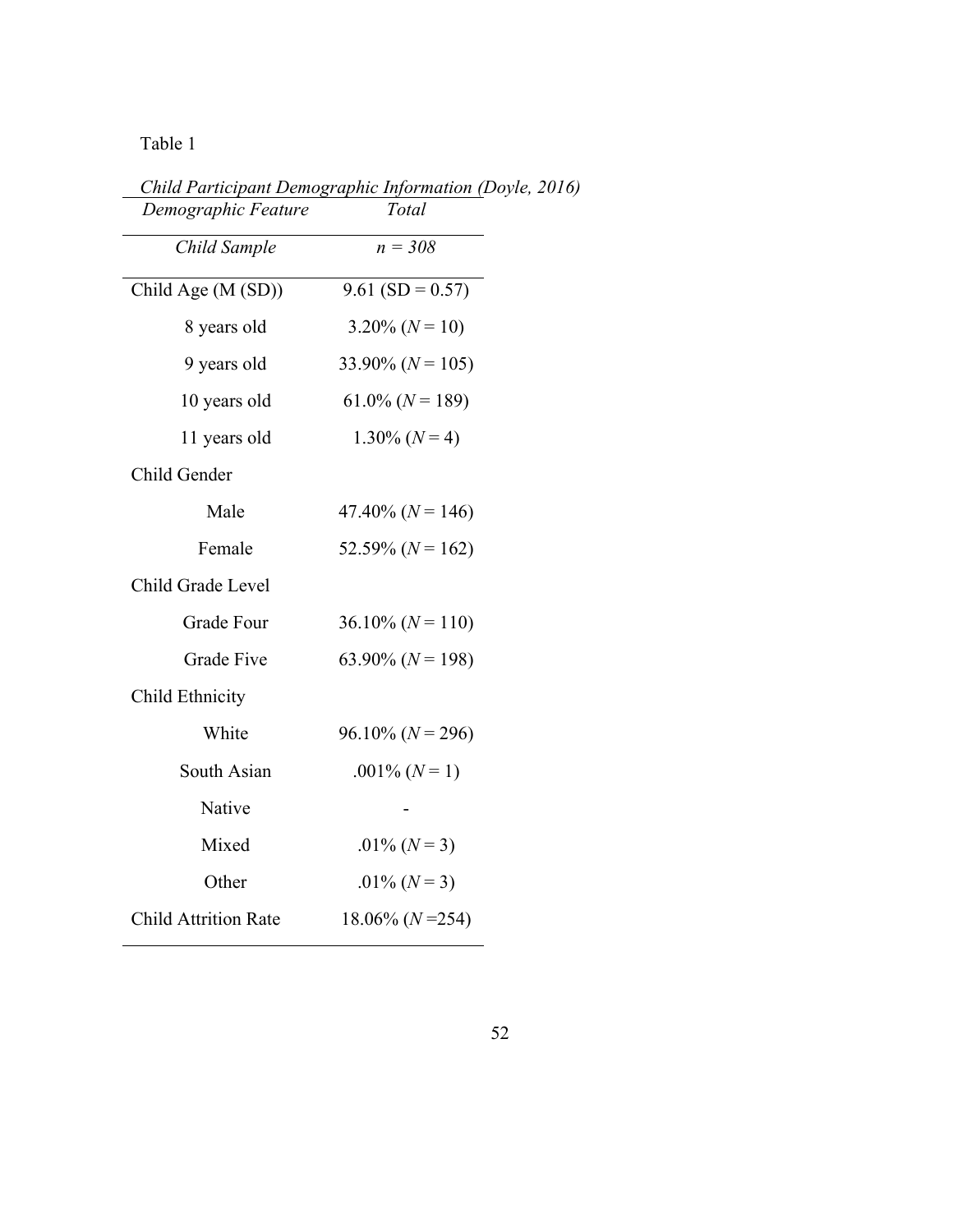Table 1

*Child Participant Demographic Information (Doyle, 2016)*

| *Demographic Feature* | *Total* |
|---|---|
| *Child Sample* | *n = 308* |
| Child Age (M (SD)) | 9.61 (SD = 0.57) |
| 8 years old | 3.20% (*N* = 10) |
| 9 years old | 33.90% (*N* = 105) |
| 10 years old | 61.0% (*N* = 189) |
| 11 years old | 1.30% (*N* = 4) |
| Child Gender | |
| Male | 47.40% (*N* = 146) |
| Female | 52.59% (*N* = 162) |
| Child Grade Level | |
| Grade Four | 36.10% (*N* = 110) |
| Grade Five | 63.90% (*N* = 198) |
| Child Ethnicity | |
| White | 96.10% (*N* = 296) |
| South Asian | .001% (*N* = 1) |
| Native | - |
| Mixed | .01% (*N* = 3) |
| Other | .01% (*N* = 3) |
| Child Attrition Rate | 18.06% (*N* =254) |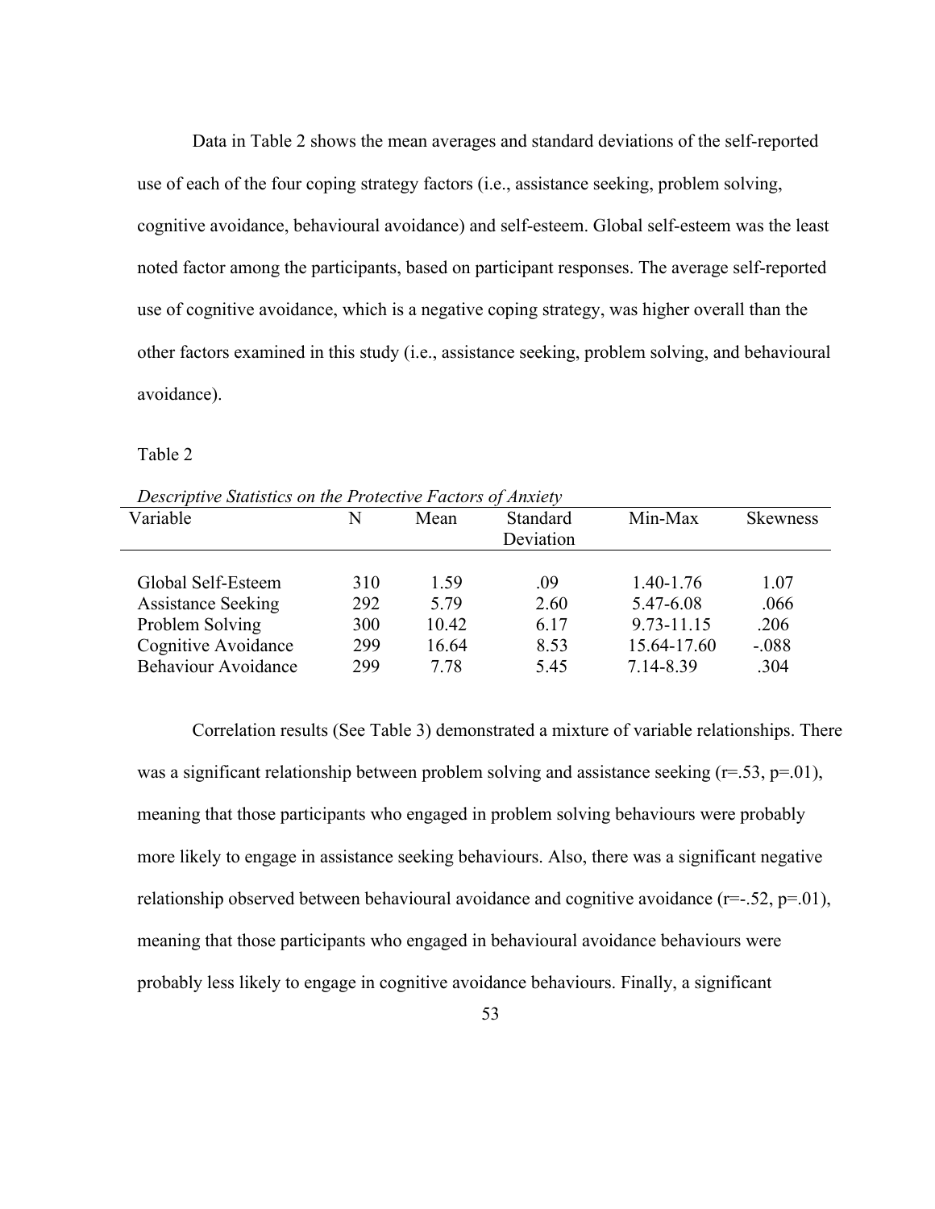Data in Table 2 shows the mean averages and standard deviations of the self-reported use of each of the four coping strategy factors (i.e., assistance seeking, problem solving, cognitive avoidance, behavioural avoidance) and self-esteem. Global self-esteem was the least noted factor among the participants, based on participant responses. The average self-reported use of cognitive avoidance, which is a negative coping strategy, was higher overall than the other factors examined in this study (i.e., assistance seeking, problem solving, and behavioural avoidance).

Table 2

*Descriptive Statistics on the Protective Factors of Anxiety*

| Variable | N | Mean | Standard Deviation | Min-Max | Skewness |
|---|---|---|---|---|---|
| Global Self-Esteem | 310 | 1.59 | .09 | 1.40-1.76 | 1.07 |
| Assistance Seeking | 292 | 5.79 | 2.60 | 5.47-6.08 | .066 |
| Problem Solving | 300 | 10.42 | 6.17 | 9.73-11.15 | .206 |
| Cognitive Avoidance | 299 | 16.64 | 8.53 | 15.64-17.60 | -.088 |
| Behaviour Avoidance | 299 | 7.78 | 5.45 | 7.14-8.39 | .304 |

Correlation results (See Table 3) demonstrated a mixture of variable relationships. There was a significant relationship between problem solving and assistance seeking ($r=.53$, $p=.01$), meaning that those participants who engaged in problem solving behaviours were probably more likely to engage in assistance seeking behaviours. Also, there was a significant negative relationship observed between behavioural avoidance and cognitive avoidance ($r=-.52$, $p=.01$), meaning that those participants who engaged in behavioural avoidance behaviours were probably less likely to engage in cognitive avoidance behaviours. Finally, a significant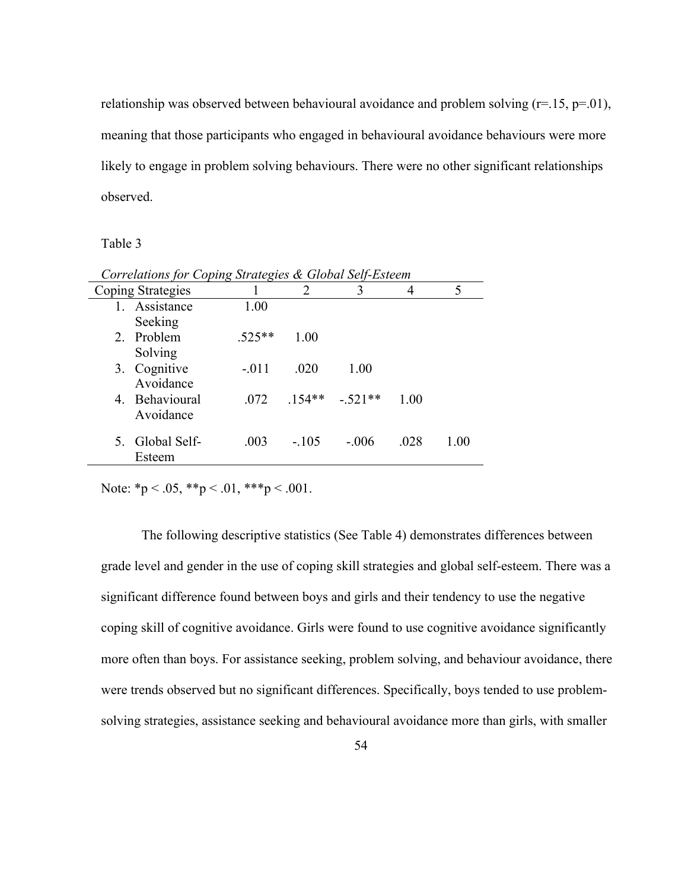relationship was observed between behavioural avoidance and problem solving ($r=.15$, $p=.01$), meaning that those participants who engaged in behavioural avoidance behaviours were more likely to engage in problem solving behaviours. There were no other significant relationships observed.

Table 3

*Correlations for Coping Strategies & Global Self-Esteem*

| Coping Strategies | 1 | 2 | 3 | 4 | 5 |
|---|---|---|---|---|---|
| 1. Assistance Seeking | 1.00 | | | | |
| 2. Problem Solving | .525** | 1.00 | | | |
| 3. Cognitive Avoidance | -.011 | .020 | 1.00 | | |
| 4. Behavioural Avoidance | .072 | .154** | -.521** | 1.00 | |
| 5. Global Self-Esteem | .003 | -.105 | -.006 | .028 | 1.00 |

Note: *$p < .05$, **$p < .01$, ***$p < .001$.

The following descriptive statistics (See Table 4) demonstrates differences between grade level and gender in the use of coping skill strategies and global self-esteem. There was a significant difference found between boys and girls and their tendency to use the negative coping skill of cognitive avoidance. Girls were found to use cognitive avoidance significantly more often than boys. For assistance seeking, problem solving, and behaviour avoidance, there were trends observed but no significant differences. Specifically, boys tended to use problem-solving strategies, assistance seeking and behavioural avoidance more than girls, with smaller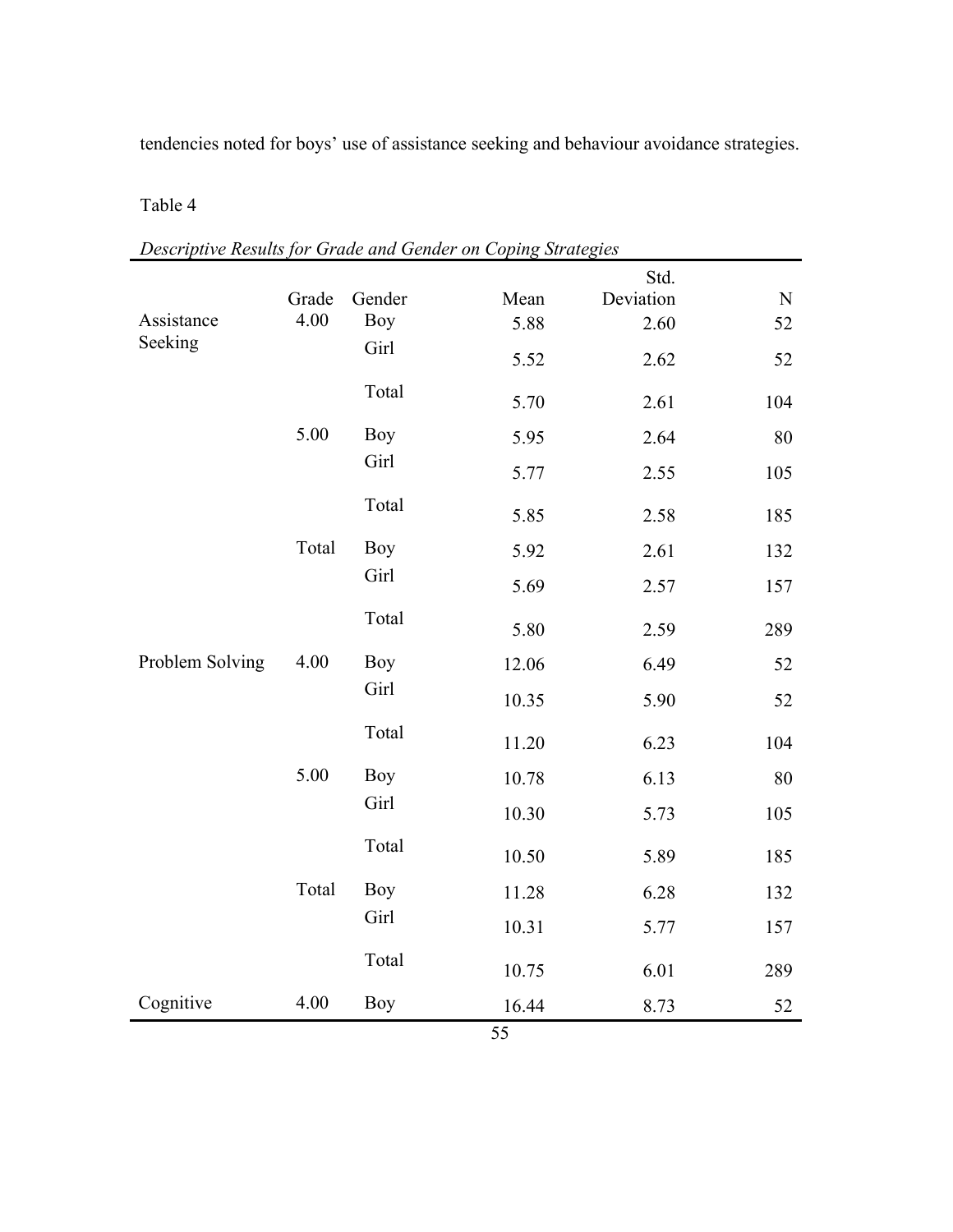tendencies noted for boys' use of assistance seeking and behaviour avoidance strategies.

Table 4

*Descriptive Results for Grade and Gender on Coping Strategies*

| | Grade | Gender | Mean | Std. Deviation | N |
|---|---|---|---|---|---|
| Assistance Seeking | 4.00 | Boy | 5.88 | 2.60 | 52 |
| | | Girl | 5.52 | 2.62 | 52 |
| | | Total | 5.70 | 2.61 | 104 |
| | 5.00 | Boy | 5.95 | 2.64 | 80 |
| | | Girl | 5.77 | 2.55 | 105 |
| | | Total | 5.85 | 2.58 | 185 |
| | Total | Boy | 5.92 | 2.61 | 132 |
| | | Girl | 5.69 | 2.57 | 157 |
| | | Total | 5.80 | 2.59 | 289 |
| Problem Solving | 4.00 | Boy | 12.06 | 6.49 | 52 |
| | | Girl | 10.35 | 5.90 | 52 |
| | | Total | 11.20 | 6.23 | 104 |
| | 5.00 | Boy | 10.78 | 6.13 | 80 |
| | | Girl | 10.30 | 5.73 | 105 |
| | | Total | 10.50 | 5.89 | 185 |
| | Total | Boy | 11.28 | 6.28 | 132 |
| | | Girl | 10.31 | 5.77 | 157 |
| | | Total | 10.75 | 6.01 | 289 |
| Cognitive | 4.00 | Boy | 16.44 | 8.73 | 52 |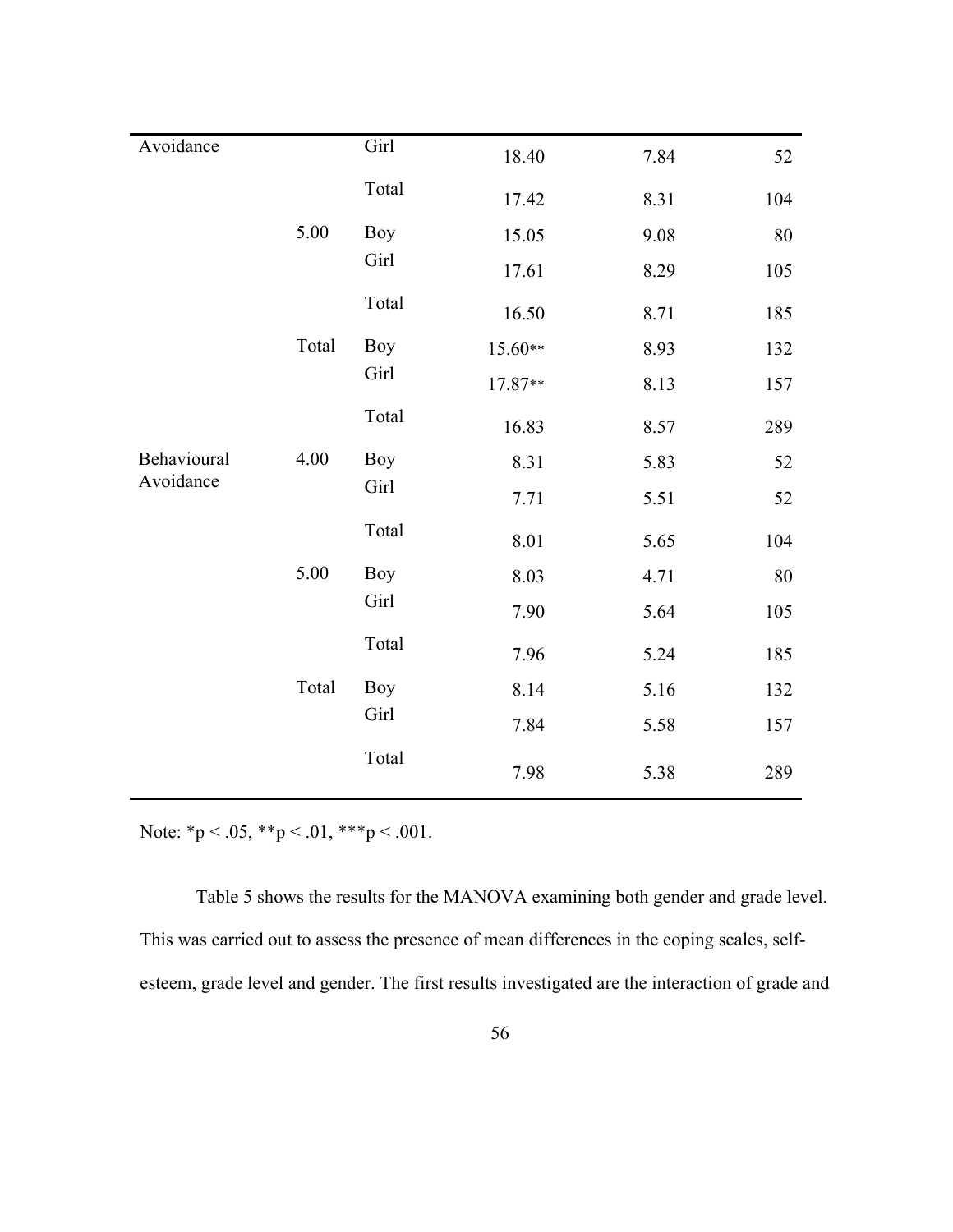| | | | | | |
|---|---|---|---|---|---|
| Avoidance | | Girl | 18.40 | 7.84 | 52 |
| | | Total | 17.42 | 8.31 | 104 |
| | 5.00 | Boy | 15.05 | 9.08 | 80 |
| | | Girl | 17.61 | 8.29 | 105 |
| | | Total | 16.50 | 8.71 | 185 |
| | Total | Boy | 15.60** | 8.93 | 132 |
| | | Girl | 17.87** | 8.13 | 157 |
| | | Total | 16.83 | 8.57 | 289 |
| Behavioural Avoidance | 4.00 | Boy | 8.31 | 5.83 | 52 |
| | | Girl | 7.71 | 5.51 | 52 |
| | | Total | 8.01 | 5.65 | 104 |
| | 5.00 | Boy | 8.03 | 4.71 | 80 |
| | | Girl | 7.90 | 5.64 | 105 |
| | | Total | 7.96 | 5.24 | 185 |
| | Total | Boy | 8.14 | 5.16 | 132 |
| | | Girl | 7.84 | 5.58 | 157 |
| | | Total | 7.98 | 5.38 | 289 |

Note: *$p < .05$, **$p < .01$, ***$p < .001$.

Table 5 shows the results for the MANOVA examining both gender and grade level. This was carried out to assess the presence of mean differences in the coping scales, self-esteem, grade level and gender. The first results investigated are the interaction of grade and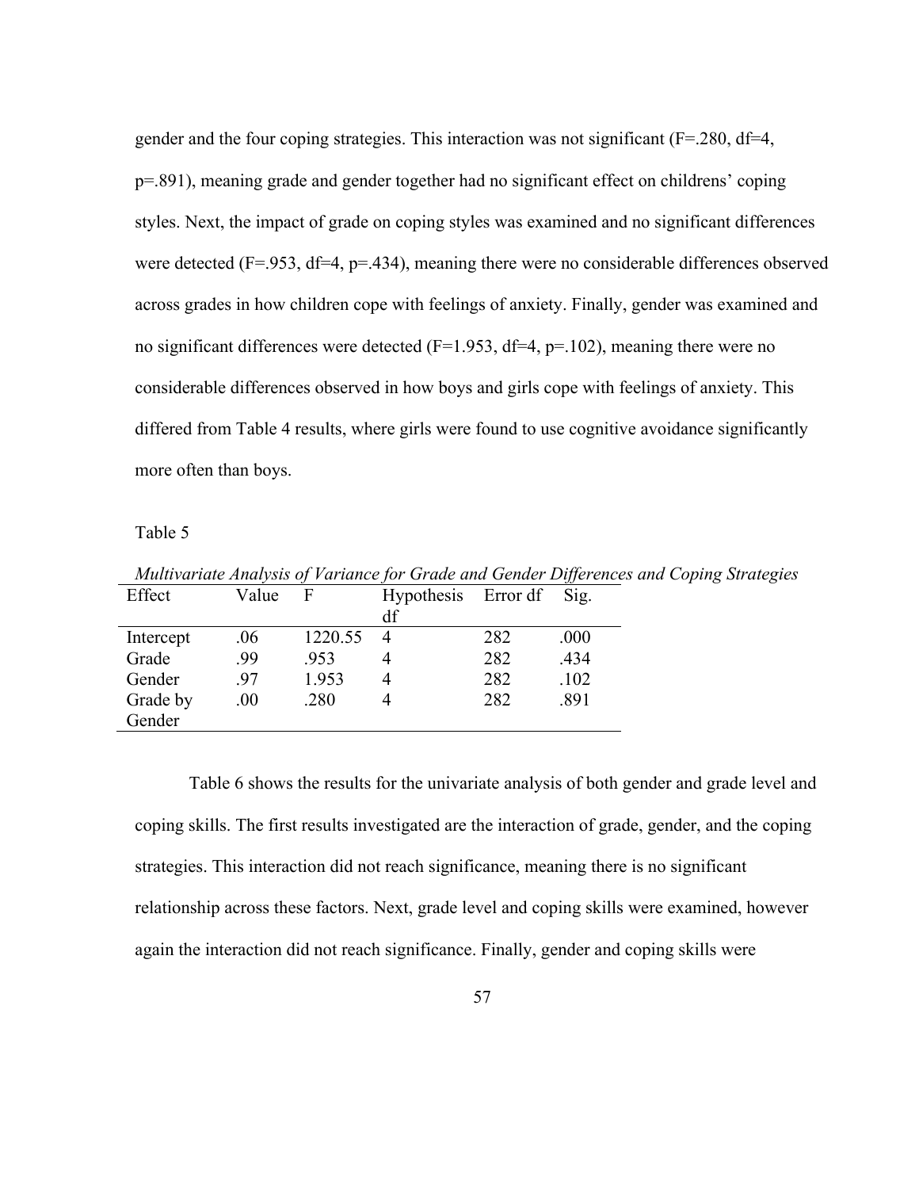gender and the four coping strategies. This interaction was not significant (F=.280, df=4, p=.891), meaning grade and gender together had no significant effect on childrens' coping styles. Next, the impact of grade on coping styles was examined and no significant differences were detected (F=.953, df=4, p=.434), meaning there were no considerable differences observed across grades in how children cope with feelings of anxiety. Finally, gender was examined and no significant differences were detected (F=1.953, df=4, p=.102), meaning there were no considerable differences observed in how boys and girls cope with feelings of anxiety. This differed from Table 4 results, where girls were found to use cognitive avoidance significantly more often than boys.

Table 5

*Multivariate Analysis of Variance for Grade and Gender Differences and Coping Strategies*

| Effect | Value | F | Hypothesis df | Error df | Sig. |
|---|---|---|---|---|---|
| Intercept | .06 | 1220.55 | 4 | 282 | .000 |
| Grade | .99 | .953 | 4 | 282 | .434 |
| Gender | .97 | 1.953 | 4 | 282 | .102 |
| Grade by Gender | .00 | .280 | 4 | 282 | .891 |

Table 6 shows the results for the univariate analysis of both gender and grade level and coping skills. The first results investigated are the interaction of grade, gender, and the coping strategies. This interaction did not reach significance, meaning there is no significant relationship across these factors. Next, grade level and coping skills were examined, however again the interaction did not reach significance. Finally, gender and coping skills were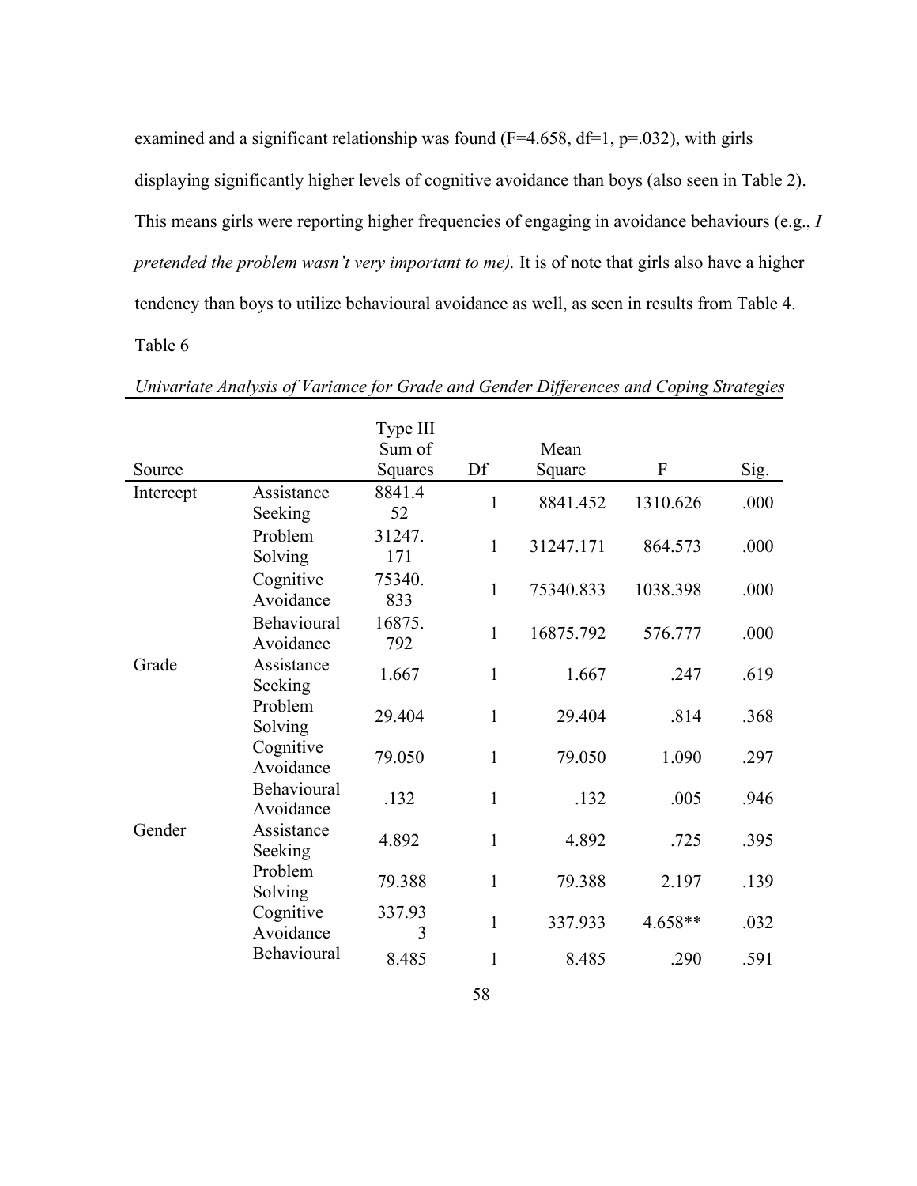examined and a significant relationship was found ($F=4.658$, $df=1$, $p=.032$), with girls displaying significantly higher levels of cognitive avoidance than boys (also seen in Table 2). This means girls were reporting higher frequencies of engaging in avoidance behaviours (e.g., *I pretended the problem wasn't very important to me).* It is of note that girls also have a higher tendency than boys to utilize behavioural avoidance as well, as seen in results from Table 4.

Table 6

*Univariate Analysis of Variance for Grade and Gender Differences and Coping Strategies*

| Source | | Type III Sum of Squares | Df | Mean Square | F | Sig. |
|---|---|---|---|---|---|---|
| Intercept | Assistance Seeking | 8841.452 | 1 | 8841.452 | 1310.626 | .000 |
| | Problem Solving | 31247.171 | 1 | 31247.171 | 864.573 | .000 |
| | Cognitive Avoidance | 75340.833 | 1 | 75340.833 | 1038.398 | .000 |
| | Behavioural Avoidance | 16875.792 | 1 | 16875.792 | 576.777 | .000 |
| Grade | Assistance Seeking | 1.667 | 1 | 1.667 | .247 | .619 |
| | Problem Solving | 29.404 | 1 | 29.404 | .814 | .368 |
| | Cognitive Avoidance | 79.050 | 1 | 79.050 | 1.090 | .297 |
| | Behavioural Avoidance | .132 | 1 | .132 | .005 | .946 |
| Gender | Assistance Seeking | 4.892 | 1 | 4.892 | .725 | .395 |
| | Problem Solving | 79.388 | 1 | 79.388 | 2.197 | .139 |
| | Cognitive Avoidance | 337.933 | 1 | 337.933 | 4.658** | .032 |
| | Behavioural | 8.485 | 1 | 8.485 | .290 | .591 |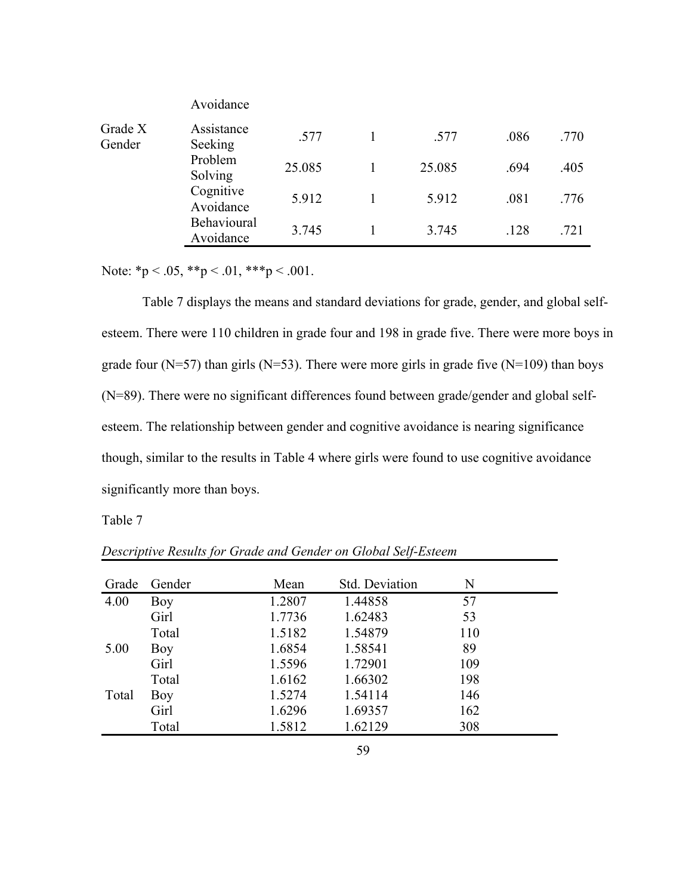| | | | | | | |
|---|---|---|---|---|---|---|
| | Avoidance | | | | | |
| Grade X Gender | Assistance Seeking | .577 | 1 | .577 | .086 | .770 |
| | Problem Solving | 25.085 | 1 | 25.085 | .694 | .405 |
| | Cognitive Avoidance | 5.912 | 1 | 5.912 | .081 | .776 |
| | Behavioural Avoidance | 3.745 | 1 | 3.745 | .128 | .721 |

Note: *p < .05, **p < .01, ***p < .001.

Table 7 displays the means and standard deviations for grade, gender, and global self-esteem. There were 110 children in grade four and 198 in grade five. There were more boys in grade four (N=57) than girls (N=53). There were more girls in grade five (N=109) than boys (N=89). There were no significant differences found between grade/gender and global self-esteem. The relationship between gender and cognitive avoidance is nearing significance though, similar to the results in Table 4 where girls were found to use cognitive avoidance significantly more than boys.

Table 7

*Descriptive Results for Grade and Gender on Global Self-Esteem*

| Grade | Gender | Mean | Std. Deviation | N |
|---|---|---|---|---|
| 4.00 | Boy | 1.2807 | 1.44858 | 57 |
| | Girl | 1.7736 | 1.62483 | 53 |
| | Total | 1.5182 | 1.54879 | 110 |
| 5.00 | Boy | 1.6854 | 1.58541 | 89 |
| | Girl | 1.5596 | 1.72901 | 109 |
| | Total | 1.6162 | 1.66302 | 198 |
| Total | Boy | 1.5274 | 1.54114 | 146 |
| | Girl | 1.6296 | 1.69357 | 162 |
| | Total | 1.5812 | 1.62129 | 308 |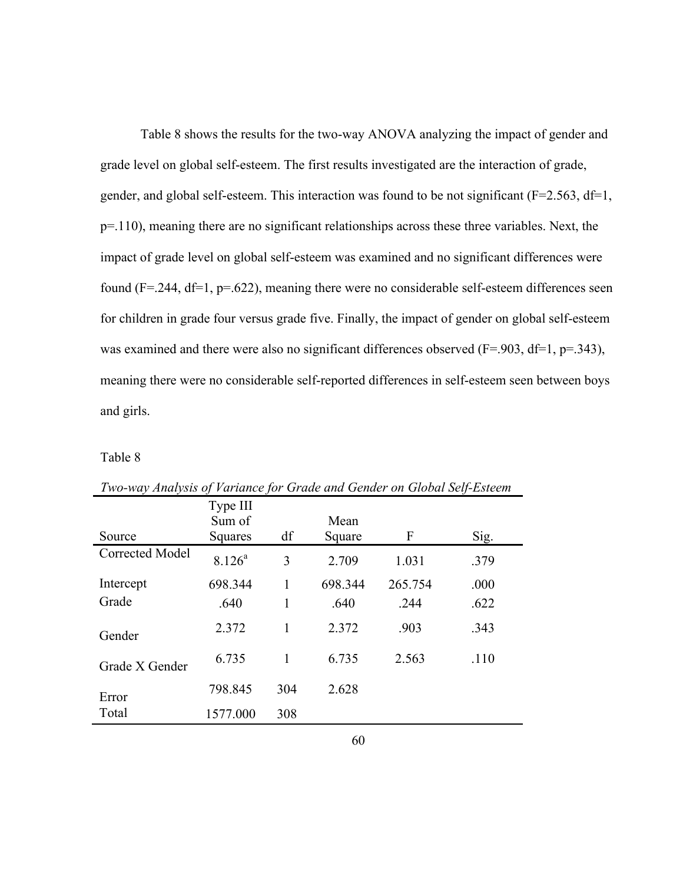Table 8 shows the results for the two-way ANOVA analyzing the impact of gender and grade level on global self-esteem. The first results investigated are the interaction of grade, gender, and global self-esteem. This interaction was found to be not significant ($F=2.563$, $df=1$, $p=.110$), meaning there are no significant relationships across these three variables. Next, the impact of grade level on global self-esteem was examined and no significant differences were found ($F=.244$, $df=1$, $p=.622$), meaning there were no considerable self-esteem differences seen for children in grade four versus grade five. Finally, the impact of gender on global self-esteem was examined and there were also no significant differences observed ($F=.903$, $df=1$, $p=.343$), meaning there were no considerable self-reported differences in self-esteem seen between boys and girls.

Table 8

*Two-way Analysis of Variance for Grade and Gender on Global Self-Esteem*

| Source | Type III Sum of Squares | df | Mean Square | F | Sig. |
|---|---|---|---|---|---|
| Corrected Model | 8.126[a] | 3 | 2.709 | 1.031 | .379 |
| Intercept | 698.344 | 1 | 698.344 | 265.754 | .000 |
| Grade | .640 | 1 | .640 | .244 | .622 |
| Gender | 2.372 | 1 | 2.372 | .903 | .343 |
| Grade X Gender | 6.735 | 1 | 6.735 | 2.563 | .110 |
| Error | 798.845 | 304 | 2.628 | | |
| Total | 1577.000 | 308 | | | |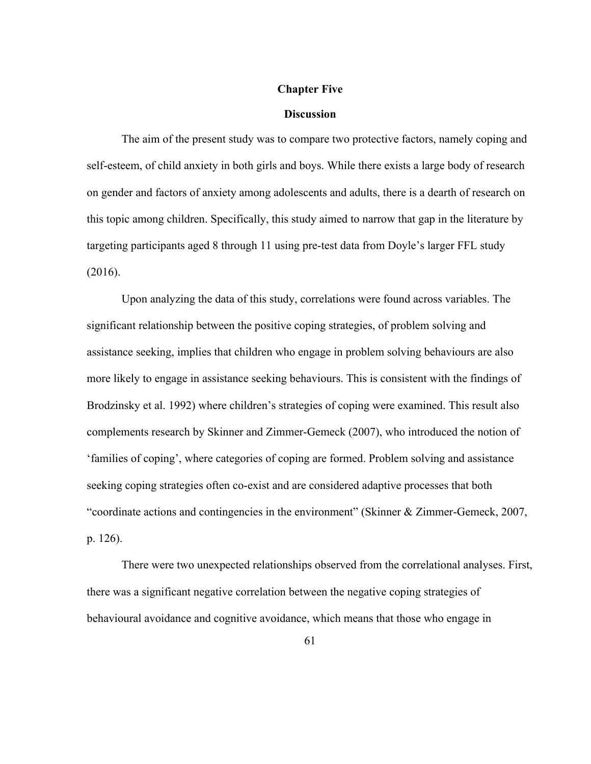# Chapter Five

## Discussion

The aim of the present study was to compare two protective factors, namely coping and self-esteem, of child anxiety in both girls and boys. While there exists a large body of research on gender and factors of anxiety among adolescents and adults, there is a dearth of research on this topic among children. Specifically, this study aimed to narrow that gap in the literature by targeting participants aged 8 through 11 using pre-test data from Doyle's larger FFL study (2016).

Upon analyzing the data of this study, correlations were found across variables. The significant relationship between the positive coping strategies, of problem solving and assistance seeking, implies that children who engage in problem solving behaviours are also more likely to engage in assistance seeking behaviours. This is consistent with the findings of Brodzinsky et al. 1992) where children's strategies of coping were examined. This result also complements research by Skinner and Zimmer-Gemeck (2007), who introduced the notion of 'families of coping', where categories of coping are formed. Problem solving and assistance seeking coping strategies often co-exist and are considered adaptive processes that both "coordinate actions and contingencies in the environment" (Skinner & Zimmer-Gemeck, 2007, p. 126).

There were two unexpected relationships observed from the correlational analyses. First, there was a significant negative correlation between the negative coping strategies of behavioural avoidance and cognitive avoidance, which means that those who engage in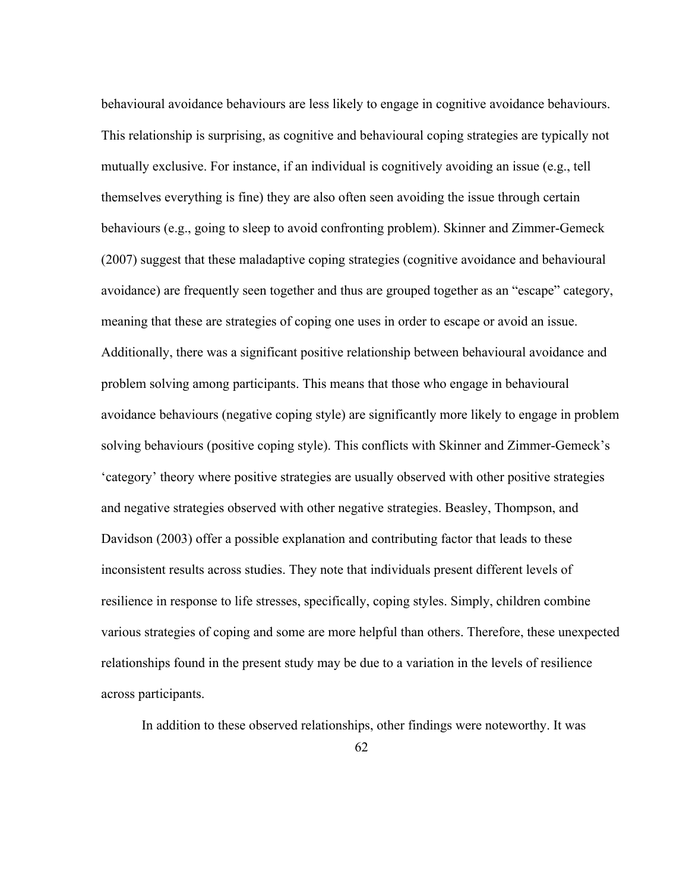behavioural avoidance behaviours are less likely to engage in cognitive avoidance behaviours. This relationship is surprising, as cognitive and behavioural coping strategies are typically not mutually exclusive. For instance, if an individual is cognitively avoiding an issue (e.g., tell themselves everything is fine) they are also often seen avoiding the issue through certain behaviours (e.g., going to sleep to avoid confronting problem). Skinner and Zimmer-Gemeck (2007) suggest that these maladaptive coping strategies (cognitive avoidance and behavioural avoidance) are frequently seen together and thus are grouped together as an "escape" category, meaning that these are strategies of coping one uses in order to escape or avoid an issue. Additionally, there was a significant positive relationship between behavioural avoidance and problem solving among participants. This means that those who engage in behavioural avoidance behaviours (negative coping style) are significantly more likely to engage in problem solving behaviours (positive coping style). This conflicts with Skinner and Zimmer-Gemeck's 'category' theory where positive strategies are usually observed with other positive strategies and negative strategies observed with other negative strategies. Beasley, Thompson, and Davidson (2003) offer a possible explanation and contributing factor that leads to these inconsistent results across studies. They note that individuals present different levels of resilience in response to life stresses, specifically, coping styles. Simply, children combine various strategies of coping and some are more helpful than others. Therefore, these unexpected relationships found in the present study may be due to a variation in the levels of resilience across participants.

In addition to these observed relationships, other findings were noteworthy. It was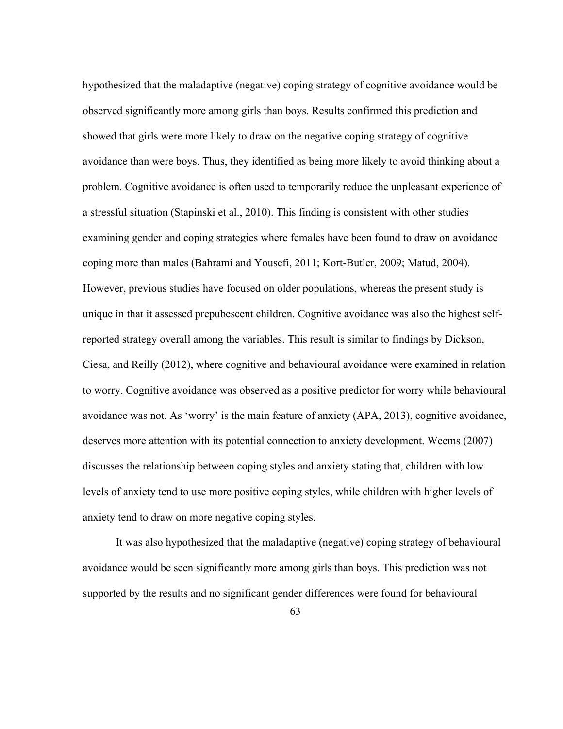hypothesized that the maladaptive (negative) coping strategy of cognitive avoidance would be observed significantly more among girls than boys. Results confirmed this prediction and showed that girls were more likely to draw on the negative coping strategy of cognitive avoidance than were boys. Thus, they identified as being more likely to avoid thinking about a problem. Cognitive avoidance is often used to temporarily reduce the unpleasant experience of a stressful situation (Stapinski et al., 2010). This finding is consistent with other studies examining gender and coping strategies where females have been found to draw on avoidance coping more than males (Bahrami and Yousefi, 2011; Kort-Butler, 2009; Matud, 2004). However, previous studies have focused on older populations, whereas the present study is unique in that it assessed prepubescent children. Cognitive avoidance was also the highest self-reported strategy overall among the variables. This result is similar to findings by Dickson, Ciesa, and Reilly (2012), where cognitive and behavioural avoidance were examined in relation to worry. Cognitive avoidance was observed as a positive predictor for worry while behavioural avoidance was not. As 'worry' is the main feature of anxiety (APA, 2013), cognitive avoidance, deserves more attention with its potential connection to anxiety development. Weems (2007) discusses the relationship between coping styles and anxiety stating that, children with low levels of anxiety tend to use more positive coping styles, while children with higher levels of anxiety tend to draw on more negative coping styles.

It was also hypothesized that the maladaptive (negative) coping strategy of behavioural avoidance would be seen significantly more among girls than boys. This prediction was not supported by the results and no significant gender differences were found for behavioural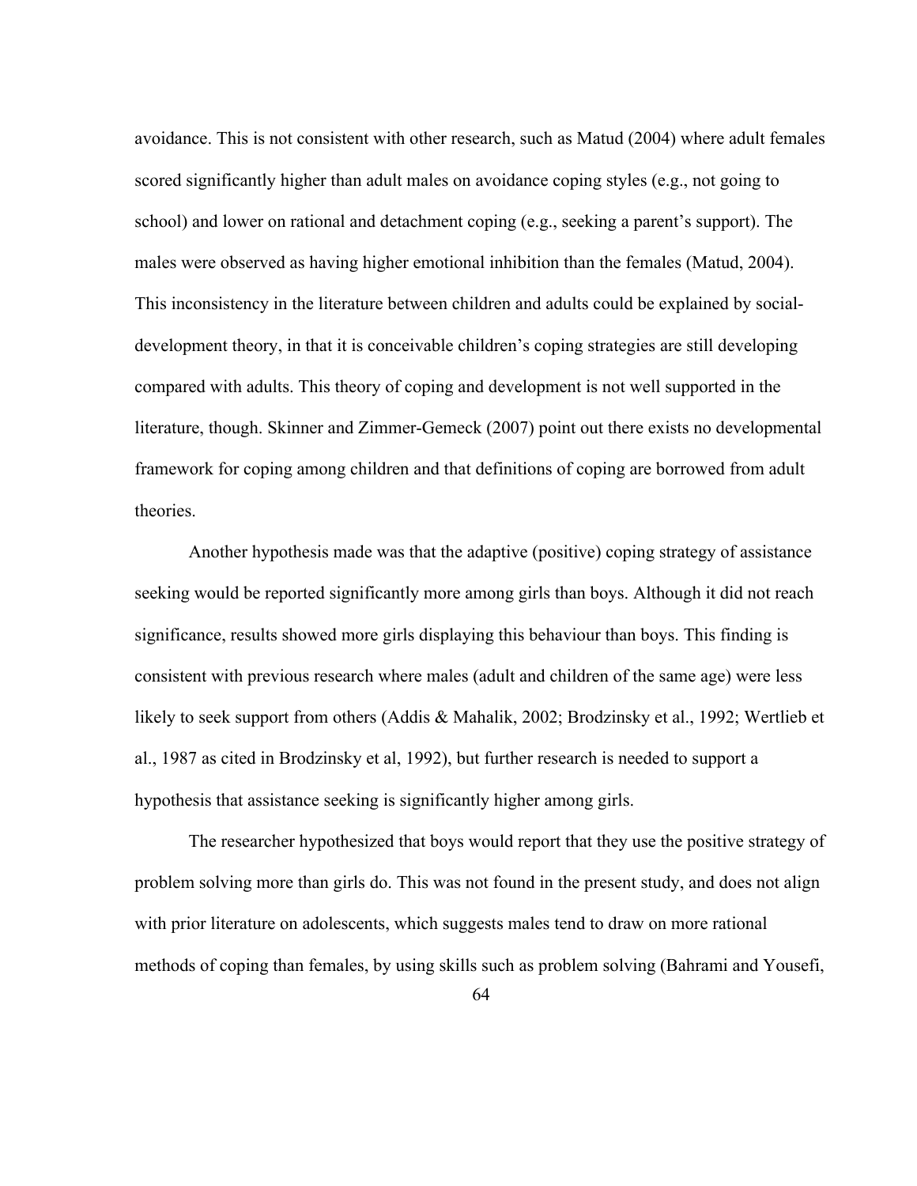avoidance. This is not consistent with other research, such as Matud (2004) where adult females scored significantly higher than adult males on avoidance coping styles (e.g., not going to school) and lower on rational and detachment coping (e.g., seeking a parent's support). The males were observed as having higher emotional inhibition than the females (Matud, 2004). This inconsistency in the literature between children and adults could be explained by social-development theory, in that it is conceivable children's coping strategies are still developing compared with adults. This theory of coping and development is not well supported in the literature, though. Skinner and Zimmer-Gemeck (2007) point out there exists no developmental framework for coping among children and that definitions of coping are borrowed from adult theories.

Another hypothesis made was that the adaptive (positive) coping strategy of assistance seeking would be reported significantly more among girls than boys. Although it did not reach significance, results showed more girls displaying this behaviour than boys. This finding is consistent with previous research where males (adult and children of the same age) were less likely to seek support from others (Addis & Mahalik, 2002; Brodzinsky et al., 1992; Wertlieb et al., 1987 as cited in Brodzinsky et al, 1992), but further research is needed to support a hypothesis that assistance seeking is significantly higher among girls.

The researcher hypothesized that boys would report that they use the positive strategy of problem solving more than girls do. This was not found in the present study, and does not align with prior literature on adolescents, which suggests males tend to draw on more rational methods of coping than females, by using skills such as problem solving (Bahrami and Yousefi,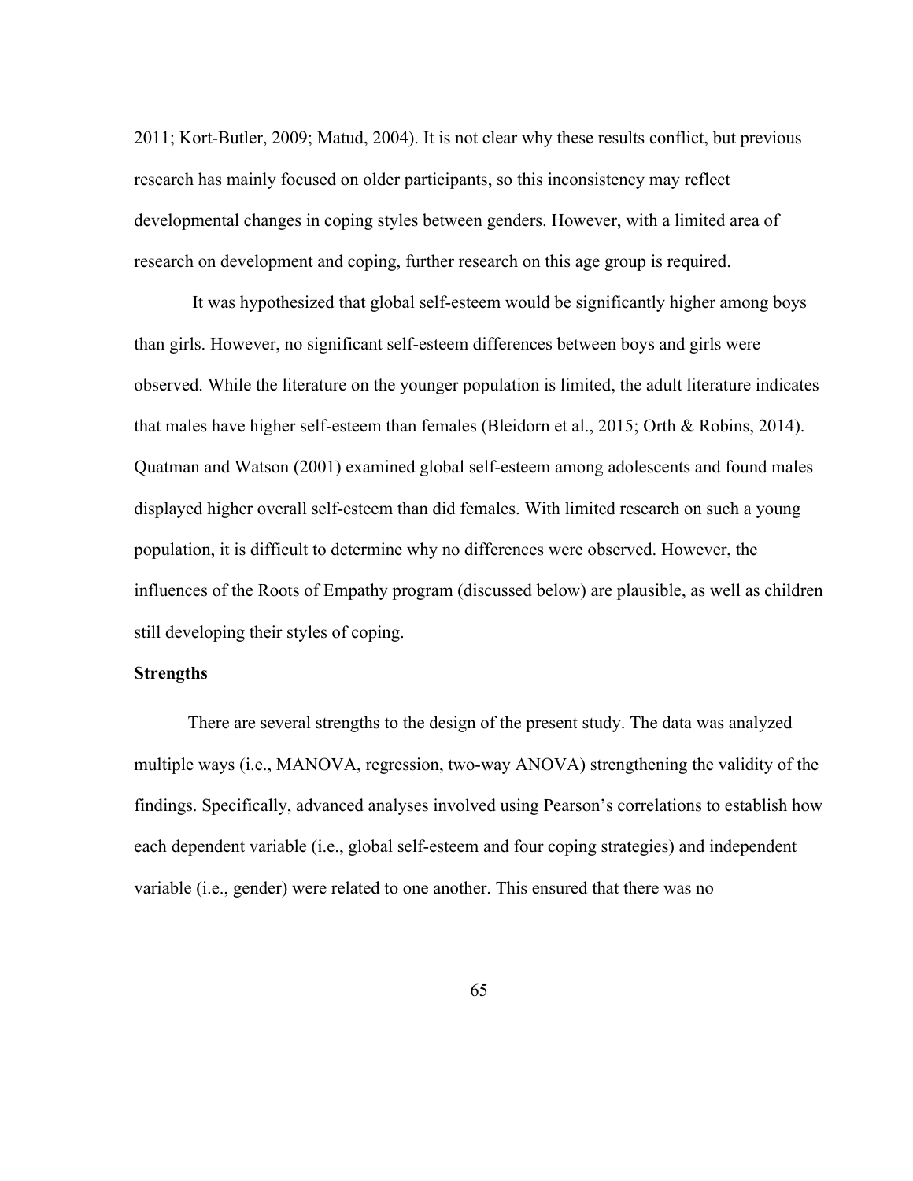2011; Kort-Butler, 2009; Matud, 2004). It is not clear why these results conflict, but previous research has mainly focused on older participants, so this inconsistency may reflect developmental changes in coping styles between genders. However, with a limited area of research on development and coping, further research on this age group is required.

It was hypothesized that global self-esteem would be significantly higher among boys than girls. However, no significant self-esteem differences between boys and girls were observed. While the literature on the younger population is limited, the adult literature indicates that males have higher self-esteem than females (Bleidorn et al., 2015; Orth & Robins, 2014). Quatman and Watson (2001) examined global self-esteem among adolescents and found males displayed higher overall self-esteem than did females. With limited research on such a young population, it is difficult to determine why no differences were observed. However, the influences of the Roots of Empathy program (discussed below) are plausible, as well as children still developing their styles of coping.

**Strengths**

There are several strengths to the design of the present study. The data was analyzed multiple ways (i.e., MANOVA, regression, two-way ANOVA) strengthening the validity of the findings. Specifically, advanced analyses involved using Pearson's correlations to establish how each dependent variable (i.e., global self-esteem and four coping strategies) and independent variable (i.e., gender) were related to one another. This ensured that there was no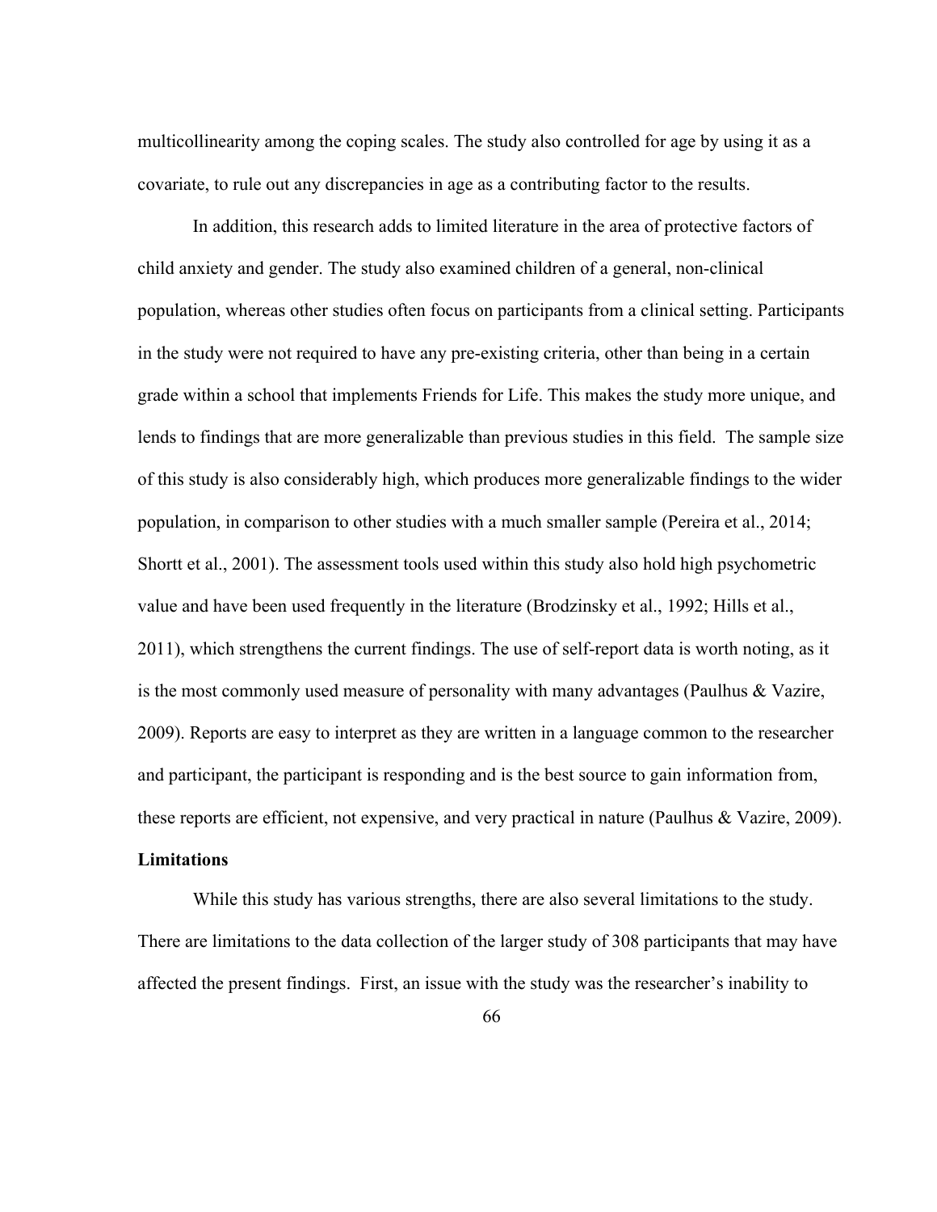multicollinearity among the coping scales. The study also controlled for age by using it as a covariate, to rule out any discrepancies in age as a contributing factor to the results.

In addition, this research adds to limited literature in the area of protective factors of child anxiety and gender. The study also examined children of a general, non-clinical population, whereas other studies often focus on participants from a clinical setting. Participants in the study were not required to have any pre-existing criteria, other than being in a certain grade within a school that implements Friends for Life. This makes the study more unique, and lends to findings that are more generalizable than previous studies in this field. The sample size of this study is also considerably high, which produces more generalizable findings to the wider population, in comparison to other studies with a much smaller sample (Pereira et al., 2014; Shortt et al., 2001). The assessment tools used within this study also hold high psychometric value and have been used frequently in the literature (Brodzinsky et al., 1992; Hills et al., 2011), which strengthens the current findings. The use of self-report data is worth noting, as it is the most commonly used measure of personality with many advantages (Paulhus & Vazire, 2009). Reports are easy to interpret as they are written in a language common to the researcher and participant, the participant is responding and is the best source to gain information from, these reports are efficient, not expensive, and very practical in nature (Paulhus & Vazire, 2009).

**Limitations**

While this study has various strengths, there are also several limitations to the study. There are limitations to the data collection of the larger study of 308 participants that may have affected the present findings. First, an issue with the study was the researcher's inability to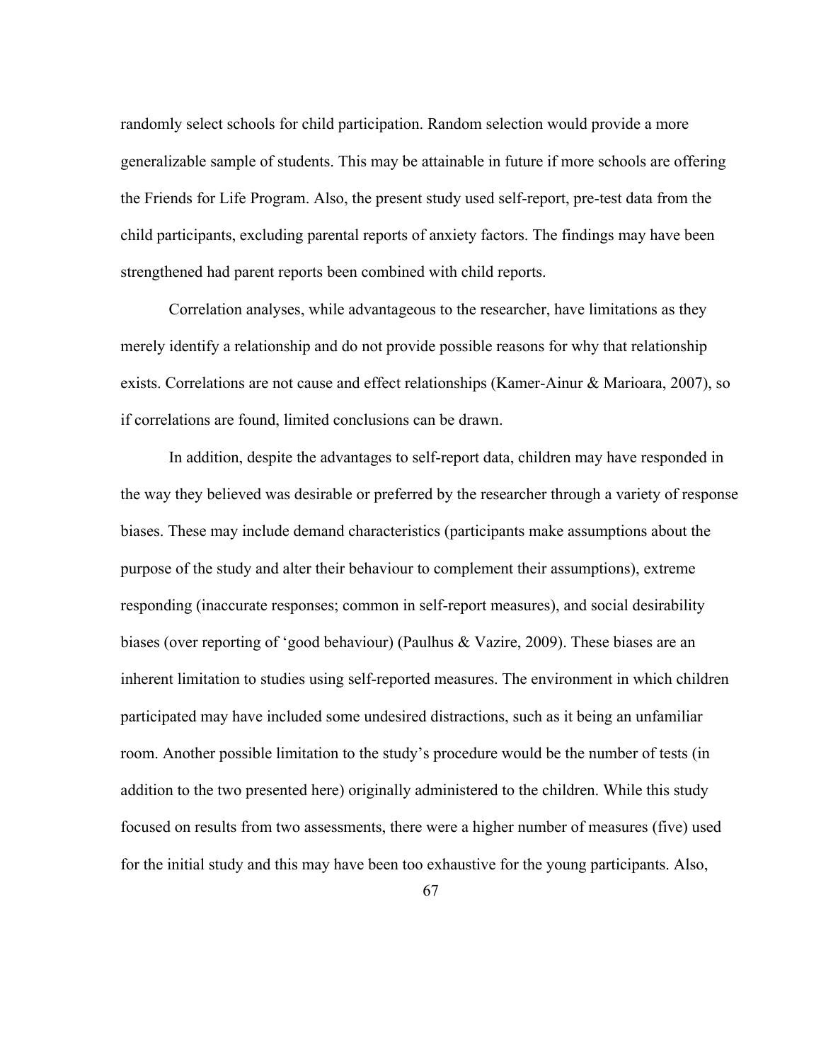randomly select schools for child participation. Random selection would provide a more generalizable sample of students. This may be attainable in future if more schools are offering the Friends for Life Program. Also, the present study used self-report, pre-test data from the child participants, excluding parental reports of anxiety factors. The findings may have been strengthened had parent reports been combined with child reports.

Correlation analyses, while advantageous to the researcher, have limitations as they merely identify a relationship and do not provide possible reasons for why that relationship exists. Correlations are not cause and effect relationships (Kamer-Ainur & Marioara, 2007), so if correlations are found, limited conclusions can be drawn.

In addition, despite the advantages to self-report data, children may have responded in the way they believed was desirable or preferred by the researcher through a variety of response biases. These may include demand characteristics (participants make assumptions about the purpose of the study and alter their behaviour to complement their assumptions), extreme responding (inaccurate responses; common in self-report measures), and social desirability biases (over reporting of 'good behaviour) (Paulhus & Vazire, 2009). These biases are an inherent limitation to studies using self-reported measures. The environment in which children participated may have included some undesired distractions, such as it being an unfamiliar room. Another possible limitation to the study's procedure would be the number of tests (in addition to the two presented here) originally administered to the children. While this study focused on results from two assessments, there were a higher number of measures (five) used for the initial study and this may have been too exhaustive for the young participants. Also,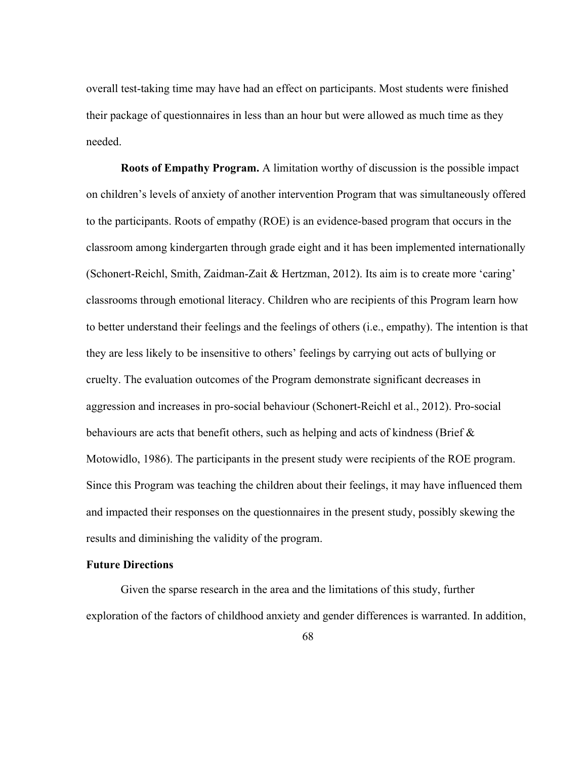overall test-taking time may have had an effect on participants. Most students were finished their package of questionnaires in less than an hour but were allowed as much time as they needed.

**Roots of Empathy Program.** A limitation worthy of discussion is the possible impact on children's levels of anxiety of another intervention Program that was simultaneously offered to the participants. Roots of empathy (ROE) is an evidence-based program that occurs in the classroom among kindergarten through grade eight and it has been implemented internationally (Schonert-Reichl, Smith, Zaidman-Zait & Hertzman, 2012). Its aim is to create more 'caring' classrooms through emotional literacy. Children who are recipients of this Program learn how to better understand their feelings and the feelings of others (i.e., empathy). The intention is that they are less likely to be insensitive to others' feelings by carrying out acts of bullying or cruelty. The evaluation outcomes of the Program demonstrate significant decreases in aggression and increases in pro-social behaviour (Schonert-Reichl et al., 2012). Pro-social behaviours are acts that benefit others, such as helping and acts of kindness (Brief & Motowidlo, 1986). The participants in the present study were recipients of the ROE program. Since this Program was teaching the children about their feelings, it may have influenced them and impacted their responses on the questionnaires in the present study, possibly skewing the results and diminishing the validity of the program.

### Future Directions

Given the sparse research in the area and the limitations of this study, further exploration of the factors of childhood anxiety and gender differences is warranted. In addition,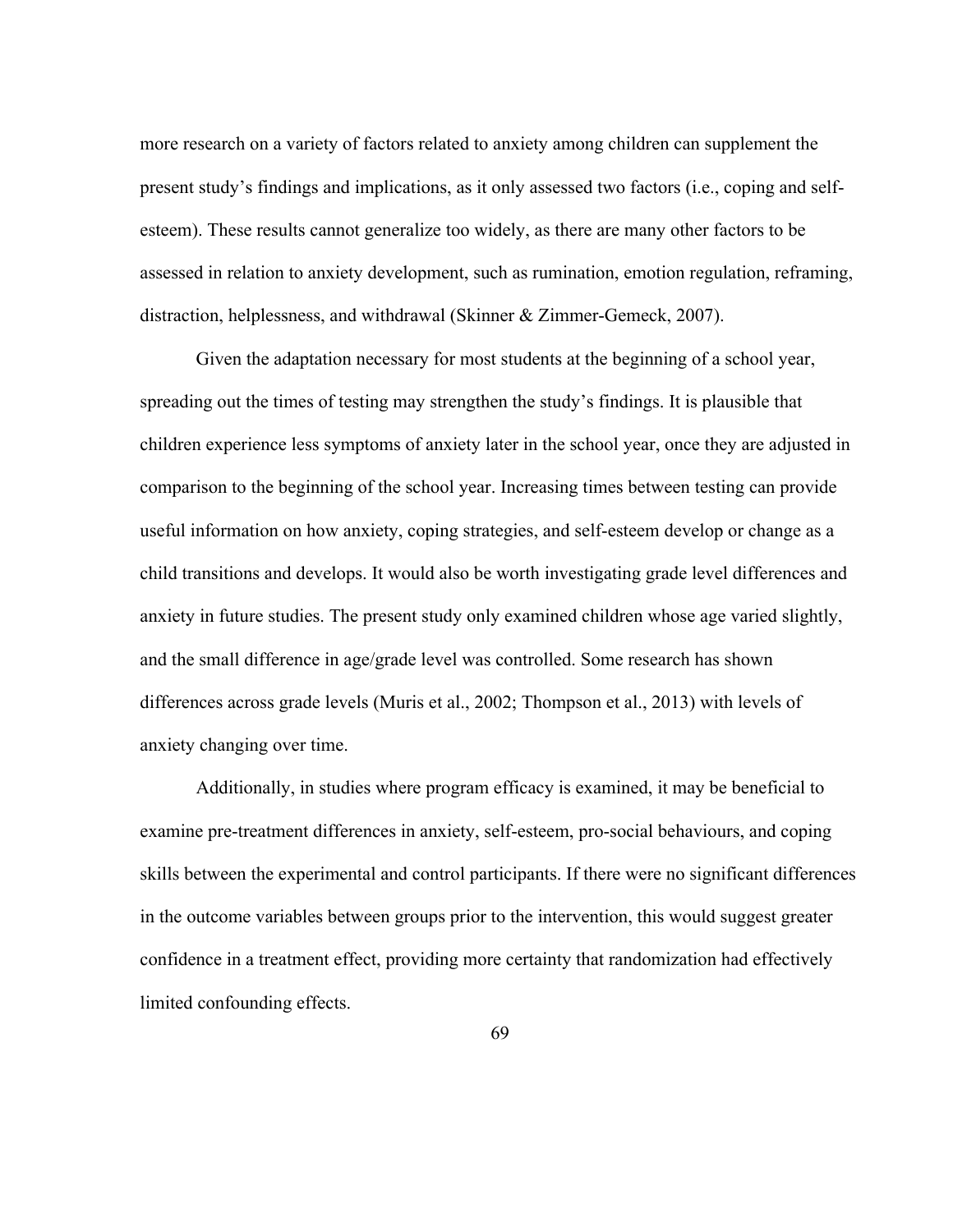more research on a variety of factors related to anxiety among children can supplement the present study's findings and implications, as it only assessed two factors (i.e., coping and self-esteem). These results cannot generalize too widely, as there are many other factors to be assessed in relation to anxiety development, such as rumination, emotion regulation, reframing, distraction, helplessness, and withdrawal (Skinner & Zimmer-Gemeck, 2007).

Given the adaptation necessary for most students at the beginning of a school year, spreading out the times of testing may strengthen the study's findings. It is plausible that children experience less symptoms of anxiety later in the school year, once they are adjusted in comparison to the beginning of the school year. Increasing times between testing can provide useful information on how anxiety, coping strategies, and self-esteem develop or change as a child transitions and develops. It would also be worth investigating grade level differences and anxiety in future studies. The present study only examined children whose age varied slightly, and the small difference in age/grade level was controlled. Some research has shown differences across grade levels (Muris et al., 2002; Thompson et al., 2013) with levels of anxiety changing over time.

Additionally, in studies where program efficacy is examined, it may be beneficial to examine pre-treatment differences in anxiety, self-esteem, pro-social behaviours, and coping skills between the experimental and control participants. If there were no significant differences in the outcome variables between groups prior to the intervention, this would suggest greater confidence in a treatment effect, providing more certainty that randomization had effectively limited confounding effects.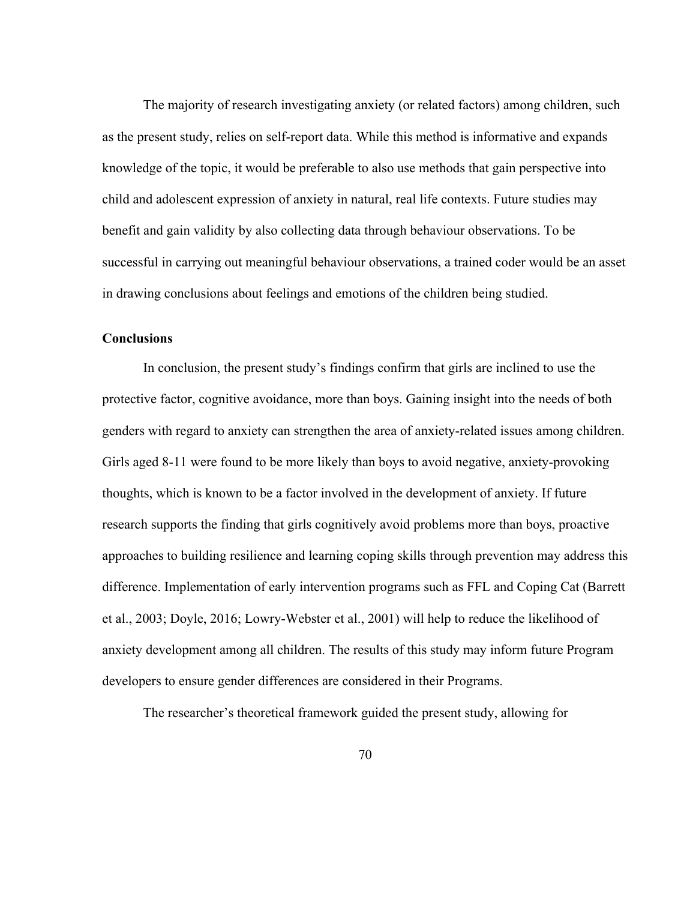The majority of research investigating anxiety (or related factors) among children, such as the present study, relies on self-report data. While this method is informative and expands knowledge of the topic, it would be preferable to also use methods that gain perspective into child and adolescent expression of anxiety in natural, real life contexts. Future studies may benefit and gain validity by also collecting data through behaviour observations. To be successful in carrying out meaningful behaviour observations, a trained coder would be an asset in drawing conclusions about feelings and emotions of the children being studied.

**Conclusions**

In conclusion, the present study's findings confirm that girls are inclined to use the protective factor, cognitive avoidance, more than boys. Gaining insight into the needs of both genders with regard to anxiety can strengthen the area of anxiety-related issues among children. Girls aged 8-11 were found to be more likely than boys to avoid negative, anxiety-provoking thoughts, which is known to be a factor involved in the development of anxiety. If future research supports the finding that girls cognitively avoid problems more than boys, proactive approaches to building resilience and learning coping skills through prevention may address this difference. Implementation of early intervention programs such as FFL and Coping Cat (Barrett et al., 2003; Doyle, 2016; Lowry-Webster et al., 2001) will help to reduce the likelihood of anxiety development among all children. The results of this study may inform future Program developers to ensure gender differences are considered in their Programs.

The researcher's theoretical framework guided the present study, allowing for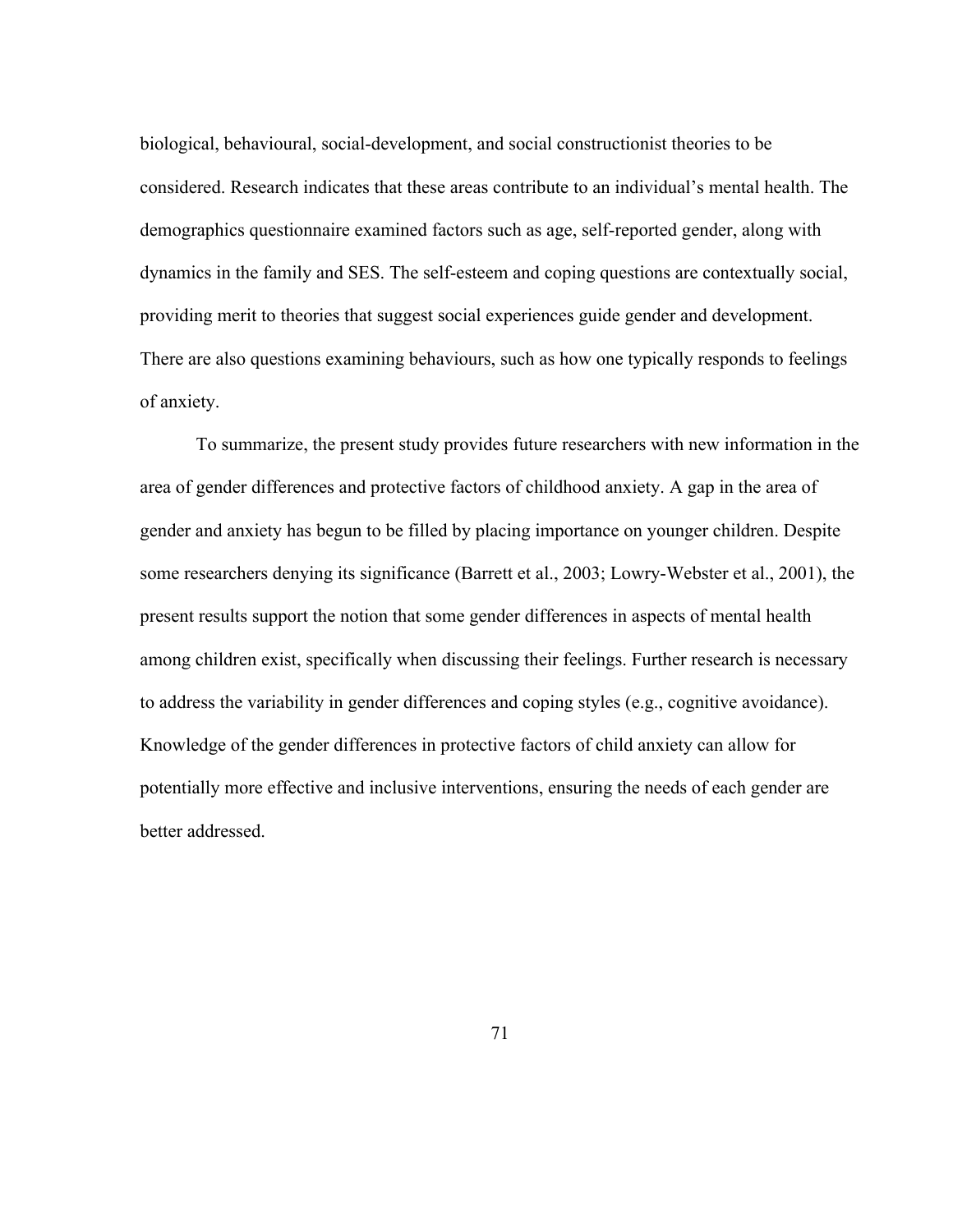biological, behavioural, social-development, and social constructionist theories to be considered. Research indicates that these areas contribute to an individual's mental health. The demographics questionnaire examined factors such as age, self-reported gender, along with dynamics in the family and SES. The self-esteem and coping questions are contextually social, providing merit to theories that suggest social experiences guide gender and development. There are also questions examining behaviours, such as how one typically responds to feelings of anxiety.

To summarize, the present study provides future researchers with new information in the area of gender differences and protective factors of childhood anxiety. A gap in the area of gender and anxiety has begun to be filled by placing importance on younger children. Despite some researchers denying its significance (Barrett et al., 2003; Lowry-Webster et al., 2001), the present results support the notion that some gender differences in aspects of mental health among children exist, specifically when discussing their feelings. Further research is necessary to address the variability in gender differences and coping styles (e.g., cognitive avoidance). Knowledge of the gender differences in protective factors of child anxiety can allow for potentially more effective and inclusive interventions, ensuring the needs of each gender are better addressed.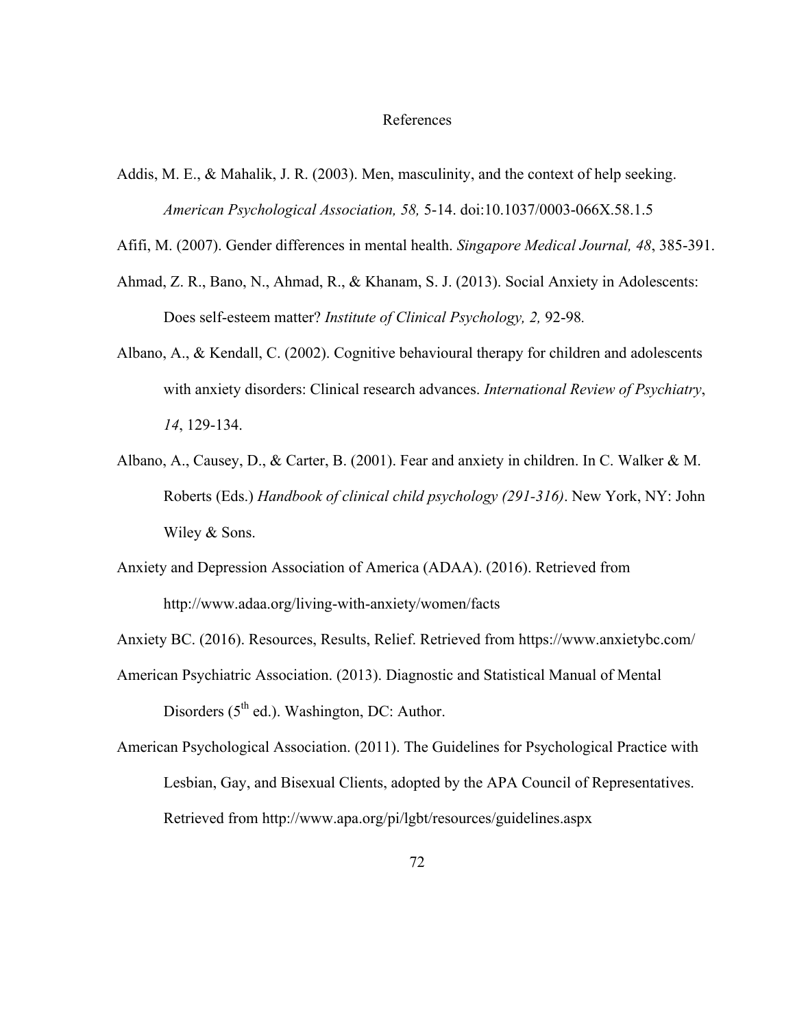# References

Addis, M. E., & Mahalik, J. R. (2003). Men, masculinity, and the context of help seeking. *American Psychological Association, 58,* 5-14. doi:10.1037/0003-066X.58.1.5

Afifi, M. (2007). Gender differences in mental health. *Singapore Medical Journal, 48*, 385-391.

Ahmad, Z. R., Bano, N., Ahmad, R., & Khanam, S. J. (2013). Social Anxiety in Adolescents: Does self-esteem matter? *Institute of Clinical Psychology, 2,* 92-98*.*

Albano, A., & Kendall, C. (2002). Cognitive behavioural therapy for children and adolescents with anxiety disorders: Clinical research advances. *International Review of Psychiatry*, *14*, 129-134.

Albano, A., Causey, D., & Carter, B. (2001). Fear and anxiety in children. In C. Walker & M. Roberts (Eds.) *Handbook of clinical child psychology (291-316)*. New York, NY: John Wiley & Sons.

Anxiety and Depression Association of America (ADAA). (2016). Retrieved from http://www.adaa.org/living-with-anxiety/women/facts

Anxiety BC. (2016). Resources, Results, Relief. Retrieved from https://www.anxietybc.com/

American Psychiatric Association. (2013). Diagnostic and Statistical Manual of Mental Disorders (5th ed.). Washington, DC: Author.

American Psychological Association. (2011). The Guidelines for Psychological Practice with Lesbian, Gay, and Bisexual Clients, adopted by the APA Council of Representatives. Retrieved from http://www.apa.org/pi/lgbt/resources/guidelines.aspx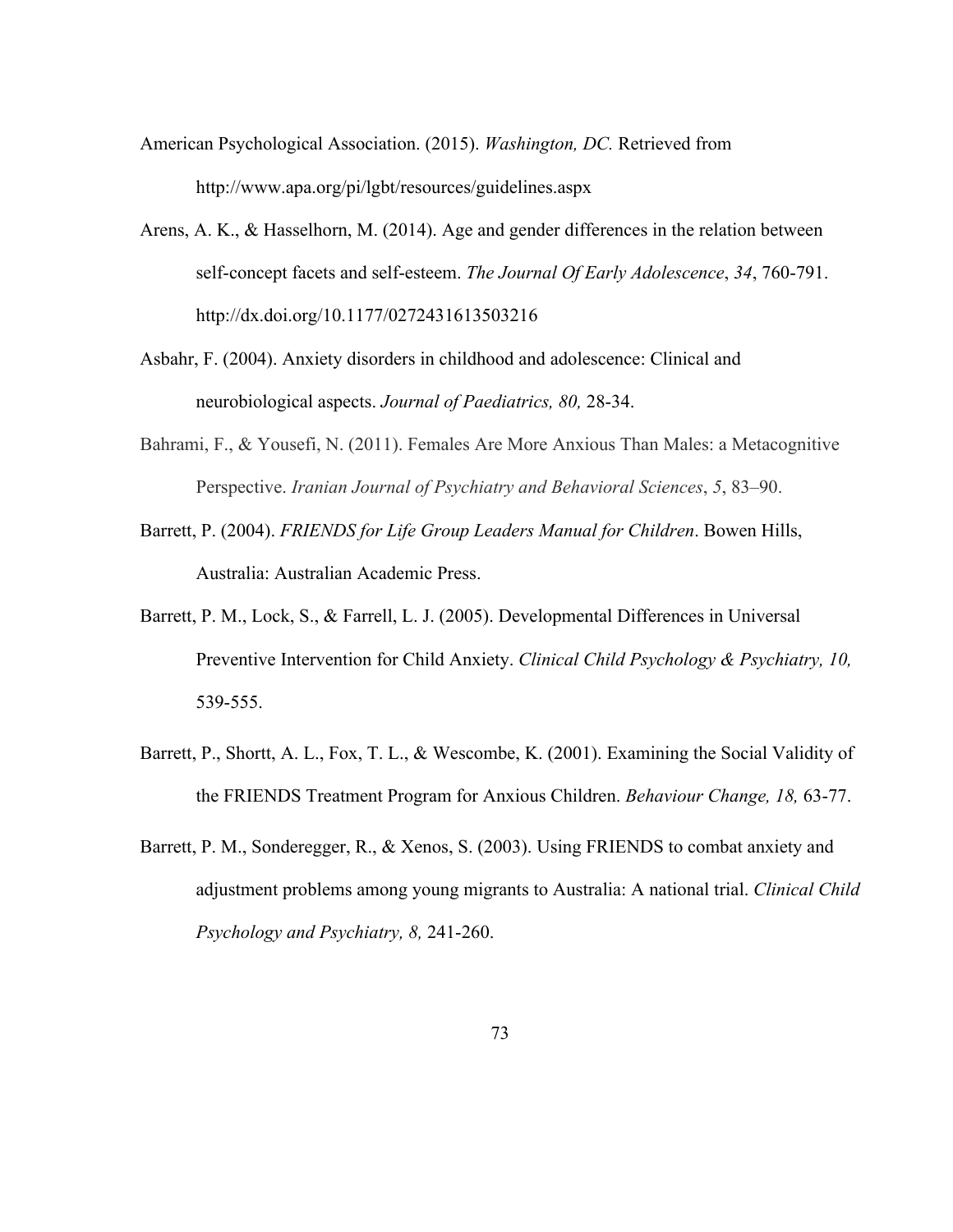American Psychological Association. (2015). *Washington, DC.* Retrieved from http://www.apa.org/pi/lgbt/resources/guidelines.aspx

Arens, A. K., & Hasselhorn, M. (2014). Age and gender differences in the relation between self-concept facets and self-esteem. *The Journal Of Early Adolescence*, *34*, 760-791. http://dx.doi.org/10.1177/0272431613503216

Asbahr, F. (2004). Anxiety disorders in childhood and adolescence: Clinical and neurobiological aspects. *Journal of Paediatrics, 80,* 28-34.

Bahrami, F., & Yousefi, N. (2011). Females Are More Anxious Than Males: a Metacognitive Perspective. *Iranian Journal of Psychiatry and Behavioral Sciences*, *5*, 83–90.

Barrett, P. (2004). *FRIENDS for Life Group Leaders Manual for Children*. Bowen Hills, Australia: Australian Academic Press.

Barrett, P. M., Lock, S., & Farrell, L. J. (2005). Developmental Differences in Universal Preventive Intervention for Child Anxiety. *Clinical Child Psychology & Psychiatry, 10,* 539-555.

Barrett, P., Shortt, A. L., Fox, T. L., & Wescombe, K. (2001). Examining the Social Validity of the FRIENDS Treatment Program for Anxious Children. *Behaviour Change, 18,* 63-77.

Barrett, P. M., Sonderegger, R., & Xenos, S. (2003). Using FRIENDS to combat anxiety and adjustment problems among young migrants to Australia: A national trial. *Clinical Child Psychology and Psychiatry, 8,* 241-260.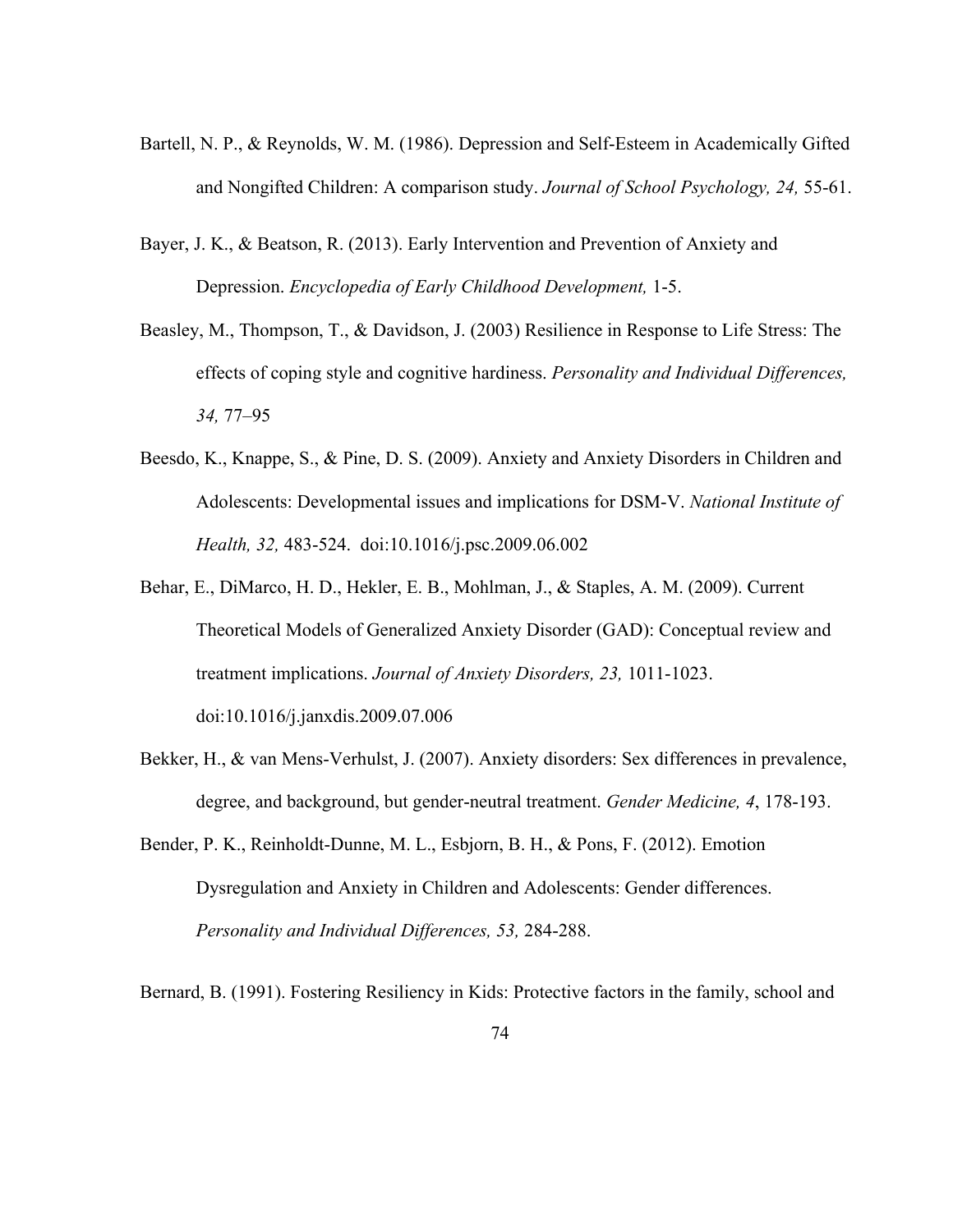Bartell, N. P., & Reynolds, W. M. (1986). Depression and Self-Esteem in Academically Gifted and Nongifted Children: A comparison study. *Journal of School Psychology, 24,* 55-61.

Bayer, J. K., & Beatson, R. (2013). Early Intervention and Prevention of Anxiety and Depression. *Encyclopedia of Early Childhood Development,* 1-5.

Beasley, M., Thompson, T., & Davidson, J. (2003) Resilience in Response to Life Stress: The effects of coping style and cognitive hardiness. *Personality and Individual Differences, 34,* 77–95

Beesdo, K., Knappe, S., & Pine, D. S. (2009). Anxiety and Anxiety Disorders in Children and Adolescents: Developmental issues and implications for DSM-V. *National Institute of Health, 32,* 483-524. doi:10.1016/j.psc.2009.06.002

Behar, E., DiMarco, H. D., Hekler, E. B., Mohlman, J., & Staples, A. M. (2009). Current Theoretical Models of Generalized Anxiety Disorder (GAD): Conceptual review and treatment implications. *Journal of Anxiety Disorders, 23,* 1011-1023. doi:10.1016/j.janxdis.2009.07.006

Bekker, H., & van Mens-Verhulst, J. (2007). Anxiety disorders: Sex differences in prevalence, degree, and background, but gender-neutral treatment. *Gender Medicine, 4*, 178-193.

Bender, P. K., Reinholdt-Dunne, M. L., Esbjorn, B. H., & Pons, F. (2012). Emotion Dysregulation and Anxiety in Children and Adolescents: Gender differences. *Personality and Individual Differences, 53,* 284-288.

Bernard, B. (1991). Fostering Resiliency in Kids: Protective factors in the family, school and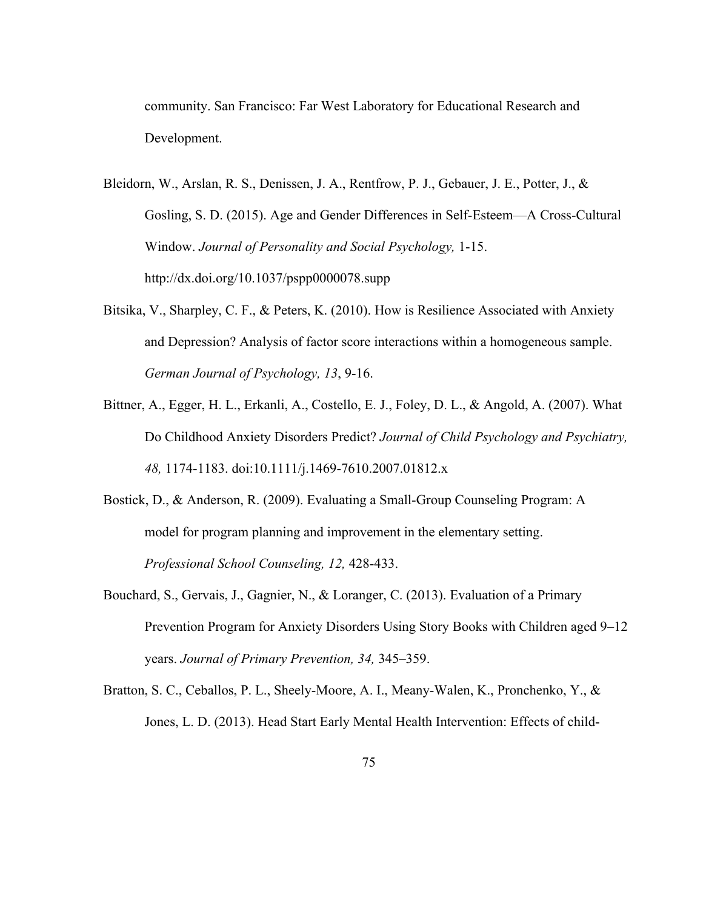community. San Francisco: Far West Laboratory for Educational Research and Development.

Bleidorn, W., Arslan, R. S., Denissen, J. A., Rentfrow, P. J., Gebauer, J. E., Potter, J., & Gosling, S. D. (2015). Age and Gender Differences in Self-Esteem—A Cross-Cultural Window. *Journal of Personality and Social Psychology,* 1-15. http://dx.doi.org/10.1037/pspp0000078.supp

Bitsika, V., Sharpley, C. F., & Peters, K. (2010). How is Resilience Associated with Anxiety and Depression? Analysis of factor score interactions within a homogeneous sample. *German Journal of Psychology, 13*, 9-16.

Bittner, A., Egger, H. L., Erkanli, A., Costello, E. J., Foley, D. L., & Angold, A. (2007). What Do Childhood Anxiety Disorders Predict? *Journal of Child Psychology and Psychiatry, 48,* 1174-1183. doi:10.1111/j.1469-7610.2007.01812.x

Bostick, D., & Anderson, R. (2009). Evaluating a Small-Group Counseling Program: A model for program planning and improvement in the elementary setting. *Professional School Counseling, 12,* 428-433.

Bouchard, S., Gervais, J., Gagnier, N., & Loranger, C. (2013). Evaluation of a Primary Prevention Program for Anxiety Disorders Using Story Books with Children aged 9–12 years. *Journal of Primary Prevention, 34,* 345–359.

Bratton, S. C., Ceballos, P. L., Sheely-Moore, A. I., Meany-Walen, K., Pronchenko, Y., & Jones, L. D. (2013). Head Start Early Mental Health Intervention: Effects of child-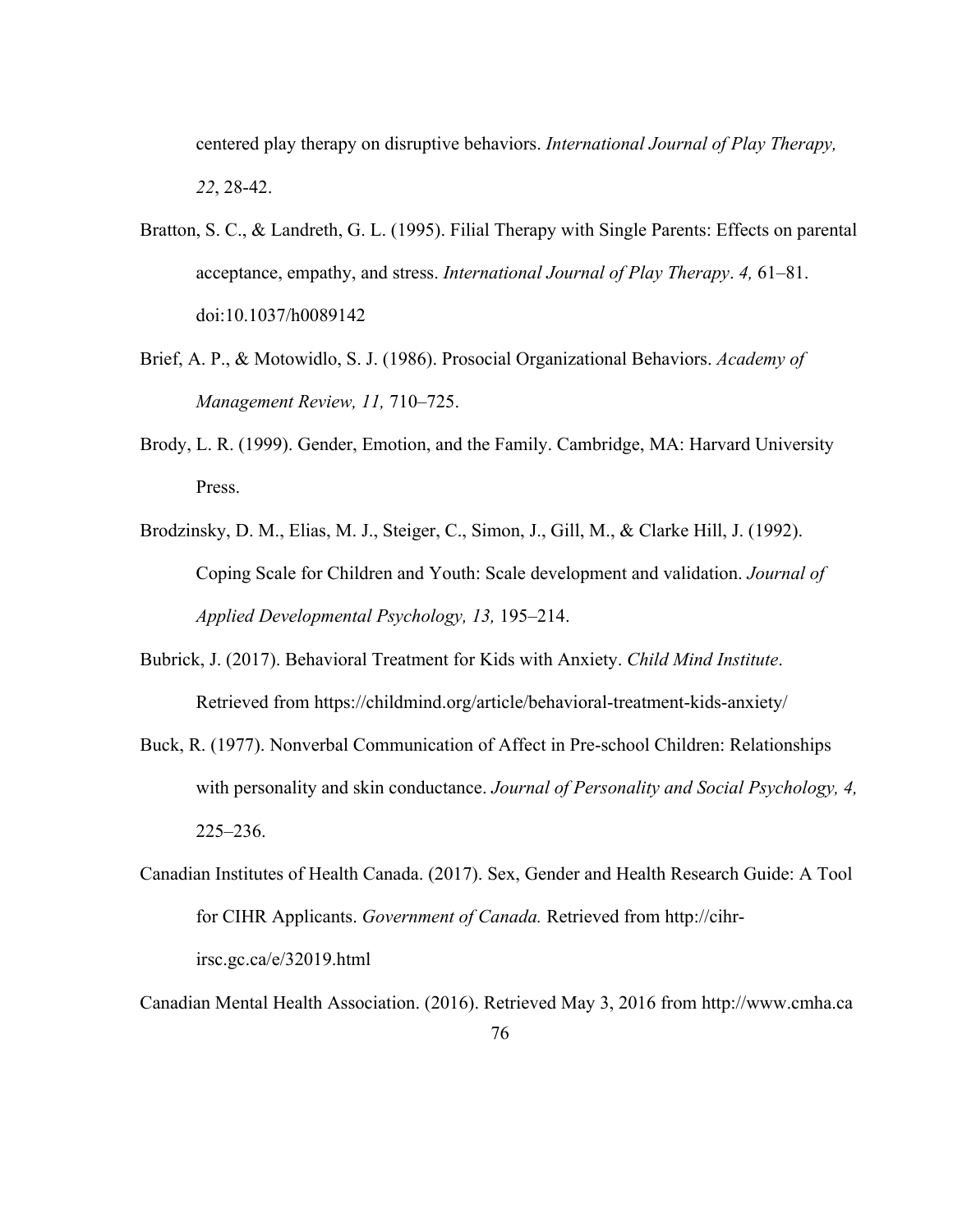centered play therapy on disruptive behaviors. *International Journal of Play Therapy, 22*, 28-42.

Bratton, S. C., & Landreth, G. L. (1995). Filial Therapy with Single Parents: Effects on parental acceptance, empathy, and stress. *International Journal of Play Therapy*. *4,* 61–81. doi:10.1037/h0089142

Brief, A. P., & Motowidlo, S. J. (1986). Prosocial Organizational Behaviors. *Academy of Management Review, 11,* 710–725.

Brody, L. R. (1999). Gender, Emotion, and the Family. Cambridge, MA: Harvard University Press.

Brodzinsky, D. M., Elias, M. J., Steiger, C., Simon, J., Gill, M., & Clarke Hill, J. (1992). Coping Scale for Children and Youth: Scale development and validation. *Journal of Applied Developmental Psychology, 13,* 195–214.

Bubrick, J. (2017). Behavioral Treatment for Kids with Anxiety. *Child Mind Institute*. Retrieved from https://childmind.org/article/behavioral-treatment-kids-anxiety/

Buck, R. (1977). Nonverbal Communication of Affect in Pre-school Children: Relationships with personality and skin conductance. *Journal of Personality and Social Psychology, 4,* 225–236.

Canadian Institutes of Health Canada. (2017). Sex, Gender and Health Research Guide: A Tool for CIHR Applicants. *Government of Canada.* Retrieved from http://cihr-irsc.gc.ca/e/32019.html

Canadian Mental Health Association. (2016). Retrieved May 3, 2016 from http://www.cmha.ca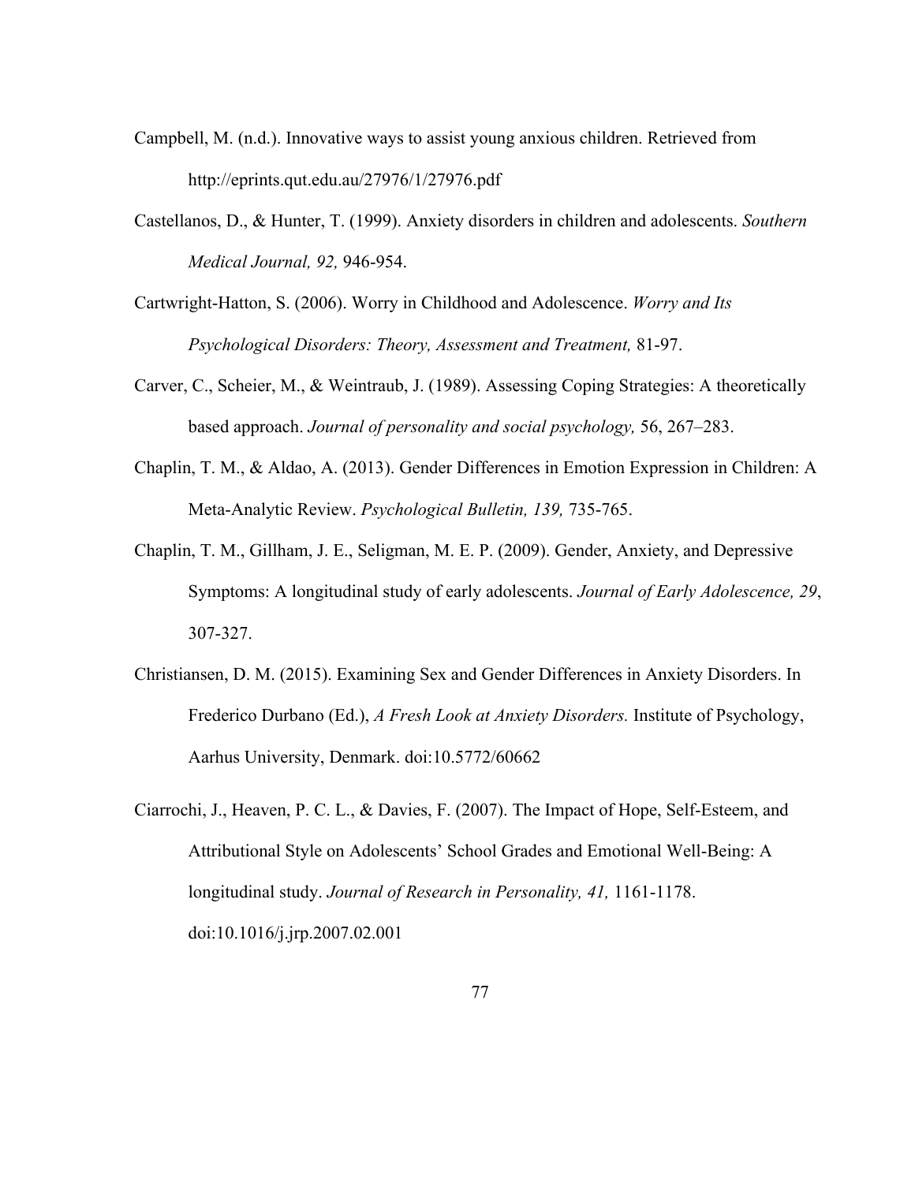Campbell, M. (n.d.). Innovative ways to assist young anxious children. Retrieved from http://eprints.qut.edu.au/27976/1/27976.pdf

Castellanos, D., & Hunter, T. (1999). Anxiety disorders in children and adolescents. *Southern Medical Journal, 92,* 946-954.

Cartwright-Hatton, S. (2006). Worry in Childhood and Adolescence. *Worry and Its Psychological Disorders: Theory, Assessment and Treatment,* 81-97.

Carver, C., Scheier, M., & Weintraub, J. (1989). Assessing Coping Strategies: A theoretically based approach. *Journal of personality and social psychology,* 56, 267–283.

Chaplin, T. M., & Aldao, A. (2013). Gender Differences in Emotion Expression in Children: A Meta-Analytic Review. *Psychological Bulletin, 139,* 735-765.

Chaplin, T. M., Gillham, J. E., Seligman, M. E. P. (2009). Gender, Anxiety, and Depressive Symptoms: A longitudinal study of early adolescents. *Journal of Early Adolescence, 29*, 307-327.

Christiansen, D. M. (2015). Examining Sex and Gender Differences in Anxiety Disorders. In Frederico Durbano (Ed.), *A Fresh Look at Anxiety Disorders.* Institute of Psychology, Aarhus University, Denmark. doi:10.5772/60662

Ciarrochi, J., Heaven, P. C. L., & Davies, F. (2007). The Impact of Hope, Self-Esteem, and Attributional Style on Adolescents' School Grades and Emotional Well-Being: A longitudinal study. *Journal of Research in Personality, 41,* 1161-1178. doi:10.1016/j.jrp.2007.02.001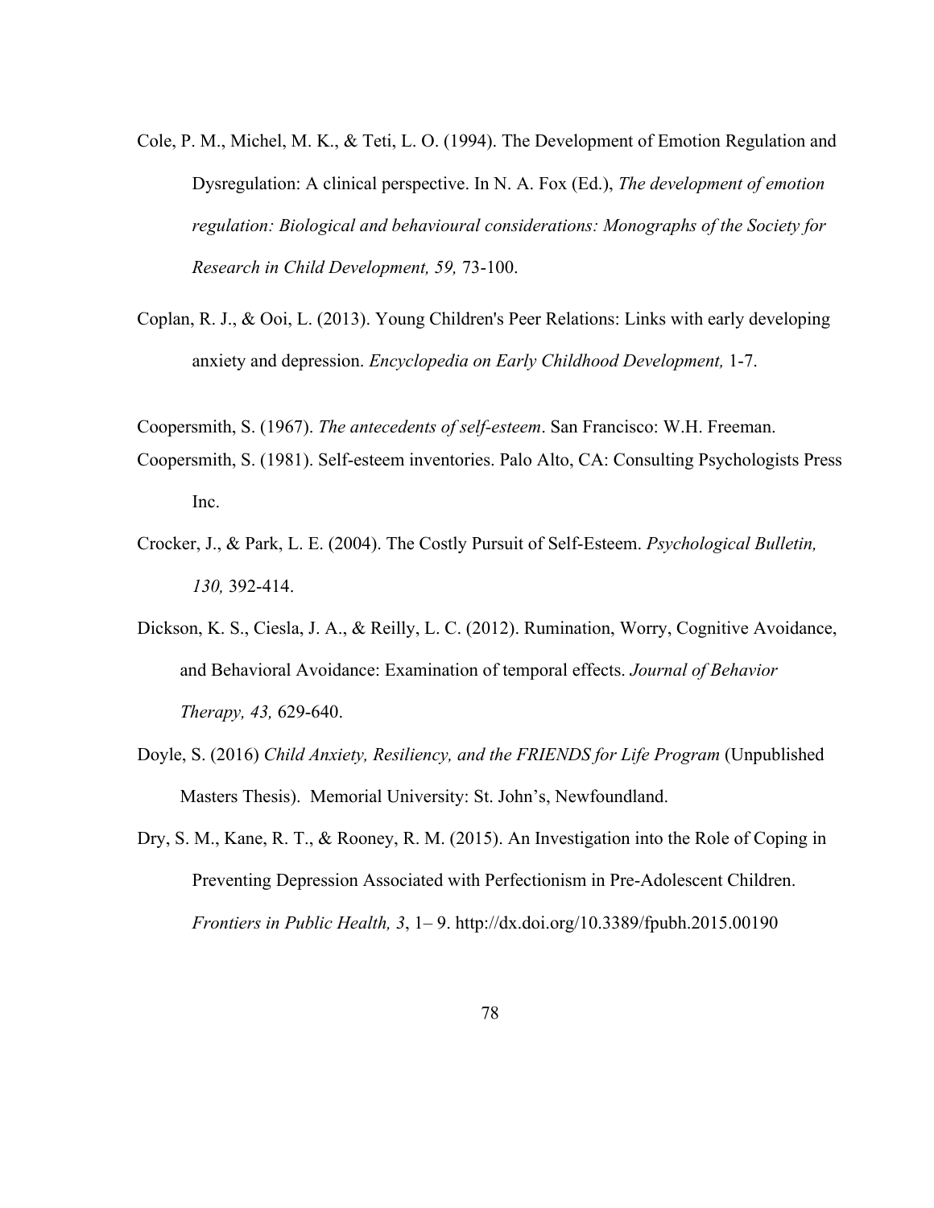Cole, P. M., Michel, M. K., & Teti, L. O. (1994). The Development of Emotion Regulation and Dysregulation: A clinical perspective. In N. A. Fox (Ed.), *The development of emotion regulation: Biological and behavioural considerations: Monographs of the Society for Research in Child Development, 59,* 73-100.

Coplan, R. J., & Ooi, L. (2013). Young Children's Peer Relations: Links with early developing anxiety and depression. *Encyclopedia on Early Childhood Development,* 1-7.

Coopersmith, S. (1967). *The antecedents of self-esteem*. San Francisco: W.H. Freeman.

Coopersmith, S. (1981). Self-esteem inventories. Palo Alto, CA: Consulting Psychologists Press Inc.

Crocker, J., & Park, L. E. (2004). The Costly Pursuit of Self-Esteem. *Psychological Bulletin, 130,* 392-414.

Dickson, K. S., Ciesla, J. A., & Reilly, L. C. (2012). Rumination, Worry, Cognitive Avoidance, and Behavioral Avoidance: Examination of temporal effects. *Journal of Behavior Therapy, 43,* 629-640.

Doyle, S. (2016) *Child Anxiety, Resiliency, and the FRIENDS for Life Program* (Unpublished Masters Thesis). Memorial University: St. John's, Newfoundland.

Dry, S. M., Kane, R. T., & Rooney, R. M. (2015). An Investigation into the Role of Coping in Preventing Depression Associated with Perfectionism in Pre-Adolescent Children. *Frontiers in Public Health, 3*, 1– 9. http://dx.doi.org/10.3389/fpubh.2015.00190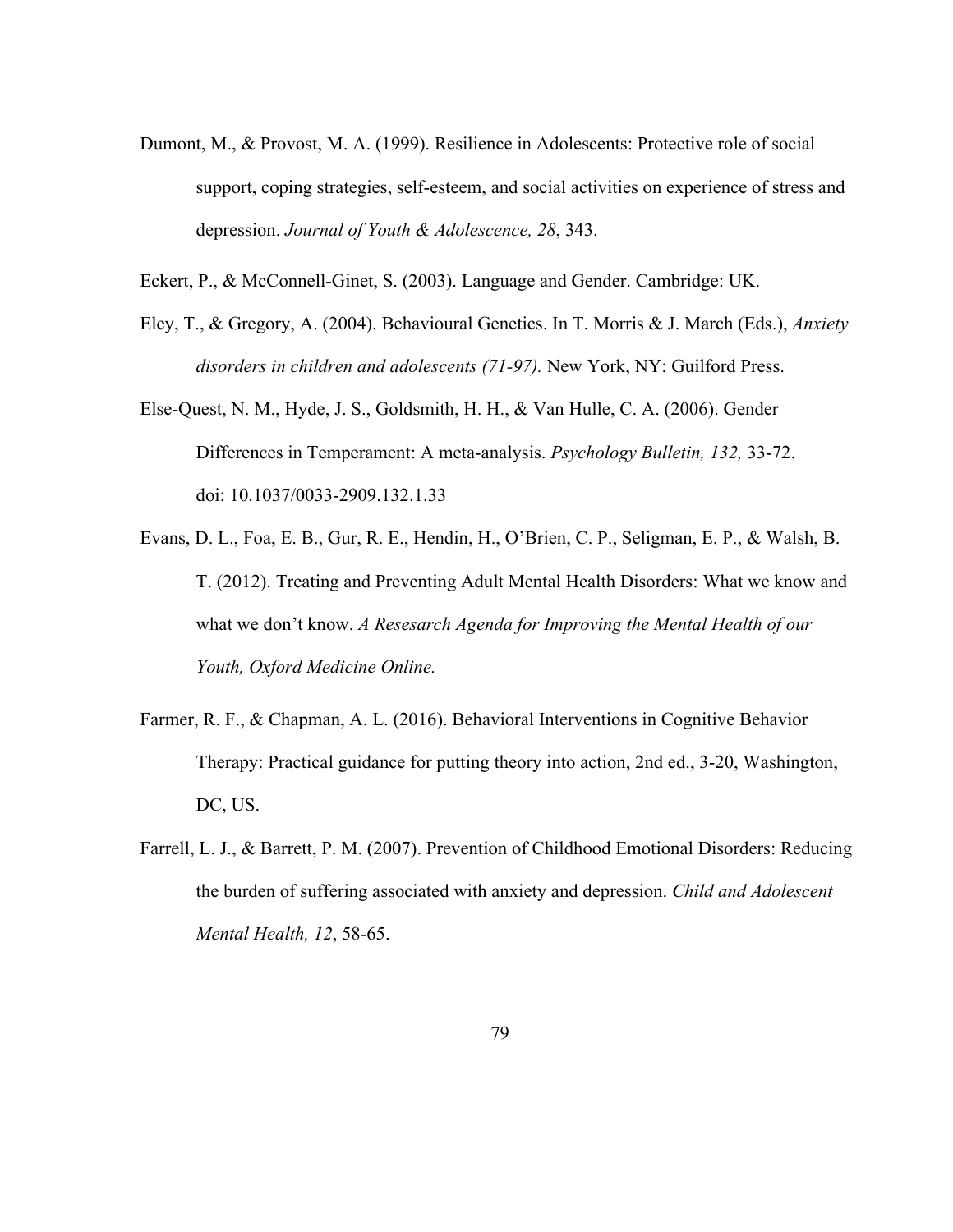Dumont, M., & Provost, M. A. (1999). Resilience in Adolescents: Protective role of social support, coping strategies, self-esteem, and social activities on experience of stress and depression. *Journal of Youth & Adolescence, 28*, 343.

Eckert, P., & McConnell-Ginet, S. (2003). Language and Gender. Cambridge: UK.

Eley, T., & Gregory, A. (2004). Behavioural Genetics. In T. Morris & J. March (Eds.), *Anxiety disorders in children and adolescents (71-97).* New York, NY: Guilford Press.

Else-Quest, N. M., Hyde, J. S., Goldsmith, H. H., & Van Hulle, C. A. (2006). Gender Differences in Temperament: A meta-analysis. *Psychology Bulletin, 132,* 33-72. doi: 10.1037/0033-2909.132.1.33

Evans, D. L., Foa, E. B., Gur, R. E., Hendin, H., O'Brien, C. P., Seligman, E. P., & Walsh, B. T. (2012). Treating and Preventing Adult Mental Health Disorders: What we know and what we don't know. *A Resesarch Agenda for Improving the Mental Health of our Youth, Oxford Medicine Online.*

Farmer, R. F., & Chapman, A. L. (2016). Behavioral Interventions in Cognitive Behavior Therapy: Practical guidance for putting theory into action, 2nd ed., 3-20, Washington, DC, US.

Farrell, L. J., & Barrett, P. M. (2007). Prevention of Childhood Emotional Disorders: Reducing the burden of suffering associated with anxiety and depression. *Child and Adolescent Mental Health, 12*, 58-65.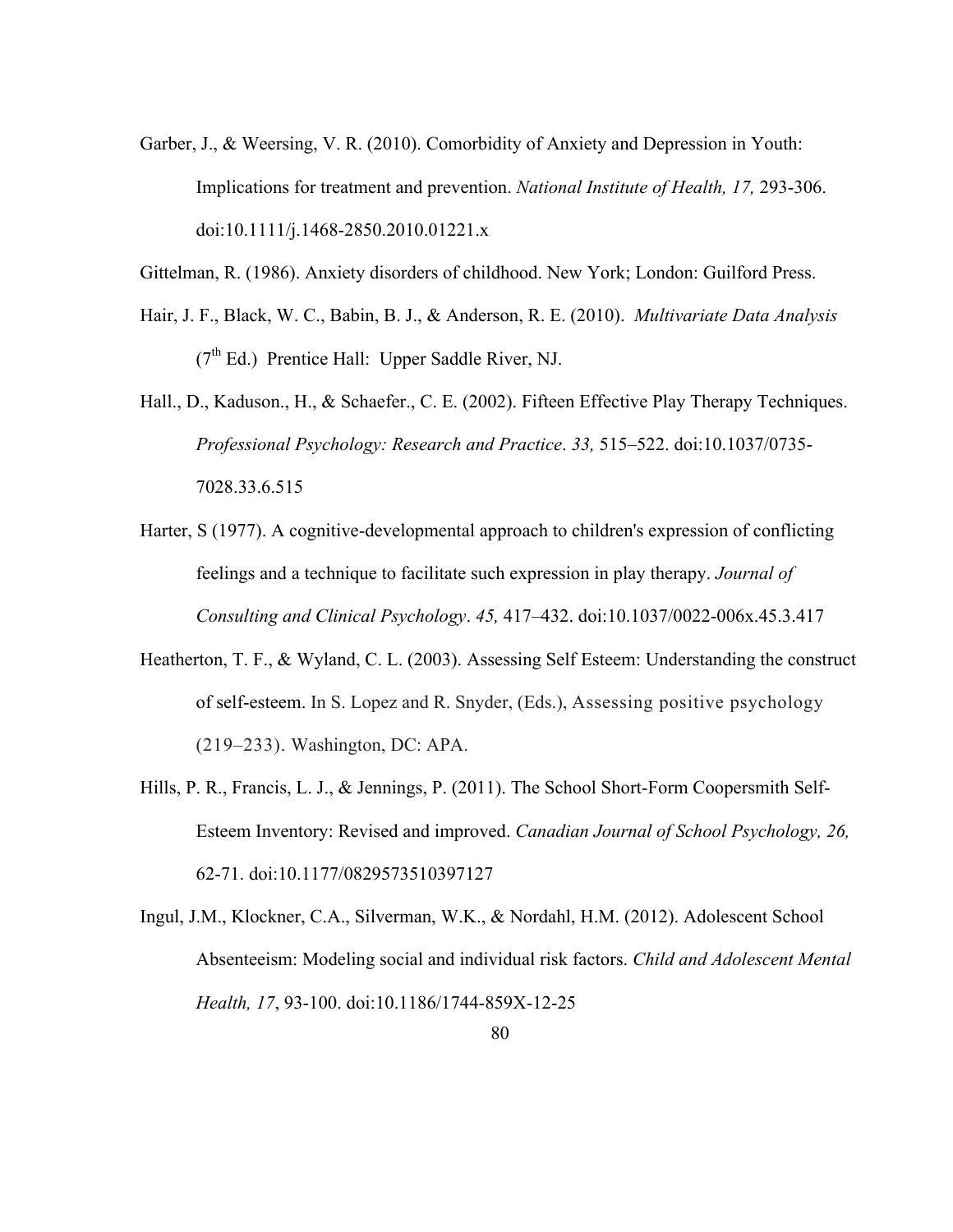Garber, J., & Weersing, V. R. (2010). Comorbidity of Anxiety and Depression in Youth: Implications for treatment and prevention. *National Institute of Health, 17,* 293-306. doi:10.1111/j.1468-2850.2010.01221.x

Gittelman, R. (1986). Anxiety disorders of childhood. New York; London: Guilford Press.

Hair, J. F., Black, W. C., Babin, B. J., & Anderson, R. E. (2010). *Multivariate Data Analysis* (7th Ed.) Prentice Hall: Upper Saddle River, NJ.

Hall., D., Kaduson., H., & Schaefer., C. E. (2002). Fifteen Effective Play Therapy Techniques. *Professional Psychology: Research and Practice*. *33,* 515–522. doi:10.1037/0735-7028.33.6.515

Harter, S (1977). A cognitive-developmental approach to children's expression of conflicting feelings and a technique to facilitate such expression in play therapy. *Journal of Consulting and Clinical Psychology*. *45,* 417–432. doi:10.1037/0022-006x.45.3.417

Heatherton, T. F., & Wyland, C. L. (2003). Assessing Self Esteem: Understanding the construct of self-esteem. In S. Lopez and R. Snyder, (Eds.), Assessing positive psychology (219–233). Washington, DC: APA.

Hills, P. R., Francis, L. J., & Jennings, P. (2011). The School Short-Form Coopersmith Self-Esteem Inventory: Revised and improved. *Canadian Journal of School Psychology, 26,* 62-71. doi:10.1177/0829573510397127

Ingul, J.M., Klockner, C.A., Silverman, W.K., & Nordahl, H.M. (2012). Adolescent School Absenteeism: Modeling social and individual risk factors. *Child and Adolescent Mental Health, 17*, 93-100. doi:10.1186/1744-859X-12-25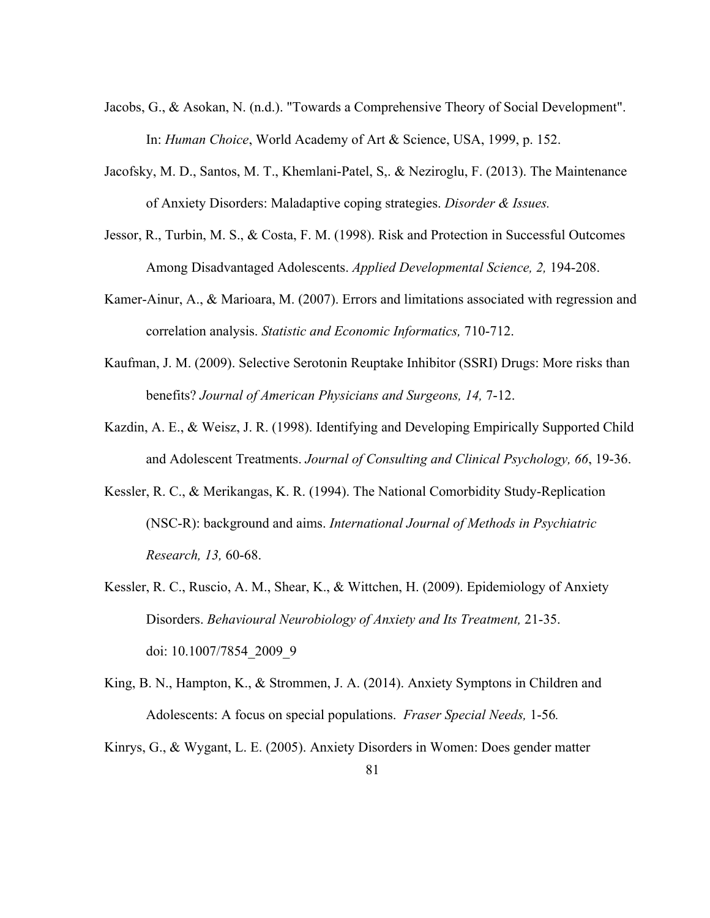Jacobs, G., & Asokan, N. (n.d.). "Towards a Comprehensive Theory of Social Development". In: *Human Choice*, World Academy of Art & Science, USA, 1999, p. 152.

Jacofsky, M. D., Santos, M. T., Khemlani-Patel, S,. & Neziroglu, F. (2013). The Maintenance of Anxiety Disorders: Maladaptive coping strategies. *Disorder & Issues.*

Jessor, R., Turbin, M. S., & Costa, F. M. (1998). Risk and Protection in Successful Outcomes Among Disadvantaged Adolescents. *Applied Developmental Science, 2,* 194-208.

Kamer-Ainur, A., & Marioara, M. (2007). Errors and limitations associated with regression and correlation analysis. *Statistic and Economic Informatics,* 710-712.

Kaufman, J. M. (2009). Selective Serotonin Reuptake Inhibitor (SSRI) Drugs: More risks than benefits? *Journal of American Physicians and Surgeons, 14,* 7-12.

Kazdin, A. E., & Weisz, J. R. (1998). Identifying and Developing Empirically Supported Child and Adolescent Treatments. *Journal of Consulting and Clinical Psychology, 66*, 19-36.

Kessler, R. C., & Merikangas, K. R. (1994). The National Comorbidity Study-Replication (NSC-R): background and aims. *International Journal of Methods in Psychiatric Research, 13,* 60-68.

Kessler, R. C., Ruscio, A. M., Shear, K., & Wittchen, H. (2009). Epidemiology of Anxiety Disorders. *Behavioural Neurobiology of Anxiety and Its Treatment,* 21-35. doi: 10.1007/7854_2009_9

King, B. N., Hampton, K., & Strommen, J. A. (2014). Anxiety Symptons in Children and Adolescents: A focus on special populations. *Fraser Special Needs,* 1-56*.*

Kinrys, G., & Wygant, L. E. (2005). Anxiety Disorders in Women: Does gender matter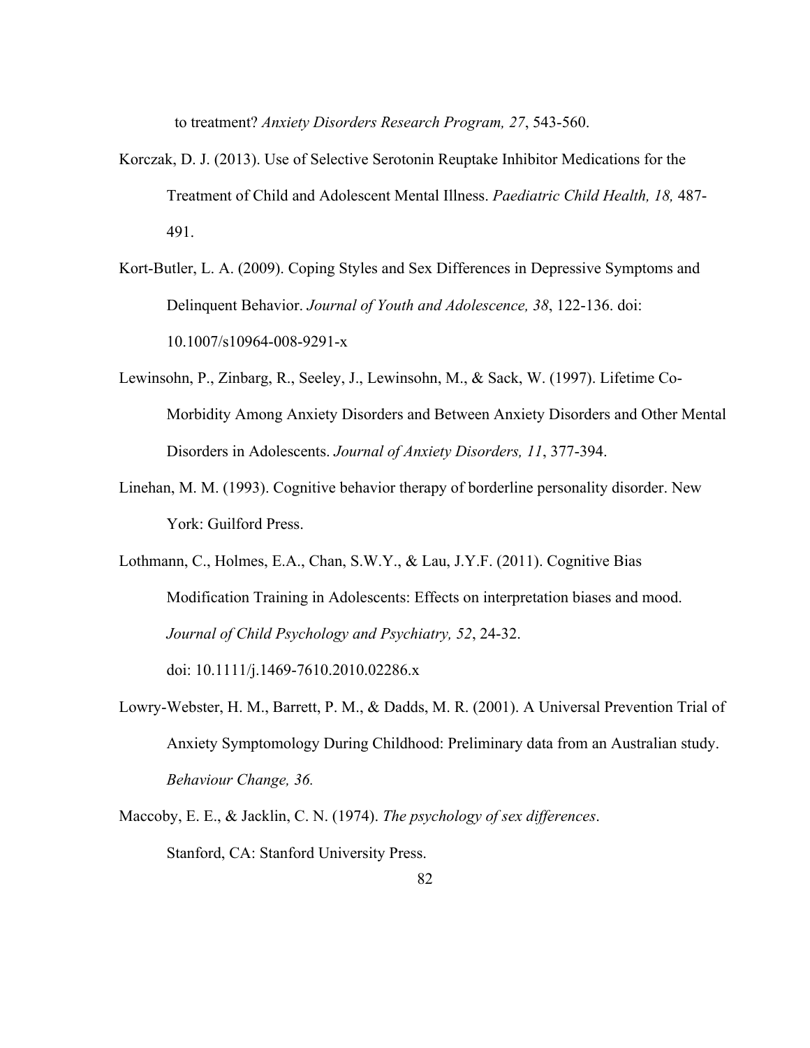to treatment? *Anxiety Disorders Research Program, 27*, 543-560.

Korczak, D. J. (2013). Use of Selective Serotonin Reuptake Inhibitor Medications for the Treatment of Child and Adolescent Mental Illness. *Paediatric Child Health, 18,* 487-491.

Kort-Butler, L. A. (2009). Coping Styles and Sex Differences in Depressive Symptoms and Delinquent Behavior. *Journal of Youth and Adolescence, 38*, 122-136. doi: 10.1007/s10964-008-9291-x

Lewinsohn, P., Zinbarg, R., Seeley, J., Lewinsohn, M., & Sack, W. (1997). Lifetime Co-Morbidity Among Anxiety Disorders and Between Anxiety Disorders and Other Mental Disorders in Adolescents. *Journal of Anxiety Disorders, 11*, 377-394.

Linehan, M. M. (1993). Cognitive behavior therapy of borderline personality disorder. New York: Guilford Press.

Lothmann, C., Holmes, E.A., Chan, S.W.Y., & Lau, J.Y.F. (2011). Cognitive Bias Modification Training in Adolescents: Effects on interpretation biases and mood. *Journal of Child Psychology and Psychiatry, 52*, 24-32. doi: 10.1111/j.1469-7610.2010.02286.x

Lowry-Webster, H. M., Barrett, P. M., & Dadds, M. R. (2001). A Universal Prevention Trial of Anxiety Symptomology During Childhood: Preliminary data from an Australian study. *Behaviour Change, 36.*

Maccoby, E. E., & Jacklin, C. N. (1974). *The psychology of sex differences*. Stanford, CA: Stanford University Press.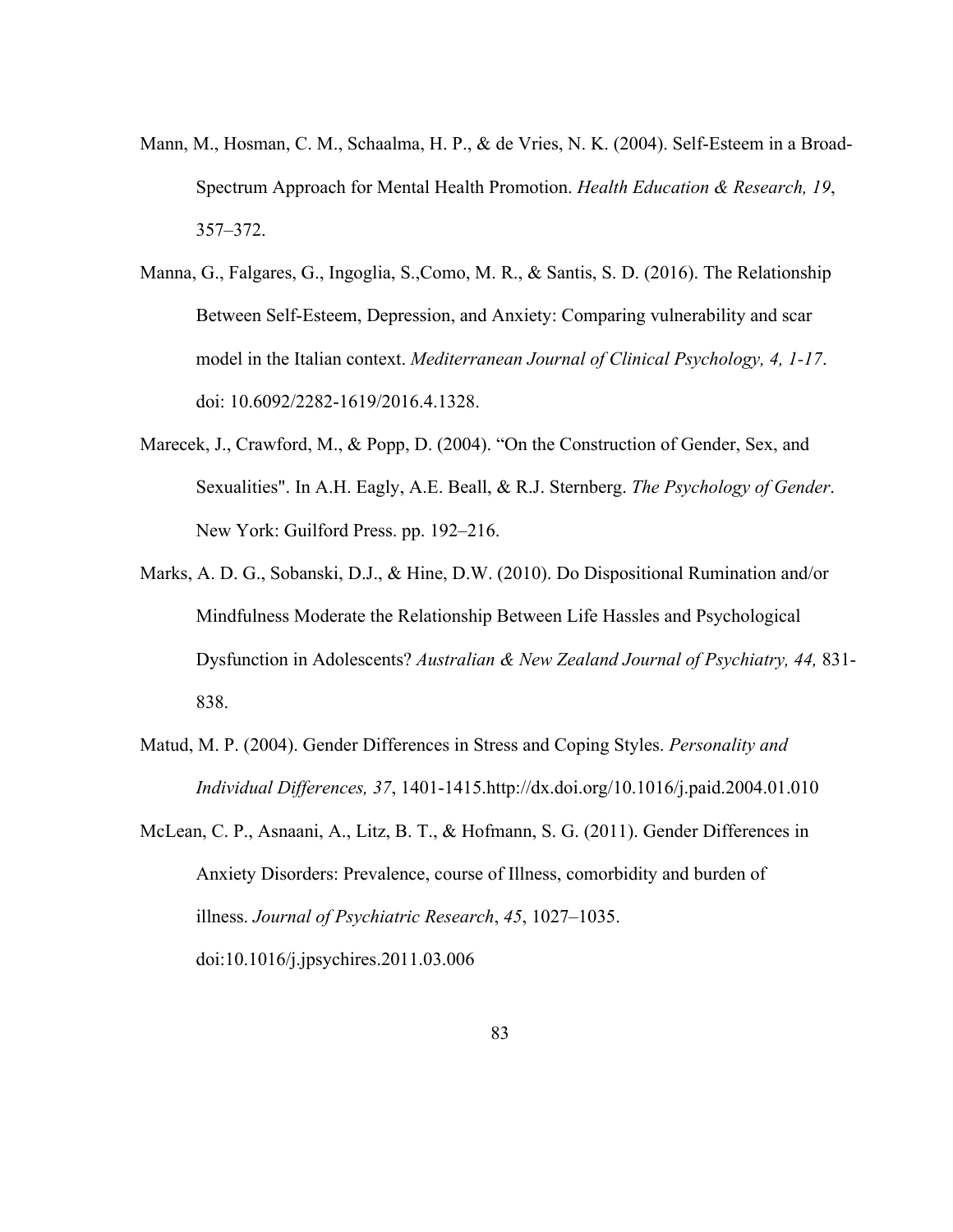Mann, M., Hosman, C. M., Schaalma, H. P., & de Vries, N. K. (2004). Self-Esteem in a Broad-Spectrum Approach for Mental Health Promotion. *Health Education & Research, 19*, 357–372.

Manna, G., Falgares, G., Ingoglia, S.,Como, M. R., & Santis, S. D. (2016). The Relationship Between Self-Esteem, Depression, and Anxiety: Comparing vulnerability and scar model in the Italian context. *Mediterranean Journal of Clinical Psychology, 4, 1-17*. doi: 10.6092/2282-1619/2016.4.1328.

Marecek, J., Crawford, M., & Popp, D. (2004). "On the Construction of Gender, Sex, and Sexualities". In A.H. Eagly, A.E. Beall, & R.J. Sternberg. *The Psychology of Gender*. New York: Guilford Press. pp. 192–216.

Marks, A. D. G., Sobanski, D.J., & Hine, D.W. (2010). Do Dispositional Rumination and/or Mindfulness Moderate the Relationship Between Life Hassles and Psychological Dysfunction in Adolescents? *Australian & New Zealand Journal of Psychiatry, 44,* 831-838.

Matud, M. P. (2004). Gender Differences in Stress and Coping Styles. *Personality and Individual Differences, 37*, 1401-1415.http://dx.doi.org/10.1016/j.paid.2004.01.010

McLean, C. P., Asnaani, A., Litz, B. T., & Hofmann, S. G. (2011). Gender Differences in Anxiety Disorders: Prevalence, course of Illness, comorbidity and burden of illness. *Journal of Psychiatric Research*, *45*, 1027–1035. doi:10.1016/j.jpsychires.2011.03.006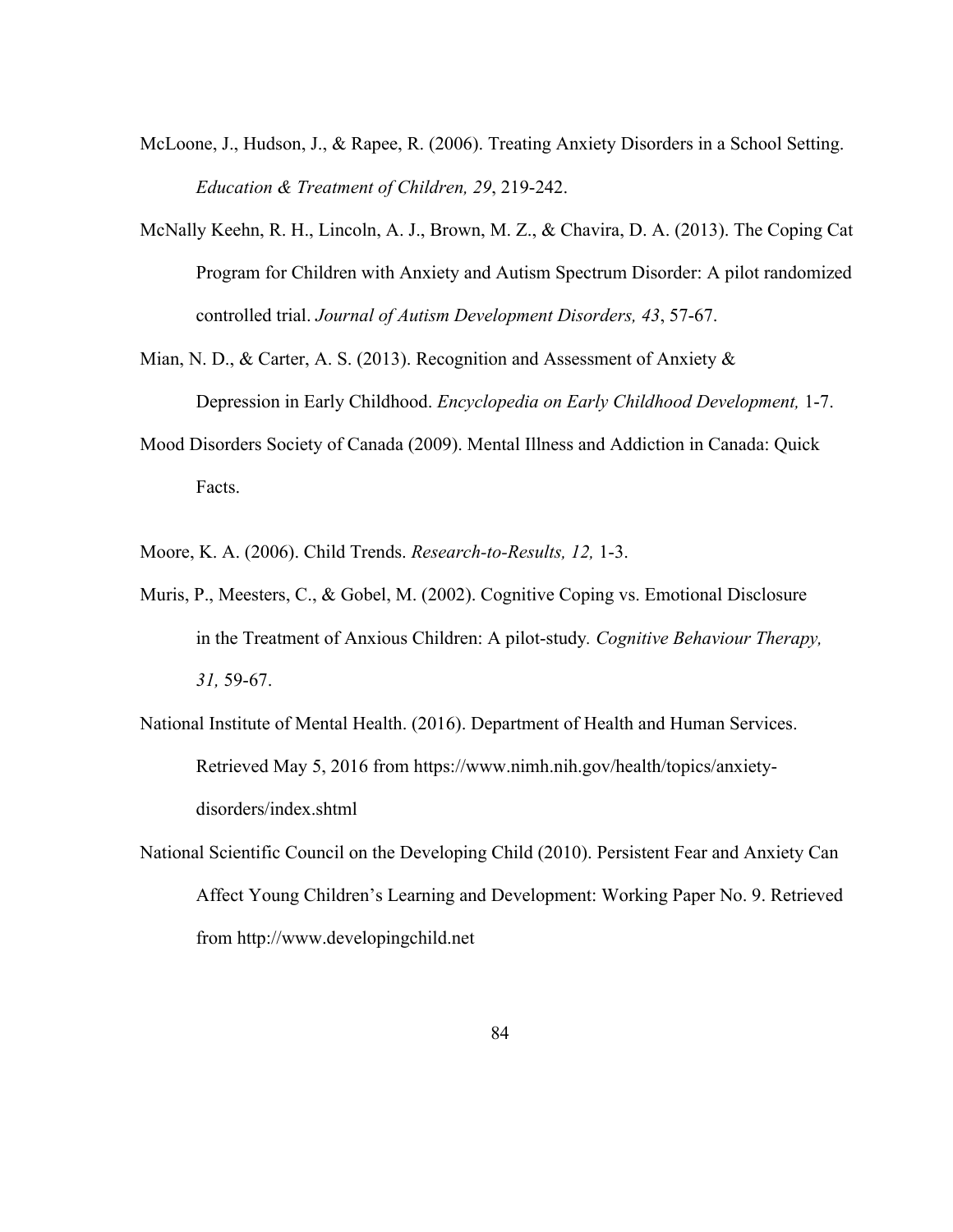McLoone, J., Hudson, J., & Rapee, R. (2006). Treating Anxiety Disorders in a School Setting. *Education & Treatment of Children, 29*, 219-242.

McNally Keehn, R. H., Lincoln, A. J., Brown, M. Z., & Chavira, D. A. (2013). The Coping Cat Program for Children with Anxiety and Autism Spectrum Disorder: A pilot randomized controlled trial. *Journal of Autism Development Disorders, 43*, 57-67.

Mian, N. D., & Carter, A. S. (2013). Recognition and Assessment of Anxiety & Depression in Early Childhood. *Encyclopedia on Early Childhood Development,* 1-7.

Mood Disorders Society of Canada (2009). Mental Illness and Addiction in Canada: Quick Facts.

Moore, K. A. (2006). Child Trends. *Research-to-Results, 12,* 1-3.

Muris, P., Meesters, C., & Gobel, M. (2002). Cognitive Coping vs. Emotional Disclosure in the Treatment of Anxious Children: A pilot-study. *Cognitive Behaviour Therapy, 31,* 59-67.

National Institute of Mental Health. (2016). Department of Health and Human Services. Retrieved May 5, 2016 from https://www.nimh.nih.gov/health/topics/anxiety-disorders/index.shtml

National Scientific Council on the Developing Child (2010). Persistent Fear and Anxiety Can Affect Young Children's Learning and Development: Working Paper No. 9. Retrieved from http://www.developingchild.net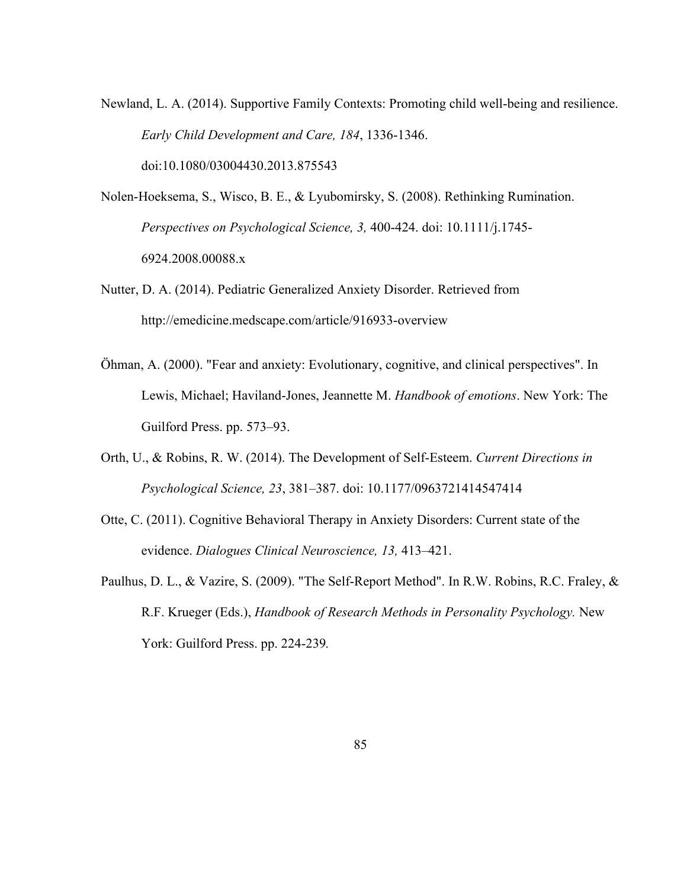Newland, L. A. (2014). Supportive Family Contexts: Promoting child well-being and resilience. *Early Child Development and Care, 184*, 1336-1346. doi:10.1080/03004430.2013.875543

Nolen-Hoeksema, S., Wisco, B. E., & Lyubomirsky, S. (2008). Rethinking Rumination. *Perspectives on Psychological Science, 3,* 400-424. doi: 10.1111/j.1745-6924.2008.00088.x

Nutter, D. A. (2014). Pediatric Generalized Anxiety Disorder. Retrieved from http://emedicine.medscape.com/article/916933-overview

Öhman, A. (2000). "Fear and anxiety: Evolutionary, cognitive, and clinical perspectives". In Lewis, Michael; Haviland-Jones, Jeannette M. *Handbook of emotions*. New York: The Guilford Press. pp. 573–93.

Orth, U., & Robins, R. W. (2014). The Development of Self-Esteem. *Current Directions in Psychological Science, 23*, 381–387. doi: 10.1177/0963721414547414

Otte, C. (2011). Cognitive Behavioral Therapy in Anxiety Disorders: Current state of the evidence. *Dialogues Clinical Neuroscience, 13,* 413–421.

Paulhus, D. L., & Vazire, S. (2009). "The Self-Report Method". In R.W. Robins, R.C. Fraley, & R.F. Krueger (Eds.), *Handbook of Research Methods in Personality Psychology.* New York: Guilford Press. pp. 224-239*.*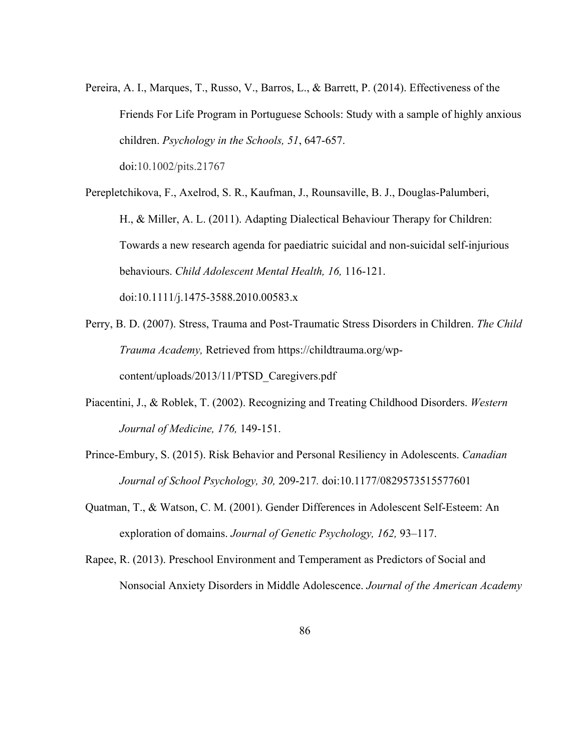Pereira, A. I., Marques, T., Russo, V., Barros, L., & Barrett, P. (2014). Effectiveness of the Friends For Life Program in Portuguese Schools: Study with a sample of highly anxious children. *Psychology in the Schools, 51*, 647-657. doi:10.1002/pits.21767

Perepletchikova, F., Axelrod, S. R., Kaufman, J., Rounsaville, B. J., Douglas-Palumberi, H., & Miller, A. L. (2011). Adapting Dialectical Behaviour Therapy for Children: Towards a new research agenda for paediatric suicidal and non-suicidal self-injurious behaviours. *Child Adolescent Mental Health, 16,* 116-121. doi:10.1111/j.1475-3588.2010.00583.x

Perry, B. D. (2007). Stress, Trauma and Post-Traumatic Stress Disorders in Children. *The Child Trauma Academy,* Retrieved from https://childtrauma.org/wp-content/uploads/2013/11/PTSD_Caregivers.pdf

Piacentini, J., & Roblek, T. (2002). Recognizing and Treating Childhood Disorders. *Western Journal of Medicine, 176,* 149-151.

Prince-Embury, S. (2015). Risk Behavior and Personal Resiliency in Adolescents. *Canadian Journal of School Psychology, 30,* 209-217*.* doi:10.1177/0829573515577601

Quatman, T., & Watson, C. M. (2001). Gender Differences in Adolescent Self-Esteem: An exploration of domains. *Journal of Genetic Psychology, 162,* 93–117.

Rapee, R. (2013). Preschool Environment and Temperament as Predictors of Social and Nonsocial Anxiety Disorders in Middle Adolescence. *Journal of the American Academy*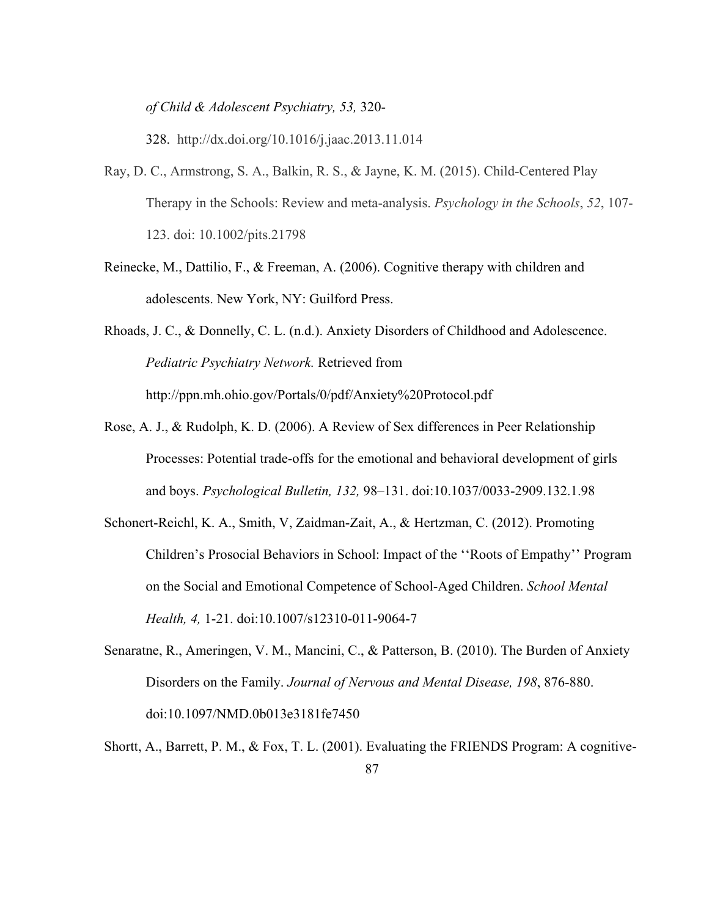*of Child & Adolescent Psychiatry, 53,* 320-328. http://dx.doi.org/10.1016/j.jaac.2013.11.014

Ray, D. C., Armstrong, S. A., Balkin, R. S., & Jayne, K. M. (2015). Child-Centered Play Therapy in the Schools: Review and meta-analysis. *Psychology in the Schools*, *52*, 107-123. doi: 10.1002/pits.21798

Reinecke, M., Dattilio, F., & Freeman, A. (2006). Cognitive therapy with children and adolescents. New York, NY: Guilford Press.

Rhoads, J. C., & Donnelly, C. L. (n.d.). Anxiety Disorders of Childhood and Adolescence. *Pediatric Psychiatry Network.* Retrieved from http://ppn.mh.ohio.gov/Portals/0/pdf/Anxiety%20Protocol.pdf

Rose, A. J., & Rudolph, K. D. (2006). A Review of Sex differences in Peer Relationship Processes: Potential trade-offs for the emotional and behavioral development of girls and boys. *Psychological Bulletin, 132,* 98–131. doi:10.1037/0033-2909.132.1.98

Schonert-Reichl, K. A., Smith, V, Zaidman-Zait, A., & Hertzman, C. (2012). Promoting Children's Prosocial Behaviors in School: Impact of the ''Roots of Empathy'' Program on the Social and Emotional Competence of School-Aged Children. *School Mental Health, 4,* 1-21. doi:10.1007/s12310-011-9064-7

Senaratne, R., Ameringen, V. M., Mancini, C., & Patterson, B. (2010). The Burden of Anxiety Disorders on the Family. *Journal of Nervous and Mental Disease, 198*, 876-880. doi:10.1097/NMD.0b013e3181fe7450

Shortt, A., Barrett, P. M., & Fox, T. L. (2001). Evaluating the FRIENDS Program: A cognitive-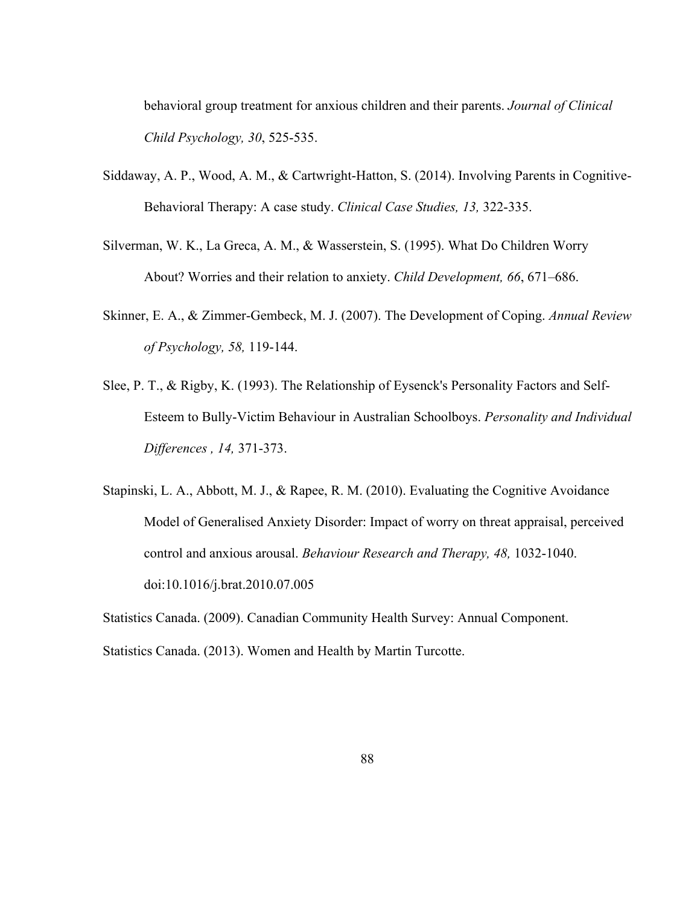behavioral group treatment for anxious children and their parents. *Journal of Clinical Child Psychology, 30*, 525-535.

Siddaway, A. P., Wood, A. M., & Cartwright-Hatton, S. (2014). Involving Parents in Cognitive-Behavioral Therapy: A case study. *Clinical Case Studies, 13,* 322-335.

Silverman, W. K., La Greca, A. M., & Wasserstein, S. (1995). What Do Children Worry About? Worries and their relation to anxiety. *Child Development, 66*, 671–686.

Skinner, E. A., & Zimmer-Gembeck, M. J. (2007). The Development of Coping. *Annual Review of Psychology, 58,* 119-144.

Slee, P. T., & Rigby, K. (1993). The Relationship of Eysenck's Personality Factors and Self-Esteem to Bully-Victim Behaviour in Australian Schoolboys. *Personality and Individual Differences , 14,* 371-373.

Stapinski, L. A., Abbott, M. J., & Rapee, R. M. (2010). Evaluating the Cognitive Avoidance Model of Generalised Anxiety Disorder: Impact of worry on threat appraisal, perceived control and anxious arousal. *Behaviour Research and Therapy, 48,* 1032-1040. doi:10.1016/j.brat.2010.07.005

Statistics Canada. (2009). Canadian Community Health Survey: Annual Component.

Statistics Canada. (2013). Women and Health by Martin Turcotte.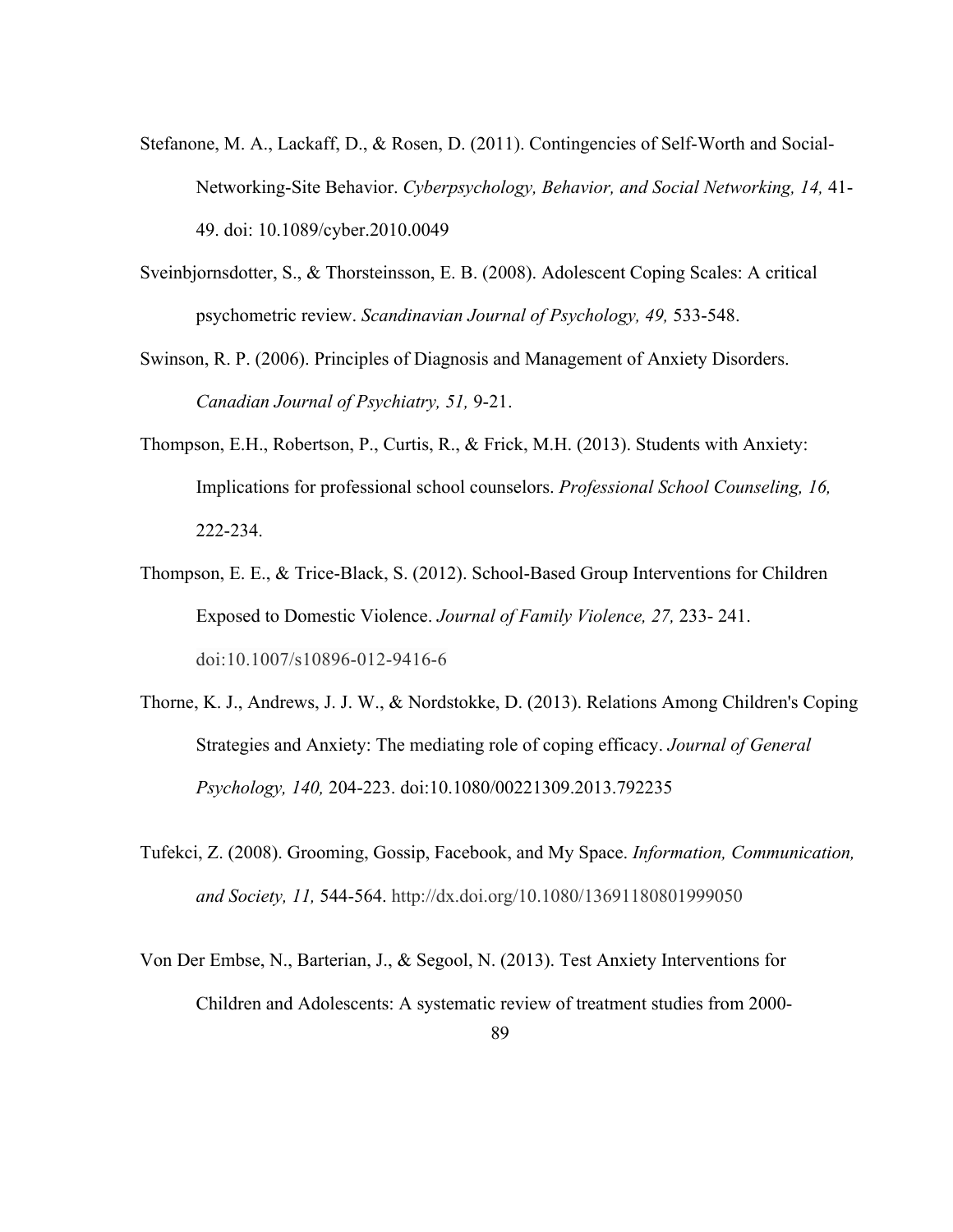Stefanone, M. A., Lackaff, D., & Rosen, D. (2011). Contingencies of Self-Worth and Social-Networking-Site Behavior. *Cyberpsychology, Behavior, and Social Networking, 14,* 41-49. doi: 10.1089/cyber.2010.0049

Sveinbjornsdotter, S., & Thorsteinsson, E. B. (2008). Adolescent Coping Scales: A critical psychometric review. *Scandinavian Journal of Psychology, 49,* 533-548.

Swinson, R. P. (2006). Principles of Diagnosis and Management of Anxiety Disorders. *Canadian Journal of Psychiatry, 51,* 9-21.

Thompson, E.H., Robertson, P., Curtis, R., & Frick, M.H. (2013). Students with Anxiety: Implications for professional school counselors. *Professional School Counseling, 16,* 222-234.

Thompson, E. E., & Trice-Black, S. (2012). School-Based Group Interventions for Children Exposed to Domestic Violence. *Journal of Family Violence, 27,* 233- 241. doi:10.1007/s10896-012-9416-6

Thorne, K. J., Andrews, J. J. W., & Nordstokke, D. (2013). Relations Among Children's Coping Strategies and Anxiety: The mediating role of coping efficacy. *Journal of General Psychology, 140,* 204-223. doi:10.1080/00221309.2013.792235

Tufekci, Z. (2008). Grooming, Gossip, Facebook, and My Space. *Information, Communication, and Society, 11,* 544-564. http://dx.doi.org/10.1080/13691180801999050

Von Der Embse, N., Barterian, J., & Segool, N. (2013). Test Anxiety Interventions for Children and Adolescents: A systematic review of treatment studies from 2000-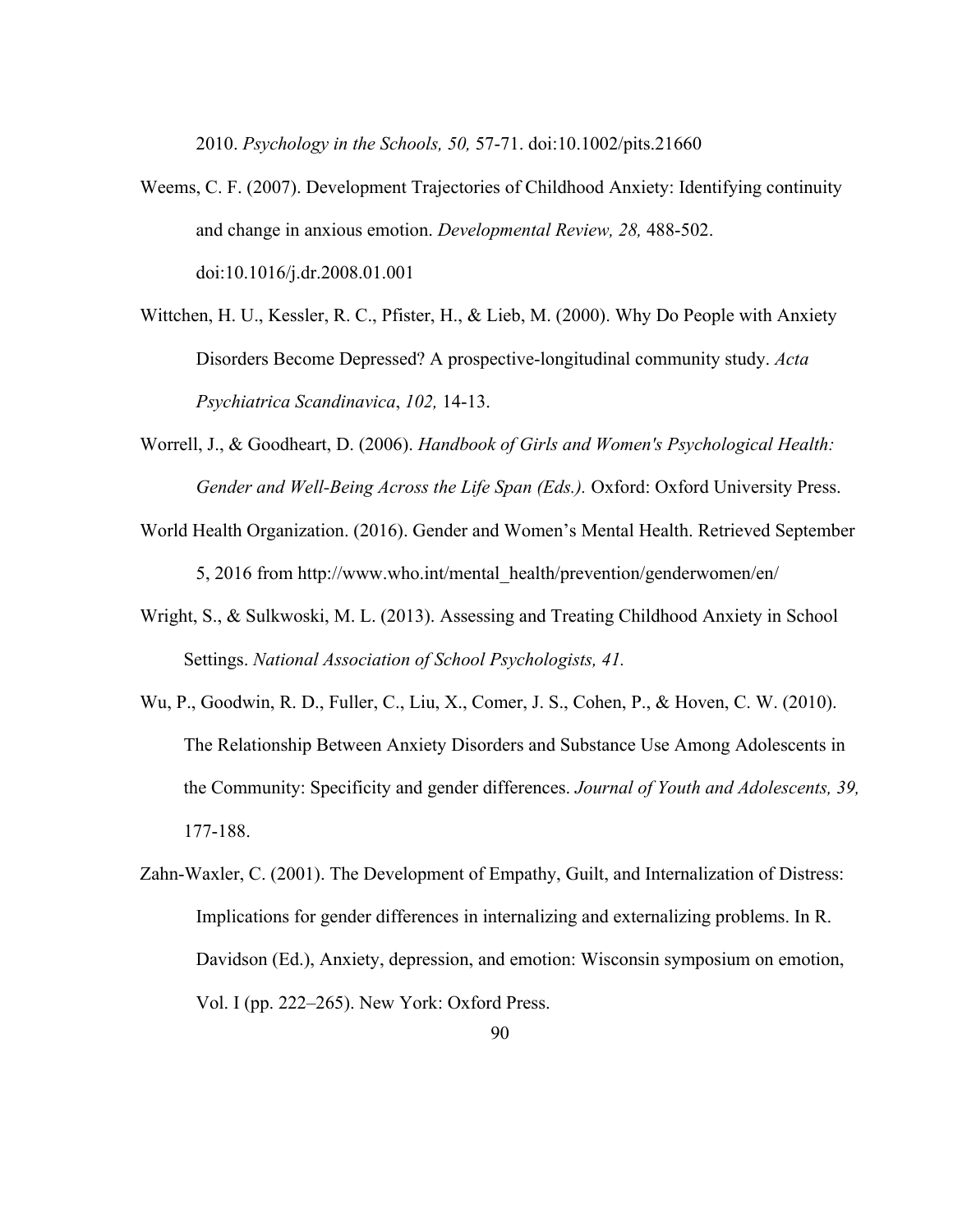2010. *Psychology in the Schools, 50,* 57-71. doi:10.1002/pits.21660

Weems, C. F. (2007). Development Trajectories of Childhood Anxiety: Identifying continuity and change in anxious emotion. *Developmental Review, 28,* 488-502. doi:10.1016/j.dr.2008.01.001

Wittchen, H. U., Kessler, R. C., Pfister, H., & Lieb, M. (2000). Why Do People with Anxiety Disorders Become Depressed? A prospective-longitudinal community study. *Acta Psychiatrica Scandinavica*, *102,* 14-13.

Worrell, J., & Goodheart, D. (2006). *Handbook of Girls and Women's Psychological Health: Gender and Well-Being Across the Life Span (Eds.).* Oxford: Oxford University Press.

World Health Organization. (2016). Gender and Women's Mental Health. Retrieved September 5, 2016 from http://www.who.int/mental_health/prevention/genderwomen/en/

Wright, S., & Sulkwoski, M. L. (2013). Assessing and Treating Childhood Anxiety in School Settings. *National Association of School Psychologists, 41.*

Wu, P., Goodwin, R. D., Fuller, C., Liu, X., Comer, J. S., Cohen, P., & Hoven, C. W. (2010). The Relationship Between Anxiety Disorders and Substance Use Among Adolescents in the Community: Specificity and gender differences. *Journal of Youth and Adolescents, 39,* 177-188.

Zahn-Waxler, C. (2001). The Development of Empathy, Guilt, and Internalization of Distress: Implications for gender differences in internalizing and externalizing problems. In R. Davidson (Ed.), Anxiety, depression, and emotion: Wisconsin symposium on emotion, Vol. I (pp. 222–265). New York: Oxford Press.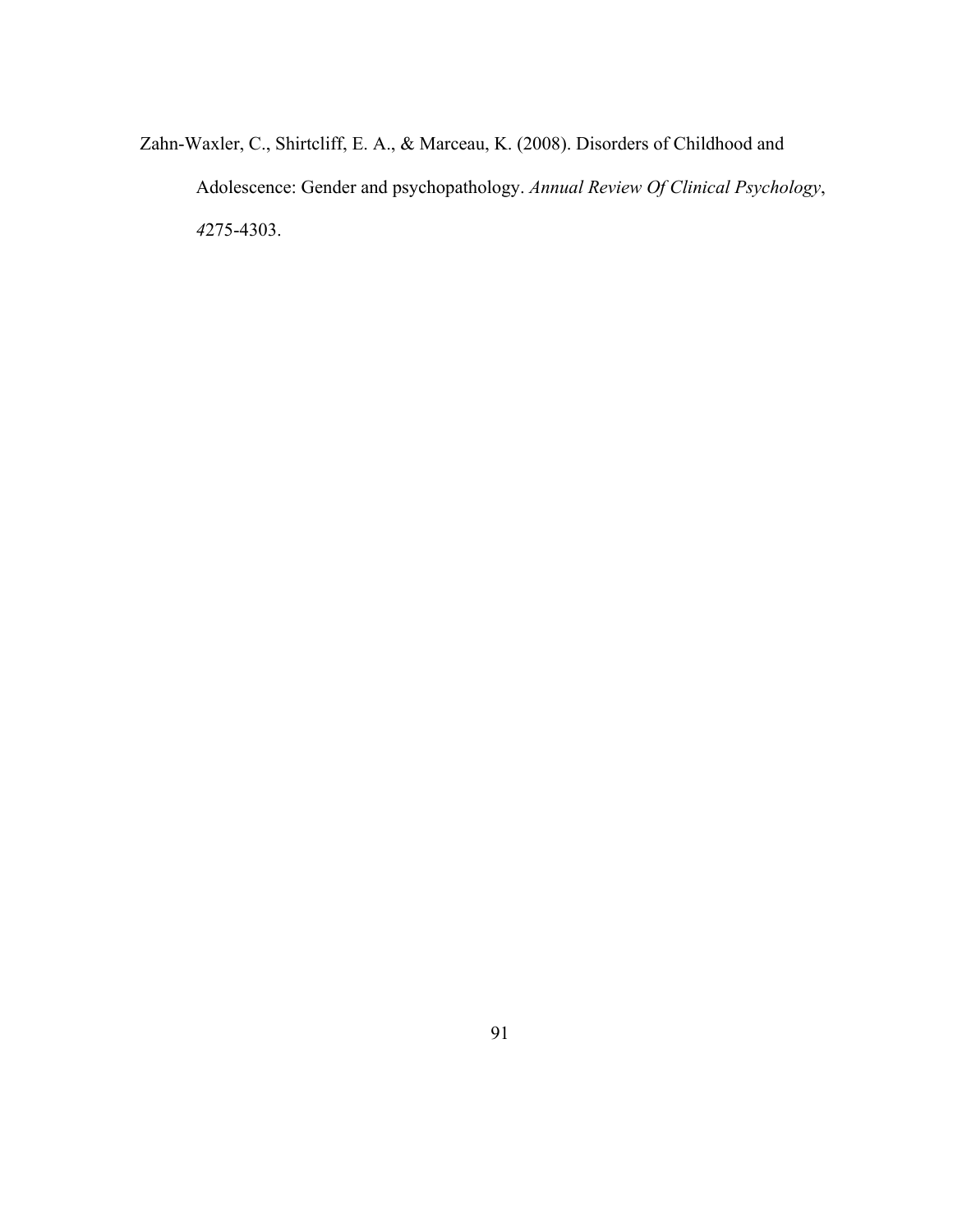Zahn-Waxler, C., Shirtcliff, E. A., & Marceau, K. (2008). Disorders of Childhood and Adolescence: Gender and psychopathology. *Annual Review Of Clinical Psychology*, *4*275-4303.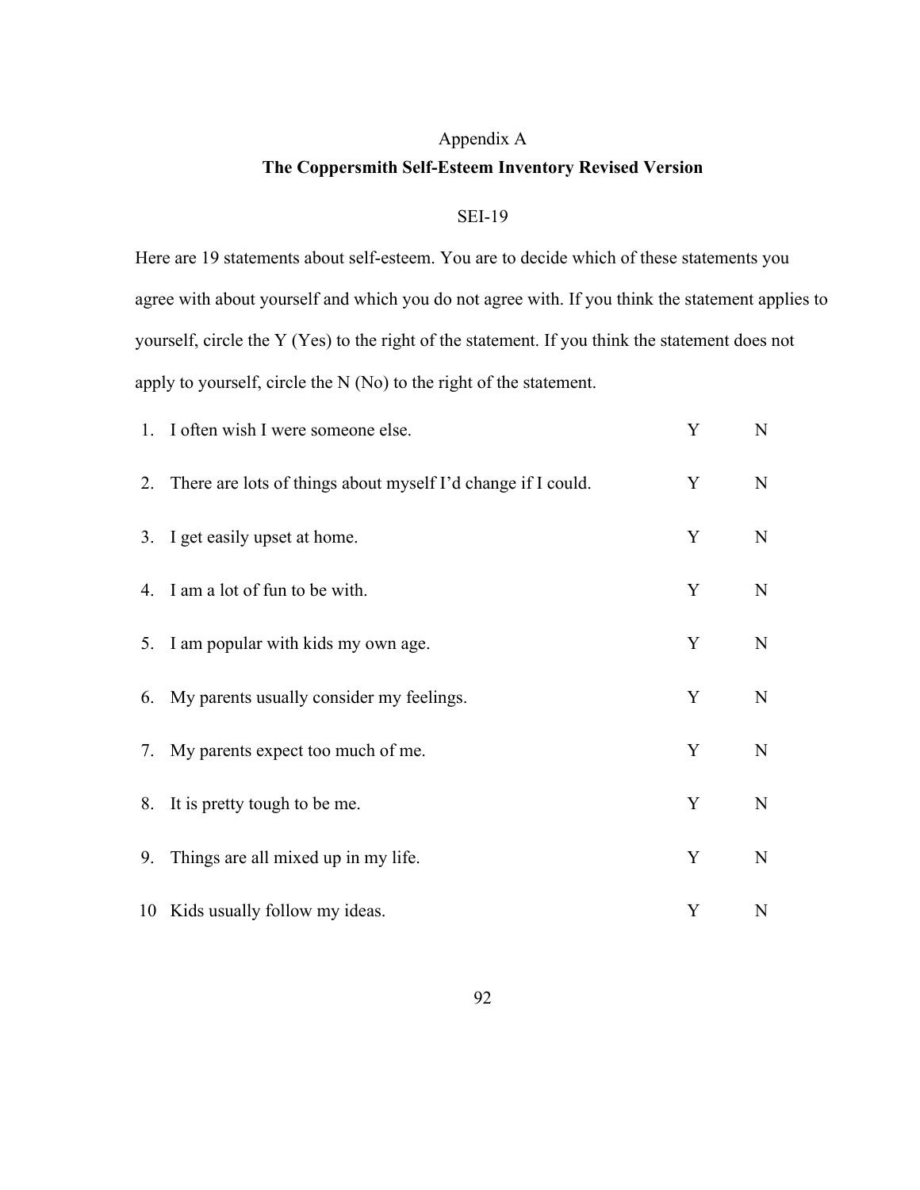Appendix A

## The Coppersmith Self-Esteem Inventory Revised Version

SEI-19

Here are 19 statements about self-esteem. You are to decide which of these statements you agree with about yourself and which you do not agree with. If you think the statement applies to yourself, circle the Y (Yes) to the right of the statement. If you think the statement does not apply to yourself, circle the N (No) to the right of the statement.

| | | | |
|---|---|---|---|
| 1. | I often wish I were someone else. | Y | N |
| 2. | There are lots of things about myself I'd change if I could. | Y | N |
| 3. | I get easily upset at home. | Y | N |
| 4. | I am a lot of fun to be with. | Y | N |
| 5. | I am popular with kids my own age. | Y | N |
| 6. | My parents usually consider my feelings. | Y | N |
| 7. | My parents expect too much of me. | Y | N |
| 8. | It is pretty tough to be me. | Y | N |
| 9. | Things are all mixed up in my life. | Y | N |
| 10 | Kids usually follow my ideas. | Y | N |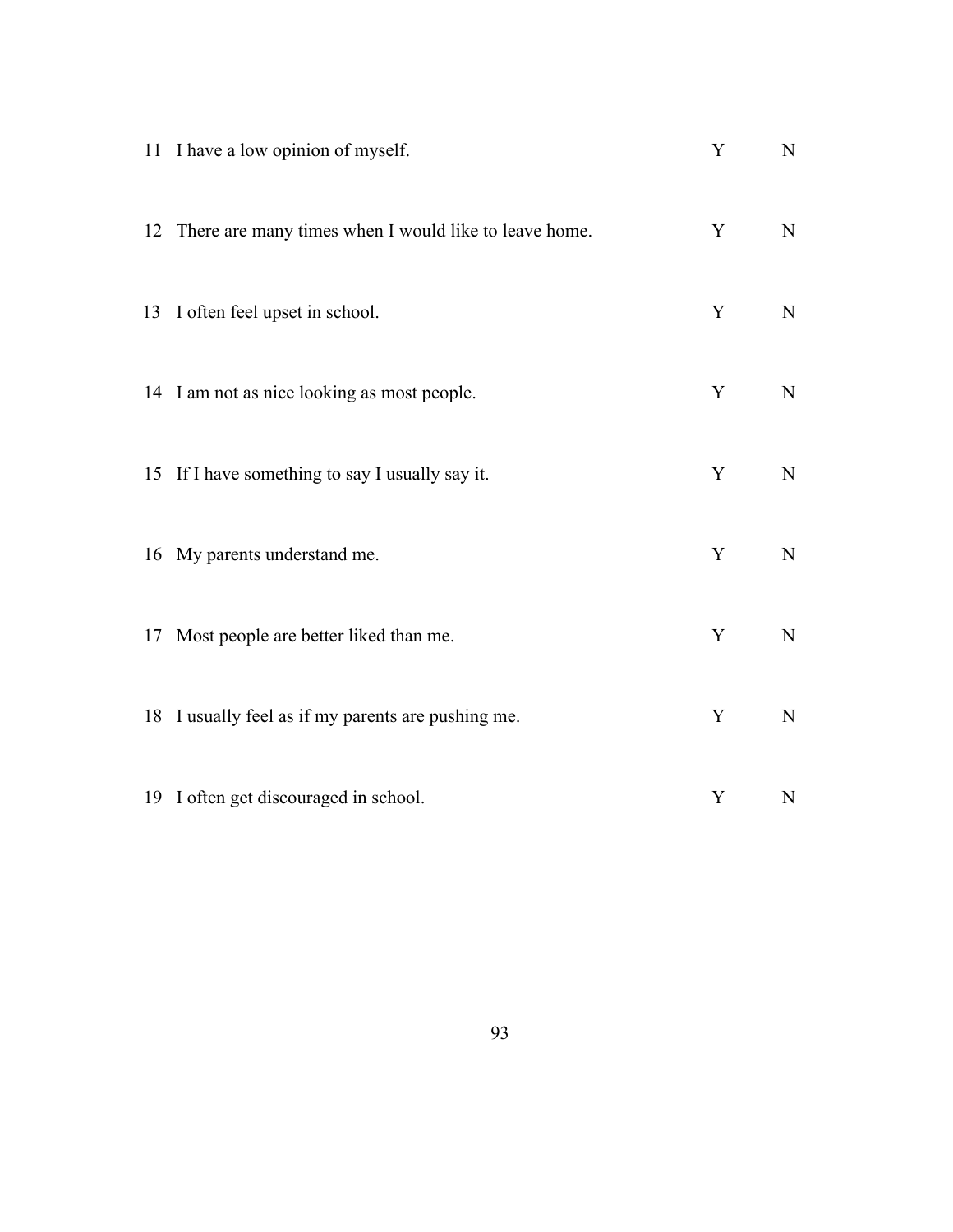| | | | |
|---|---|---|---|
| 11 | I have a low opinion of myself. | Y | N |
| 12 | There are many times when I would like to leave home. | Y | N |
| 13 | I often feel upset in school. | Y | N |
| 14 | I am not as nice looking as most people. | Y | N |
| 15 | If I have something to say I usually say it. | Y | N |
| 16 | My parents understand me. | Y | N |
| 17 | Most people are better liked than me. | Y | N |
| 18 | I usually feel as if my parents are pushing me. | Y | N |
| 19 | I often get discouraged in school. | Y | N |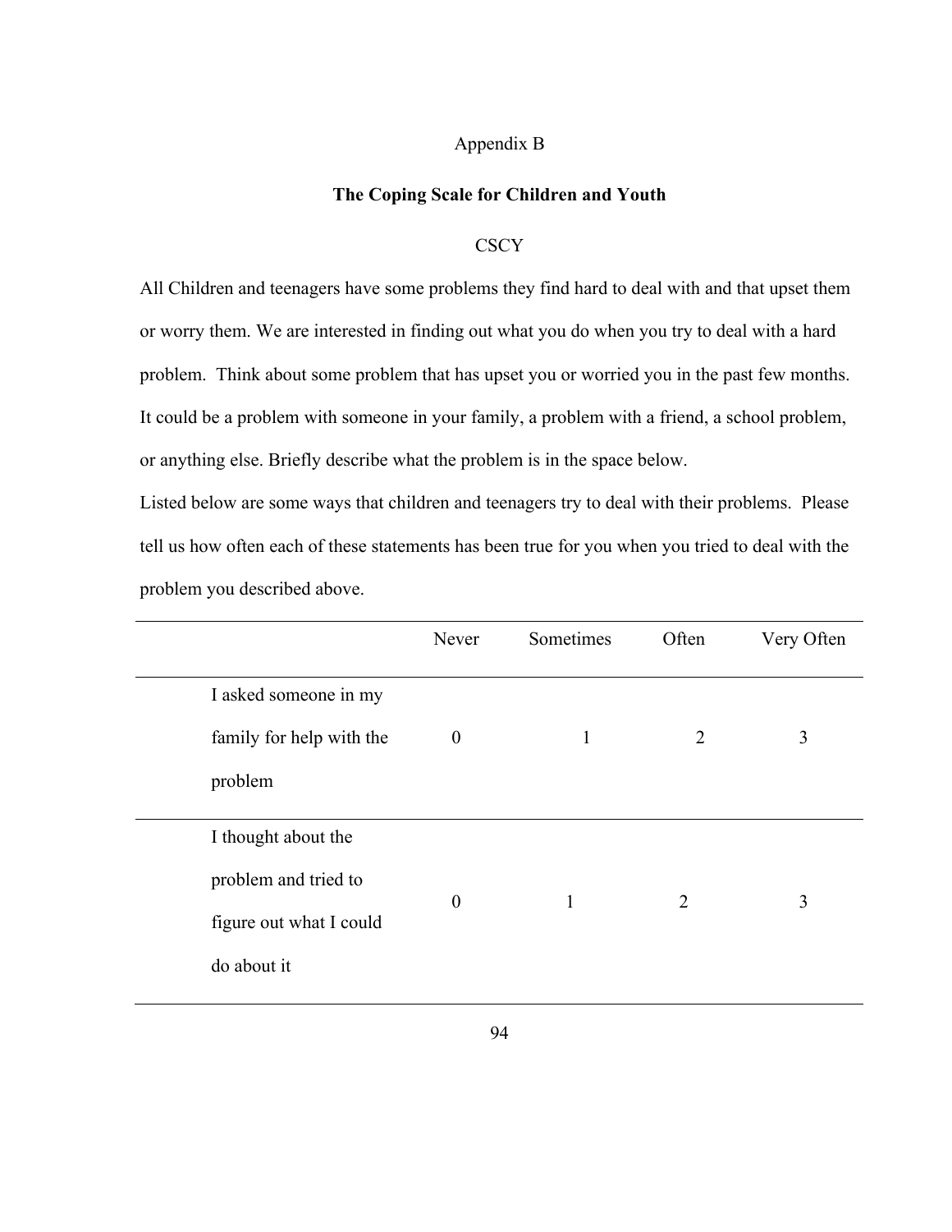Appendix B

## The Coping Scale for Children and Youth

CSCY

All Children and teenagers have some problems they find hard to deal with and that upset them or worry them. We are interested in finding out what you do when you try to deal with a hard problem. Think about some problem that has upset you or worried you in the past few months. It could be a problem with someone in your family, a problem with a friend, a school problem, or anything else. Briefly describe what the problem is in the space below.

Listed below are some ways that children and teenagers try to deal with their problems. Please tell us how often each of these statements has been true for you when you tried to deal with the problem you described above.

| | Never | Sometimes | Often | Very Often |
|---|---|---|---|---|
| I asked someone in my family for help with the problem | 0 | 1 | 2 | 3 |
| I thought about the problem and tried to figure out what I could do about it | 0 | 1 | 2 | 3 |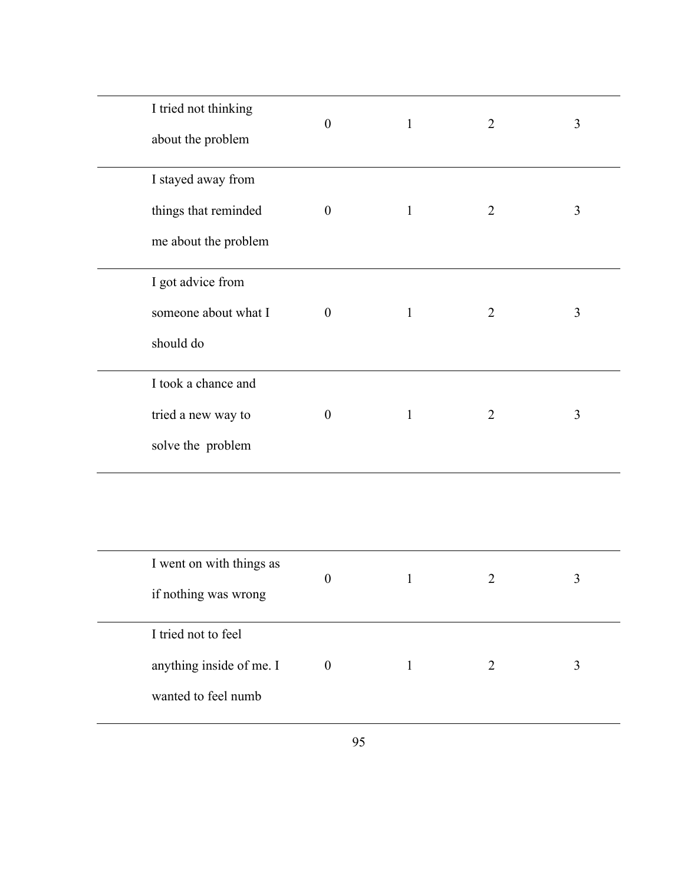| | | | | |
|---|---|---|---|---|
| I tried not thinking about the problem | 0 | 1 | 2 | 3 |
| I stayed away from things that reminded me about the problem | 0 | 1 | 2 | 3 |
| I got advice from someone about what I should do | 0 | 1 | 2 | 3 |
| I took a chance and tried a new way to solve the problem | 0 | 1 | 2 | 3 |

| | | | | |
|---|---|---|---|---|
| I went on with things as if nothing was wrong | 0 | 1 | 2 | 3 |
| I tried not to feel anything inside of me. I wanted to feel numb | 0 | 1 | 2 | 3 |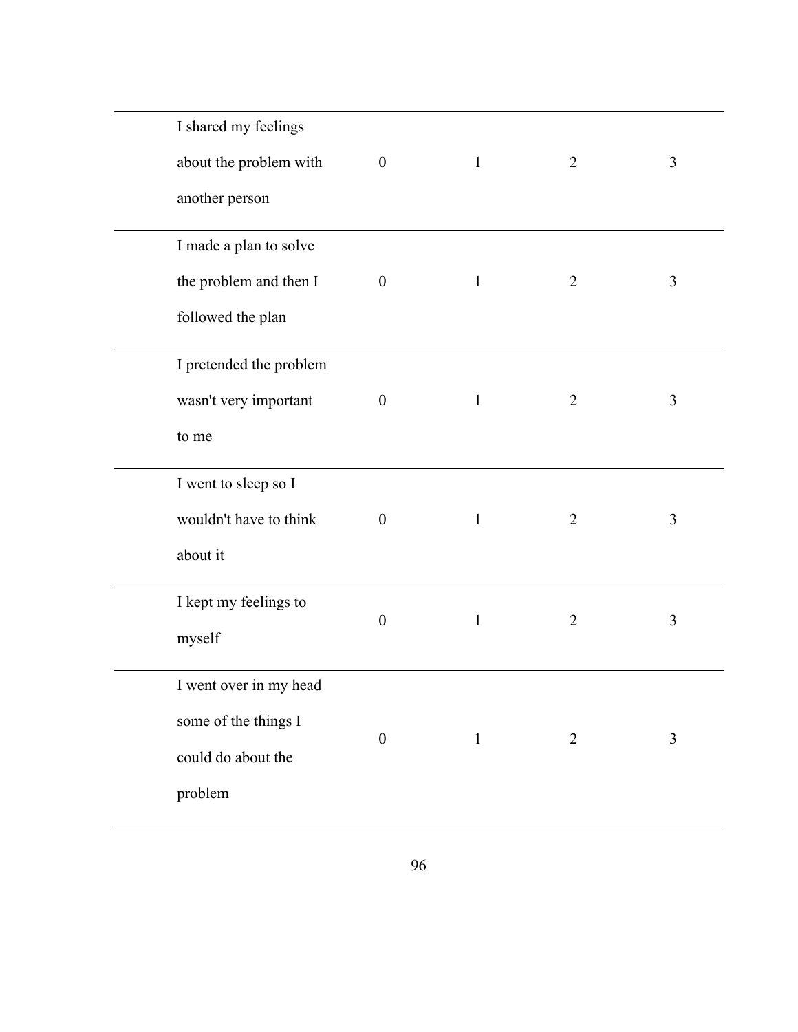| | | | | |
|---|---|---|---|---|
| I shared my feelings about the problem with another person | 0 | 1 | 2 | 3 |
| I made a plan to solve the problem and then I followed the plan | 0 | 1 | 2 | 3 |
| I pretended the problem wasn't very important to me | 0 | 1 | 2 | 3 |
| I went to sleep so I wouldn't have to think about it | 0 | 1 | 2 | 3 |
| I kept my feelings to myself | 0 | 1 | 2 | 3 |
| I went over in my head some of the things I could do about the problem | 0 | 1 | 2 | 3 |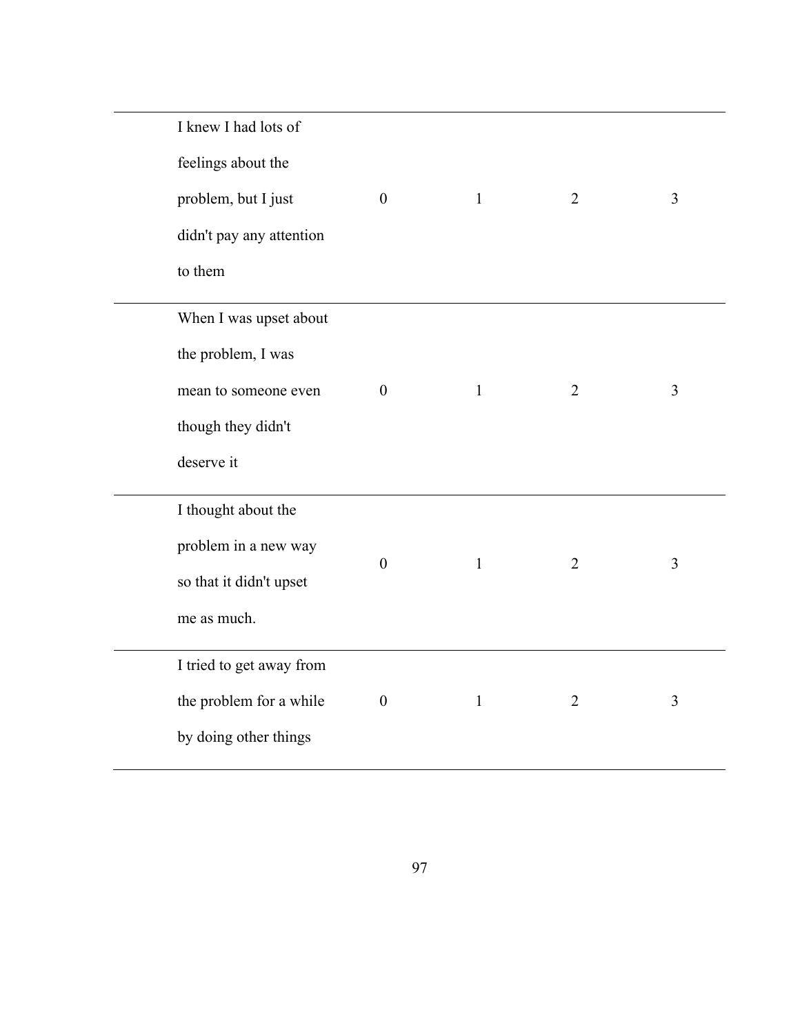| | | | | |
|---|---|---|---|---|
| I knew I had lots of feelings about the problem, but I just didn't pay any attention to them | 0 | 1 | 2 | 3 |
| When I was upset about the problem, I was mean to someone even though they didn't deserve it | 0 | 1 | 2 | 3 |
| I thought about the problem in a new way so that it didn't upset me as much. | 0 | 1 | 2 | 3 |
| I tried to get away from the problem for a while by doing other things | 0 | 1 | 2 | 3 |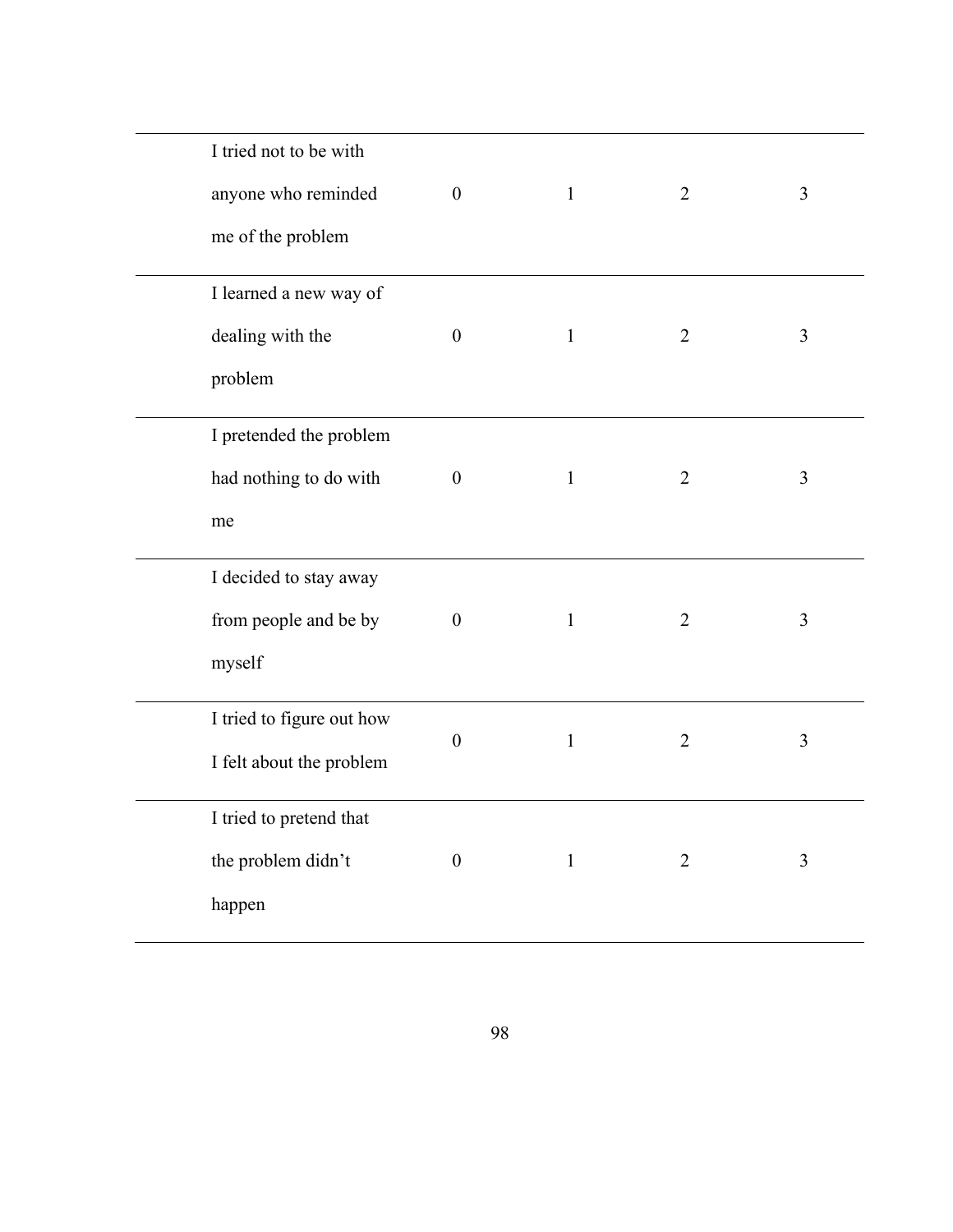| | | | | |
|---|---|---|---|---|
| I tried not to be with anyone who reminded me of the problem | 0 | 1 | 2 | 3 |
| I learned a new way of dealing with the problem | 0 | 1 | 2 | 3 |
| I pretended the problem had nothing to do with me | 0 | 1 | 2 | 3 |
| I decided to stay away from people and be by myself | 0 | 1 | 2 | 3 |
| I tried to figure out how I felt about the problem | 0 | 1 | 2 | 3 |
| I tried to pretend that the problem didn't happen | 0 | 1 | 2 | 3 |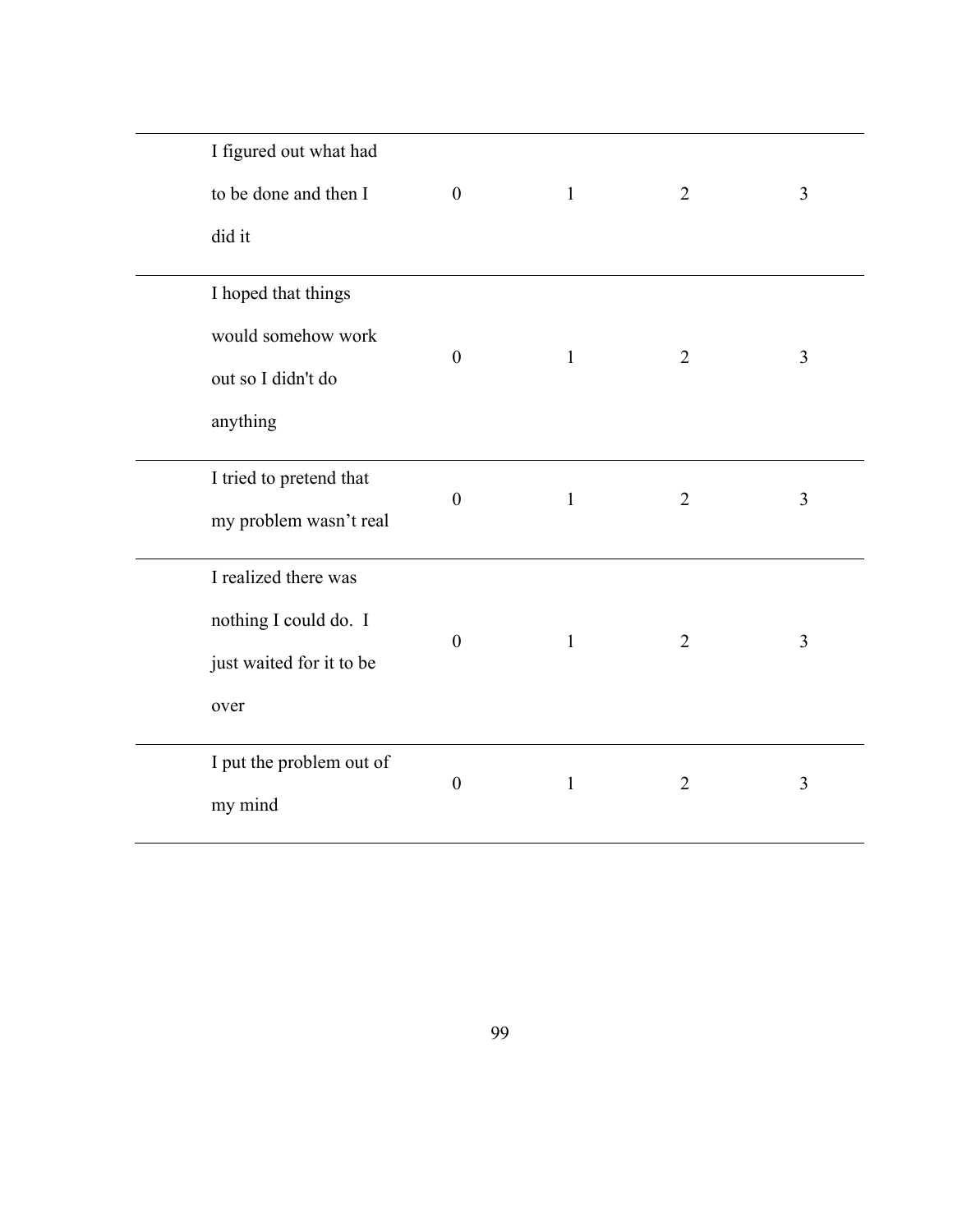| | | | | |
|---|---|---|---|---|
| I figured out what had to be done and then I did it | 0 | 1 | 2 | 3 |
| I hoped that things would somehow work out so I didn't do anything | 0 | 1 | 2 | 3 |
| I tried to pretend that my problem wasn’t real | 0 | 1 | 2 | 3 |
| I realized there was nothing I could do. I just waited for it to be over | 0 | 1 | 2 | 3 |
| I put the problem out of my mind | 0 | 1 | 2 | 3 |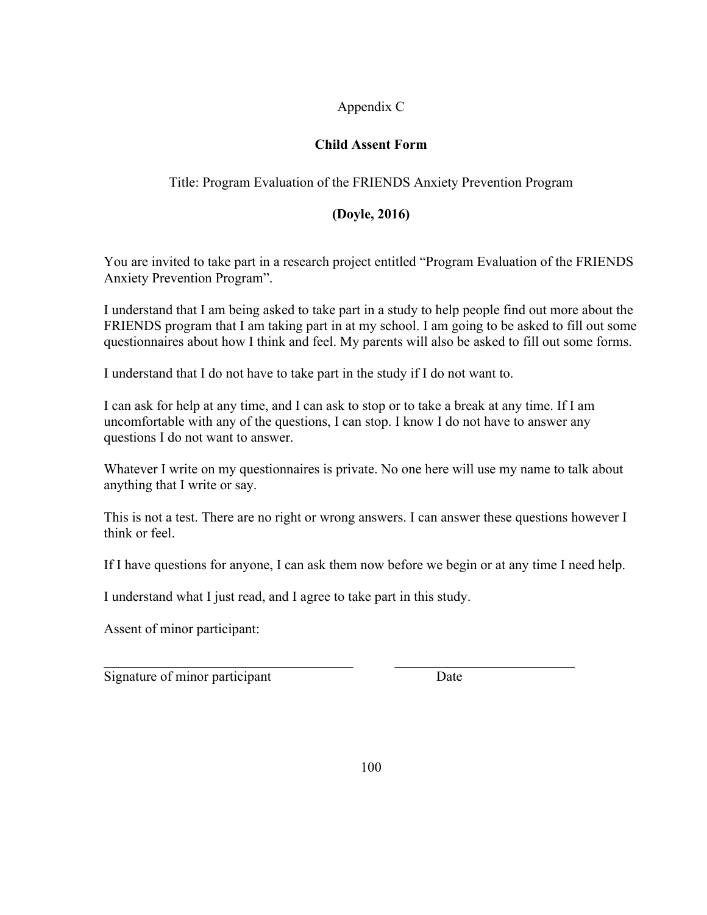Appendix C

## Child Assent Form

Title: Program Evaluation of the FRIENDS Anxiety Prevention Program

**(Doyle, 2016)**

You are invited to take part in a research project entitled "Program Evaluation of the FRIENDS Anxiety Prevention Program".

I understand that I am being asked to take part in a study to help people find out more about the FRIENDS program that I am taking part in at my school. I am going to be asked to fill out some questionnaires about how I think and feel. My parents will also be asked to fill out some forms.

I understand that I do not have to take part in the study if I do not want to.

I can ask for help at any time, and I can ask to stop or to take a break at any time. If I am uncomfortable with any of the questions, I can stop. I know I do not have to answer any questions I do not want to answer.

Whatever I write on my questionnaires is private. No one here will use my name to talk about anything that I write or say.

This is not a test. There are no right or wrong answers. I can answer these questions however I think or feel.

If I have questions for anyone, I can ask them now before we begin or at any time I need help.

I understand what I just read, and I agree to take part in this study.

Assent of minor participant:

_____________________________________ &nbsp;&nbsp;&nbsp;&nbsp; ___________________________

Signature of minor participant &nbsp;&nbsp;&nbsp;&nbsp;&nbsp;&nbsp;&nbsp;&nbsp;&nbsp;&nbsp;&nbsp;&nbsp;&nbsp;&nbsp;&nbsp;&nbsp;&nbsp;&nbsp;&nbsp; Date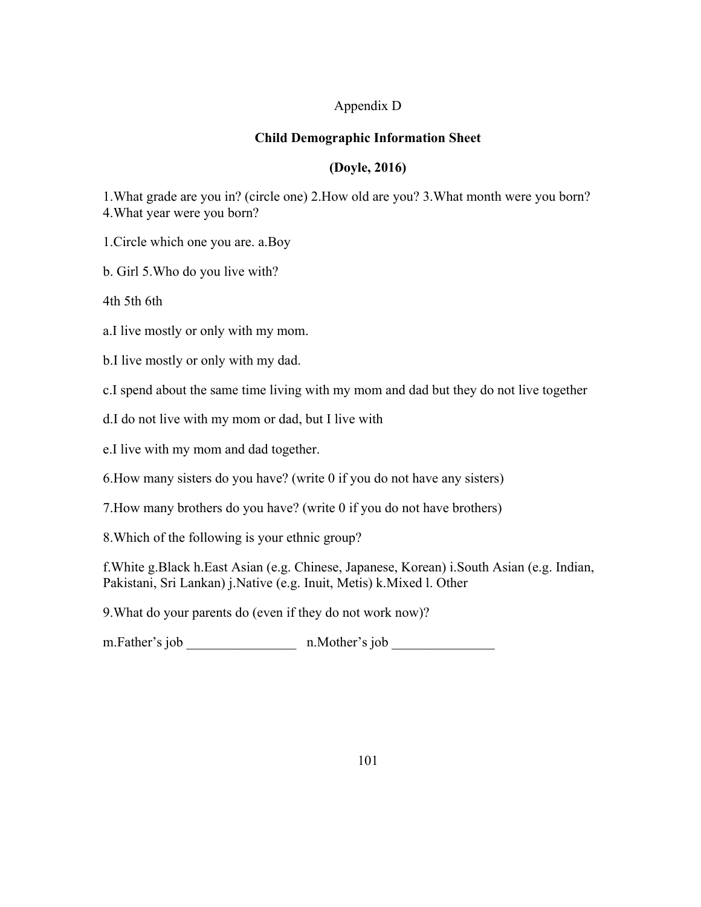Appendix D

**Child Demographic Information Sheet**

**(Doyle, 2016)**

1.What grade are you in? (circle one) 2.How old are you? 3.What month were you born? 4.What year were you born?

1.Circle which one you are. a.Boy

b. Girl 5.Who do you live with?

4th 5th 6th

a.I live mostly or only with my mom.

b.I live mostly or only with my dad.

c.I spend about the same time living with my mom and dad but they do not live together

d.I do not live with my mom or dad, but I live with

e.I live with my mom and dad together.

6.How many sisters do you have? (write 0 if you do not have any sisters)

7.How many brothers do you have? (write 0 if you do not have brothers)

8.Which of the following is your ethnic group?

f.White g.Black h.East Asian (e.g. Chinese, Japanese, Korean) i.South Asian (e.g. Indian, Pakistani, Sri Lankan) j.Native (e.g. Inuit, Metis) k.Mixed l. Other

9.What do your parents do (even if they do not work now)?

m.Father's job ________________ n.Mother's job _______________